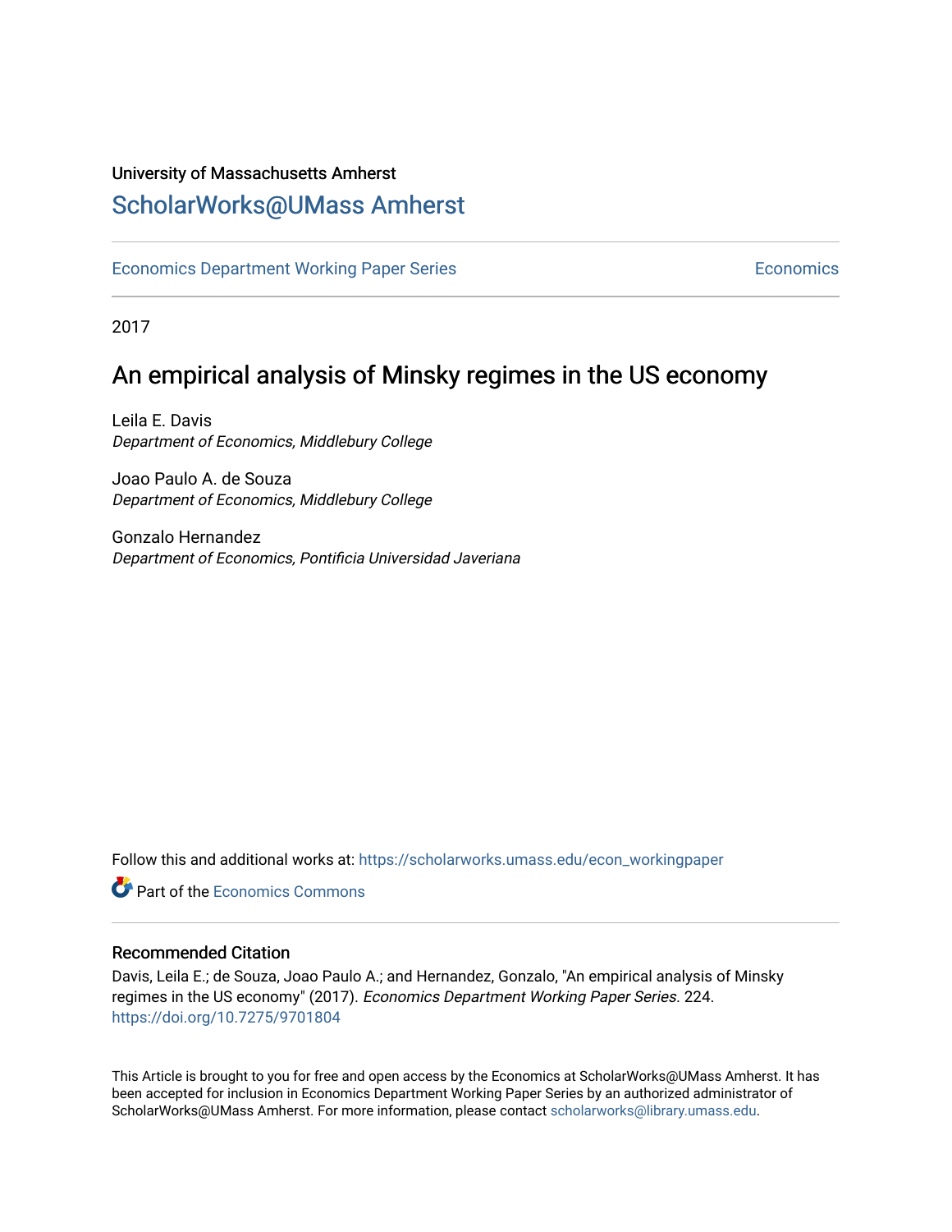University of Massachusetts Amherst

# ScholarWorks@UMass Amherst

Economics Department Working Paper Series | Economics

2017

## An empirical analysis of Minsky regimes in the US economy

Leila E. Davis
*Department of Economics, Middlebury College*

Joao Paulo A. de Souza
*Department of Economics, Middlebury College*

Gonzalo Hernandez
*Department of Economics, Pontificia Universidad Javeriana*

Follow this and additional works at: https://scholarworks.umass.edu/econ_workingpaper

Part of the Economics Commons

### Recommended Citation

Davis, Leila E.; de Souza, Joao Paulo A.; and Hernandez, Gonzalo, "An empirical analysis of Minsky regimes in the US economy" (2017). *Economics Department Working Paper Series*. 224.
https://doi.org/10.7275/9701804

This Article is brought to you for free and open access by the Economics at ScholarWorks@UMass Amherst. It has been accepted for inclusion in Economics Department Working Paper Series by an authorized administrator of ScholarWorks@UMass Amherst. For more information, please contact scholarworks@library.umass.edu.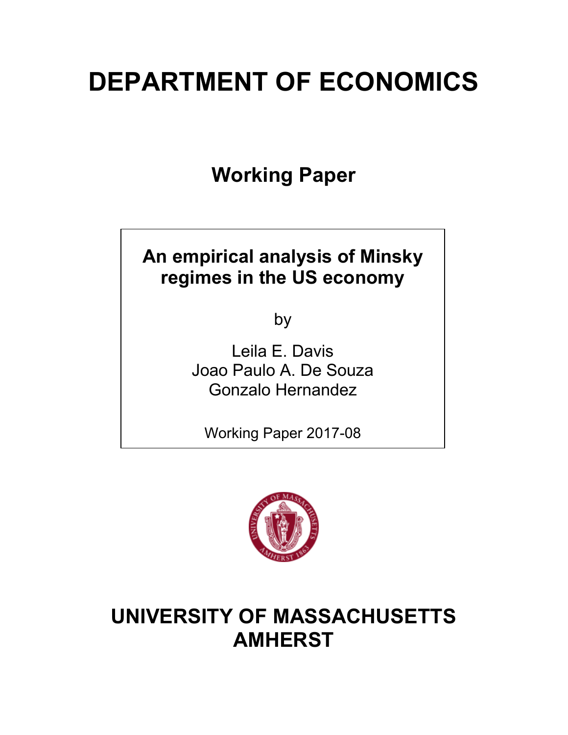# DEPARTMENT OF ECONOMICS

## Working Paper

**An empirical analysis of Minsky regimes in the US economy**

by

Leila E. Davis
Joao Paulo A. De Souza
Gonzalo Hernandez

Working Paper 2017-08

# UNIVERSITY OF MASSACHUSETTS AMHERST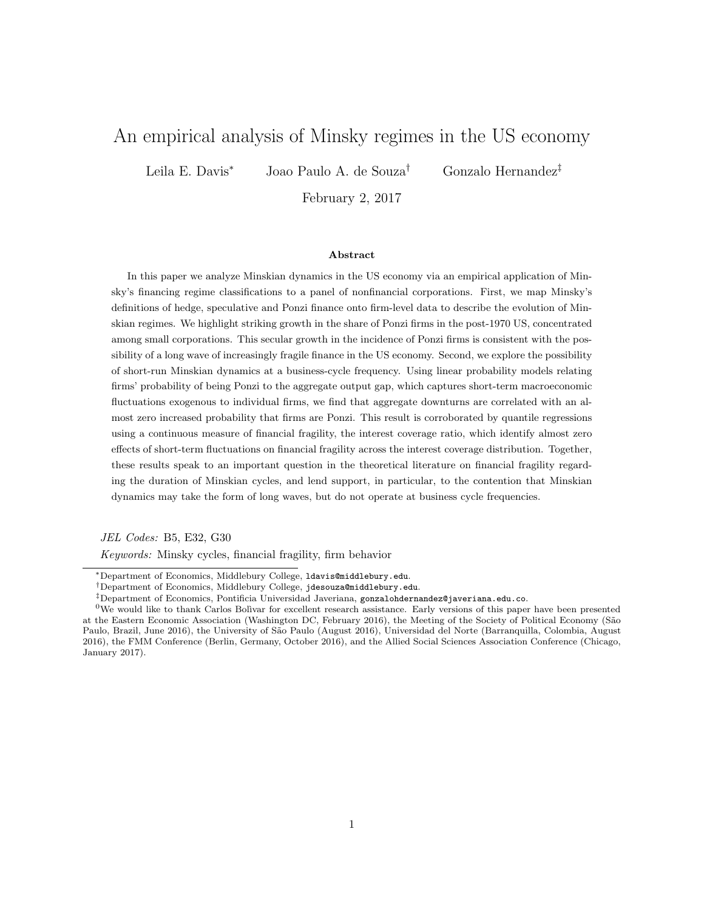# An empirical analysis of Minsky regimes in the US economy

Leila E. Davis[*] Joao Paulo A. de Souza[†] Gonzalo Hernandez[‡]

February 2, 2017

### Abstract

In this paper we analyze Minskian dynamics in the US economy via an empirical application of Minsky's financing regime classifications to a panel of nonfinancial corporations. First, we map Minsky's definitions of hedge, speculative and Ponzi finance onto firm-level data to describe the evolution of Minskian regimes. We highlight striking growth in the share of Ponzi firms in the post-1970 US, concentrated among small corporations. This secular growth in the incidence of Ponzi firms is consistent with the possibility of a long wave of increasingly fragile finance in the US economy. Second, we explore the possibility of short-run Minskian dynamics at a business-cycle frequency. Using linear probability models relating firms' probability of being Ponzi to the aggregate output gap, which captures short-term macroeconomic fluctuations exogenous to individual firms, we find that aggregate downturns are correlated with an almost zero increased probability that firms are Ponzi. This result is corroborated by quantile regressions using a continuous measure of financial fragility, the interest coverage ratio, which identify almost zero effects of short-term fluctuations on financial fragility across the interest coverage distribution. Together, these results speak to an important question in the theoretical literature on financial fragility regarding the duration of Minskian cycles, and lend support, in particular, to the contention that Minskian dynamics may take the form of long waves, but do not operate at business cycle frequencies.

*JEL Codes:* B5, E32, G30

*Keywords:* Minsky cycles, financial fragility, firm behavior

---

[*]Department of Economics, Middlebury College, ldavis@middlebury.edu.

[†]Department of Economics, Middlebury College, jdesouza@middlebury.edu.

[‡]Department of Economics, Pontificia Universidad Javeriana, gonzalohdernandez@javeriana.edu.co.

[0]We would like to thank Carlos Bolìvar for excellent research assistance. Early versions of this paper have been presented at the Eastern Economic Association (Washington DC, February 2016), the Meeting of the Society of Political Economy (São Paulo, Brazil, June 2016), the University of São Paulo (August 2016), Universidad del Norte (Barranquilla, Colombia, August 2016), the FMM Conference (Berlin, Germany, October 2016), and the Allied Social Sciences Association Conference (Chicago, January 2017).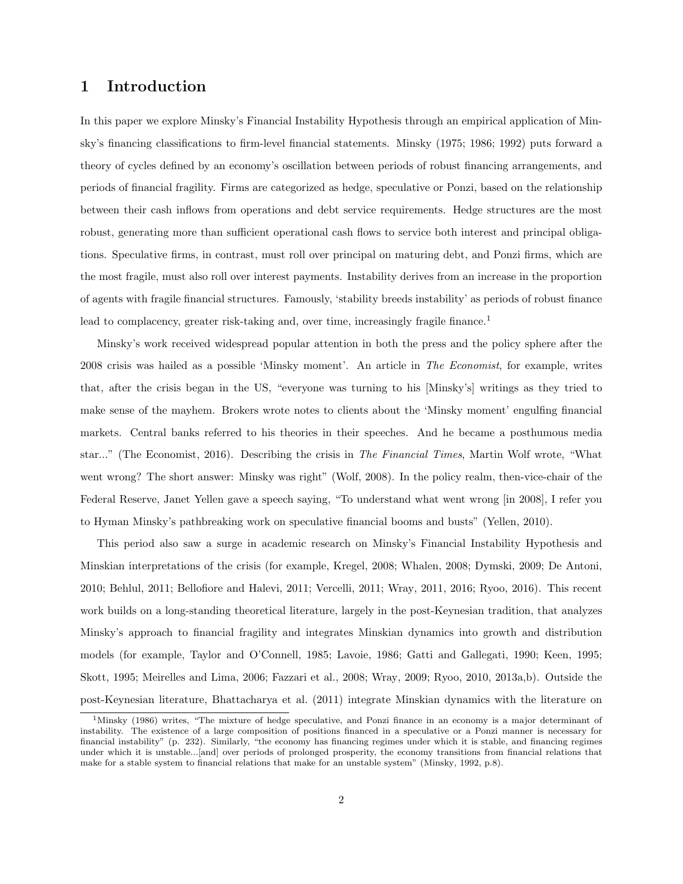# 1 Introduction

In this paper we explore Minsky's Financial Instability Hypothesis through an empirical application of Minsky's financing classifications to firm-level financial statements. Minsky (1975; 1986; 1992) puts forward a theory of cycles defined by an economy's oscillation between periods of robust financing arrangements, and periods of financial fragility. Firms are categorized as hedge, speculative or Ponzi, based on the relationship between their cash inflows from operations and debt service requirements. Hedge structures are the most robust, generating more than sufficient operational cash flows to service both interest and principal obligations. Speculative firms, in contrast, must roll over principal on maturing debt, and Ponzi firms, which are the most fragile, must also roll over interest payments. Instability derives from an increase in the proportion of agents with fragile financial structures. Famously, 'stability breeds instability' as periods of robust finance lead to complacency, greater risk-taking and, over time, increasingly fragile finance.[1]

Minsky's work received widespread popular attention in both the press and the policy sphere after the 2008 crisis was hailed as a possible 'Minsky moment'. An article in *The Economist*, for example, writes that, after the crisis began in the US, "everyone was turning to his [Minsky's] writings as they tried to make sense of the mayhem. Brokers wrote notes to clients about the 'Minsky moment' engulfing financial markets. Central banks referred to his theories in their speeches. And he became a posthumous media star..." (The Economist, 2016). Describing the crisis in *The Financial Times*, Martin Wolf wrote, "What went wrong? The short answer: Minsky was right" (Wolf, 2008). In the policy realm, then-vice-chair of the Federal Reserve, Janet Yellen gave a speech saying, "To understand what went wrong [in 2008], I refer you to Hyman Minsky's pathbreaking work on speculative financial booms and busts" (Yellen, 2010).

This period also saw a surge in academic research on Minsky's Financial Instability Hypothesis and Minskian interpretations of the crisis (for example, Kregel, 2008; Whalen, 2008; Dymski, 2009; De Antoni, 2010; Behlul, 2011; Bellofiore and Halevi, 2011; Vercelli, 2011; Wray, 2011, 2016; Ryoo, 2016). This recent work builds on a long-standing theoretical literature, largely in the post-Keynesian tradition, that analyzes Minsky's approach to financial fragility and integrates Minskian dynamics into growth and distribution models (for example, Taylor and O'Connell, 1985; Lavoie, 1986; Gatti and Gallegati, 1990; Keen, 1995; Skott, 1995; Meirelles and Lima, 2006; Fazzari et al., 2008; Wray, 2009; Ryoo, 2010, 2013a,b). Outside the post-Keynesian literature, Bhattacharya et al. (2011) integrate Minskian dynamics with the literature on

[1] Minsky (1986) writes, "The mixture of hedge speculative, and Ponzi finance in an economy is a major determinant of instability. The existence of a large composition of positions financed in a speculative or a Ponzi manner is necessary for financial instability" (p. 232). Similarly, "the economy has financing regimes under which it is stable, and financing regimes under which it is unstable...[and] over periods of prolonged prosperity, the economy transitions from financial relations that make for a stable system to financial relations that make for an unstable system" (Minsky, 1992, p.8).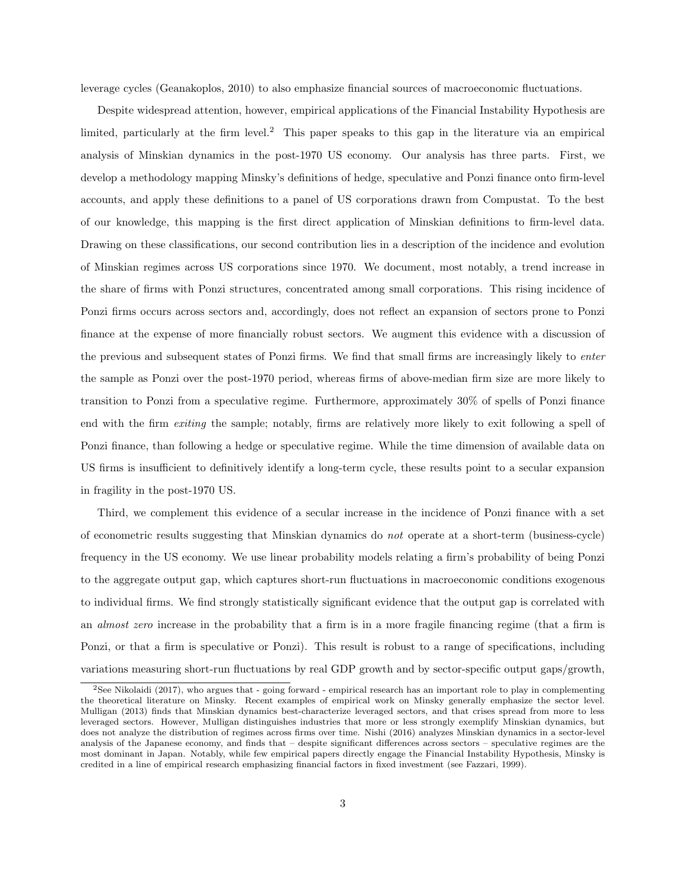leverage cycles (Geanakoplos, 2010) to also emphasize financial sources of macroeconomic fluctuations.

Despite widespread attention, however, empirical applications of the Financial Instability Hypothesis are limited, particularly at the firm level.[2] This paper speaks to this gap in the literature via an empirical analysis of Minskian dynamics in the post-1970 US economy. Our analysis has three parts. First, we develop a methodology mapping Minsky's definitions of hedge, speculative and Ponzi finance onto firm-level accounts, and apply these definitions to a panel of US corporations drawn from Compustat. To the best of our knowledge, this mapping is the first direct application of Minskian definitions to firm-level data. Drawing on these classifications, our second contribution lies in a description of the incidence and evolution of Minskian regimes across US corporations since 1970. We document, most notably, a trend increase in the share of firms with Ponzi structures, concentrated among small corporations. This rising incidence of Ponzi firms occurs across sectors and, accordingly, does not reflect an expansion of sectors prone to Ponzi finance at the expense of more financially robust sectors. We augment this evidence with a discussion of the previous and subsequent states of Ponzi firms. We find that small firms are increasingly likely to *enter* the sample as Ponzi over the post-1970 period, whereas firms of above-median firm size are more likely to transition to Ponzi from a speculative regime. Furthermore, approximately 30% of spells of Ponzi finance end with the firm *exiting* the sample; notably, firms are relatively more likely to exit following a spell of Ponzi finance, than following a hedge or speculative regime. While the time dimension of available data on US firms is insufficient to definitively identify a long-term cycle, these results point to a secular expansion in fragility in the post-1970 US.

Third, we complement this evidence of a secular increase in the incidence of Ponzi finance with a set of econometric results suggesting that Minskian dynamics do *not* operate at a short-term (business-cycle) frequency in the US economy. We use linear probability models relating a firm's probability of being Ponzi to the aggregate output gap, which captures short-run fluctuations in macroeconomic conditions exogenous to individual firms. We find strongly statistically significant evidence that the output gap is correlated with an *almost zero* increase in the probability that a firm is in a more fragile financing regime (that a firm is Ponzi, or that a firm is speculative or Ponzi). This result is robust to a range of specifications, including variations measuring short-run fluctuations by real GDP growth and by sector-specific output gaps/growth,

[2] See Nikolaidi (2017), who argues that - going forward - empirical research has an important role to play in complementing the theoretical literature on Minsky. Recent examples of empirical work on Minsky generally emphasize the sector level. Mulligan (2013) finds that Minskian dynamics best-characterize leveraged sectors, and that crises spread from more to less leveraged sectors. However, Mulligan distinguishes industries that more or less strongly exemplify Minskian dynamics, but does not analyze the distribution of regimes across firms over time. Nishi (2016) analyzes Minskian dynamics in a sector-level analysis of the Japanese economy, and finds that – despite significant differences across sectors – speculative regimes are the most dominant in Japan. Notably, while few empirical papers directly engage the Financial Instability Hypothesis, Minsky is credited in a line of empirical research emphasizing financial factors in fixed investment (see Fazzari, 1999).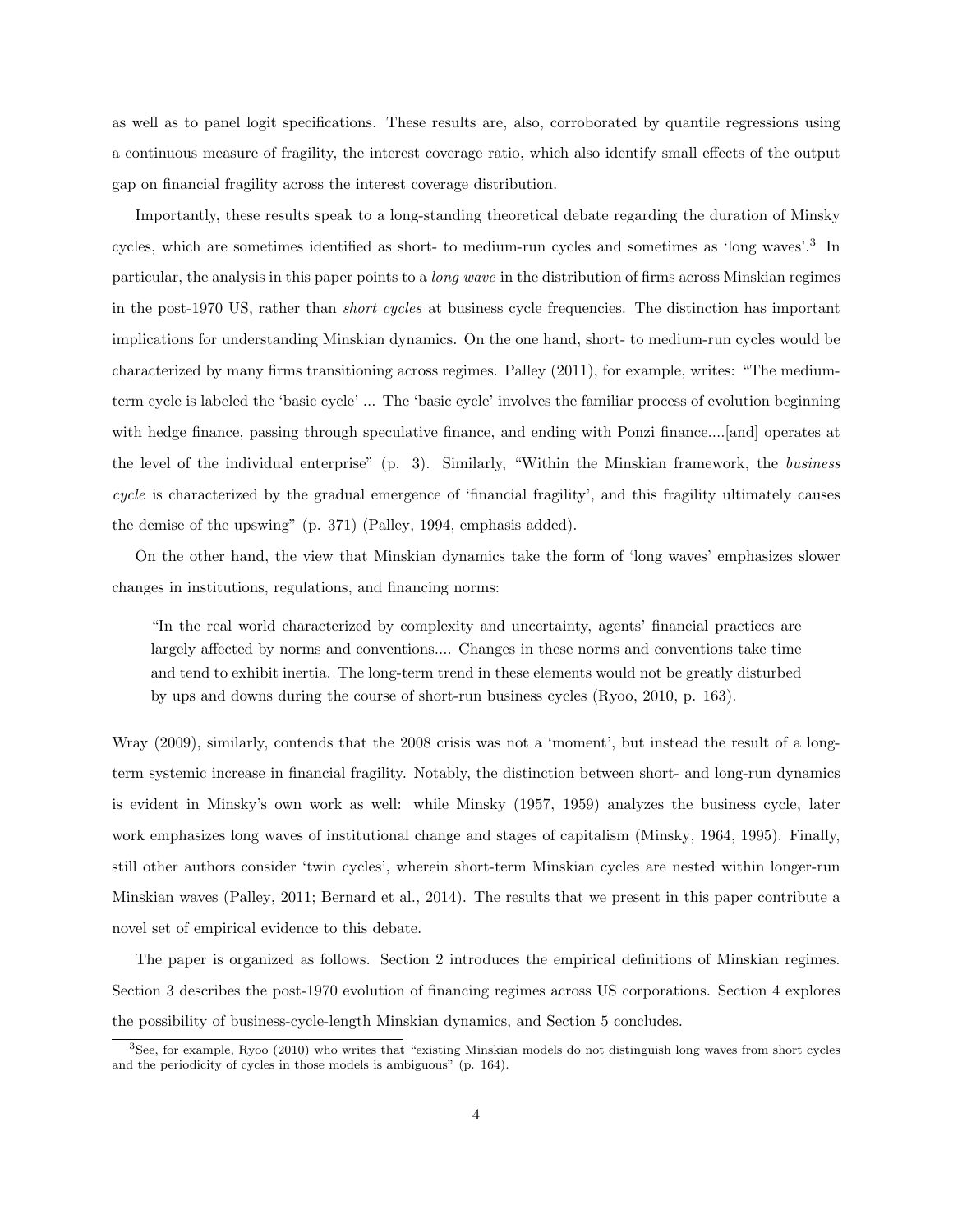as well as to panel logit specifications. These results are, also, corroborated by quantile regressions using a continuous measure of fragility, the interest coverage ratio, which also identify small effects of the output gap on financial fragility across the interest coverage distribution.

Importantly, these results speak to a long-standing theoretical debate regarding the duration of Minsky cycles, which are sometimes identified as short- to medium-run cycles and sometimes as 'long waves'.[3] In particular, the analysis in this paper points to a *long wave* in the distribution of firms across Minskian regimes in the post-1970 US, rather than *short cycles* at business cycle frequencies. The distinction has important implications for understanding Minskian dynamics. On the one hand, short- to medium-run cycles would be characterized by many firms transitioning across regimes. Palley (2011), for example, writes: "The medium-term cycle is labeled the 'basic cycle' ... The 'basic cycle' involves the familiar process of evolution beginning with hedge finance, passing through speculative finance, and ending with Ponzi finance....[and] operates at the level of the individual enterprise" (p. 3). Similarly, "Within the Minskian framework, the *business cycle* is characterized by the gradual emergence of 'financial fragility', and this fragility ultimately causes the demise of the upswing" (p. 371) (Palley, 1994, emphasis added).

On the other hand, the view that Minskian dynamics take the form of 'long waves' emphasizes slower changes in institutions, regulations, and financing norms:

> "In the real world characterized by complexity and uncertainty, agents' financial practices are largely affected by norms and conventions.... Changes in these norms and conventions take time and tend to exhibit inertia. The long-term trend in these elements would not be greatly disturbed by ups and downs during the course of short-run business cycles (Ryoo, 2010, p. 163).

Wray (2009), similarly, contends that the 2008 crisis was not a 'moment', but instead the result of a long-term systemic increase in financial fragility. Notably, the distinction between short- and long-run dynamics is evident in Minsky's own work as well: while Minsky (1957, 1959) analyzes the business cycle, later work emphasizes long waves of institutional change and stages of capitalism (Minsky, 1964, 1995). Finally, still other authors consider 'twin cycles', wherein short-term Minskian cycles are nested within longer-run Minskian waves (Palley, 2011; Bernard et al., 2014). The results that we present in this paper contribute a novel set of empirical evidence to this debate.

The paper is organized as follows. Section 2 introduces the empirical definitions of Minskian regimes. Section 3 describes the post-1970 evolution of financing regimes across US corporations. Section 4 explores the possibility of business-cycle-length Minskian dynamics, and Section 5 concludes.

---

[3] See, for example, Ryoo (2010) who writes that "existing Minskian models do not distinguish long waves from short cycles and the periodicity of cycles in those models is ambiguous" (p. 164).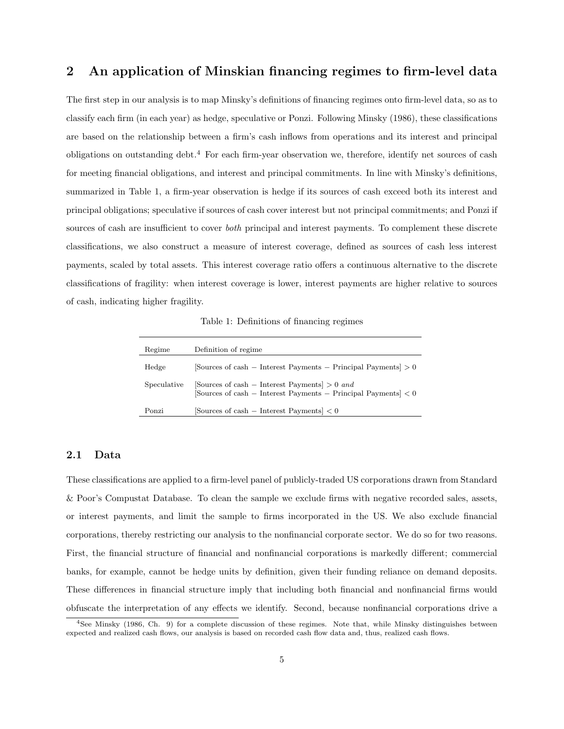## 2 An application of Minskian financing regimes to firm-level data

The first step in our analysis is to map Minsky's definitions of financing regimes onto firm-level data, so as to classify each firm (in each year) as hedge, speculative or Ponzi. Following Minsky (1986), these classifications are based on the relationship between a firm's cash inflows from operations and its interest and principal obligations on outstanding debt.[4] For each firm-year observation we, therefore, identify net sources of cash for meeting financial obligations, and interest and principal commitments. In line with Minsky's definitions, summarized in Table 1, a firm-year observation is hedge if its sources of cash exceed both its interest and principal obligations; speculative if sources of cash cover interest but not principal commitments; and Ponzi if sources of cash are insufficient to cover *both* principal and interest payments. To complement these discrete classifications, we also construct a measure of interest coverage, defined as sources of cash less interest payments, scaled by total assets. This interest coverage ratio offers a continuous alternative to the discrete classifications of fragility: when interest coverage is lower, interest payments are higher relative to sources of cash, indicating higher fragility.

Table 1: Definitions of financing regimes

| Regime | Definition of regime |
|---|---|
| Hedge | [Sources of cash − Interest Payments − Principal Payments] $> 0$ |
| Speculative | [Sources of cash − Interest Payments] $> 0$ *and* [Sources of cash − Interest Payments − Principal Payments] $< 0$ |
| Ponzi | [Sources of cash − Interest Payments] $< 0$ |

### 2.1 Data

These classifications are applied to a firm-level panel of publicly-traded US corporations drawn from Standard & Poor's Compustat Database. To clean the sample we exclude firms with negative recorded sales, assets, or interest payments, and limit the sample to firms incorporated in the US. We also exclude financial corporations, thereby restricting our analysis to the nonfinancial corporate sector. We do so for two reasons. First, the financial structure of financial and nonfinancial corporations is markedly different; commercial banks, for example, cannot be hedge units by definition, given their funding reliance on demand deposits. These differences in financial structure imply that including both financial and nonfinancial firms would obfuscate the interpretation of any effects we identify. Second, because nonfinancial corporations drive a

[4]See Minsky (1986, Ch. 9) for a complete discussion of these regimes. Note that, while Minsky distinguishes between expected and realized cash flows, our analysis is based on recorded cash flow data and, thus, realized cash flows.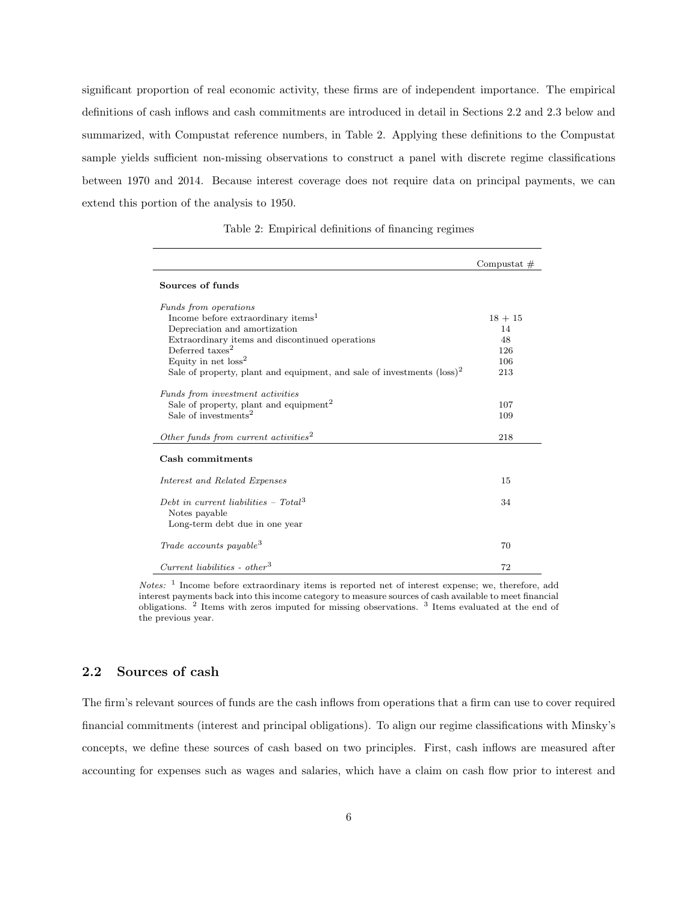significant proportion of real economic activity, these firms are of independent importance. The empirical definitions of cash inflows and cash commitments are introduced in detail in Sections 2.2 and 2.3 below and summarized, with Compustat reference numbers, in Table 2. Applying these definitions to the Compustat sample yields sufficient non-missing observations to construct a panel with discrete regime classifications between 1970 and 2014. Because interest coverage does not require data on principal payments, we can extend this portion of the analysis to 1950.

Table 2: Empirical definitions of financing regimes

| | Compustat # |
|---|---|
| **Sources of funds** | |
| *Funds from operations* | |
| Income before extraordinary items[1] | 18 + 15 |
| Depreciation and amortization | 14 |
| Extraordinary items and discontinued operations | 48 |
| Deferred taxes[2] | 126 |
| Equity in net loss[2] | 106 |
| Sale of property, plant and equipment, and sale of investments (loss)[2] | 213 |
| *Funds from investment activities* | |
| Sale of property, plant and equipment[2] | 107 |
| Sale of investments[2] | 109 |
| *Other funds from current activities*[2] | 218 |
| **Cash commitments** | |
| *Interest and Related Expenses* | 15 |
| *Debt in current liabilities – Total*[3] | 34 |
| Notes payable | |
| Long-term debt due in one year | |
| *Trade accounts payable*[3] | 70 |
| *Current liabilities - other*[3] | 72 |

*Notes:* [1] Income before extraordinary items is reported net of interest expense; we, therefore, add interest payments back into this income category to measure sources of cash available to meet financial obligations. [2] Items with zeros imputed for missing observations. [3] Items evaluated at the end of the previous year.

## 2.2 Sources of cash

The firm's relevant sources of funds are the cash inflows from operations that a firm can use to cover required financial commitments (interest and principal obligations). To align our regime classifications with Minsky's concepts, we define these sources of cash based on two principles. First, cash inflows are measured after accounting for expenses such as wages and salaries, which have a claim on cash flow prior to interest and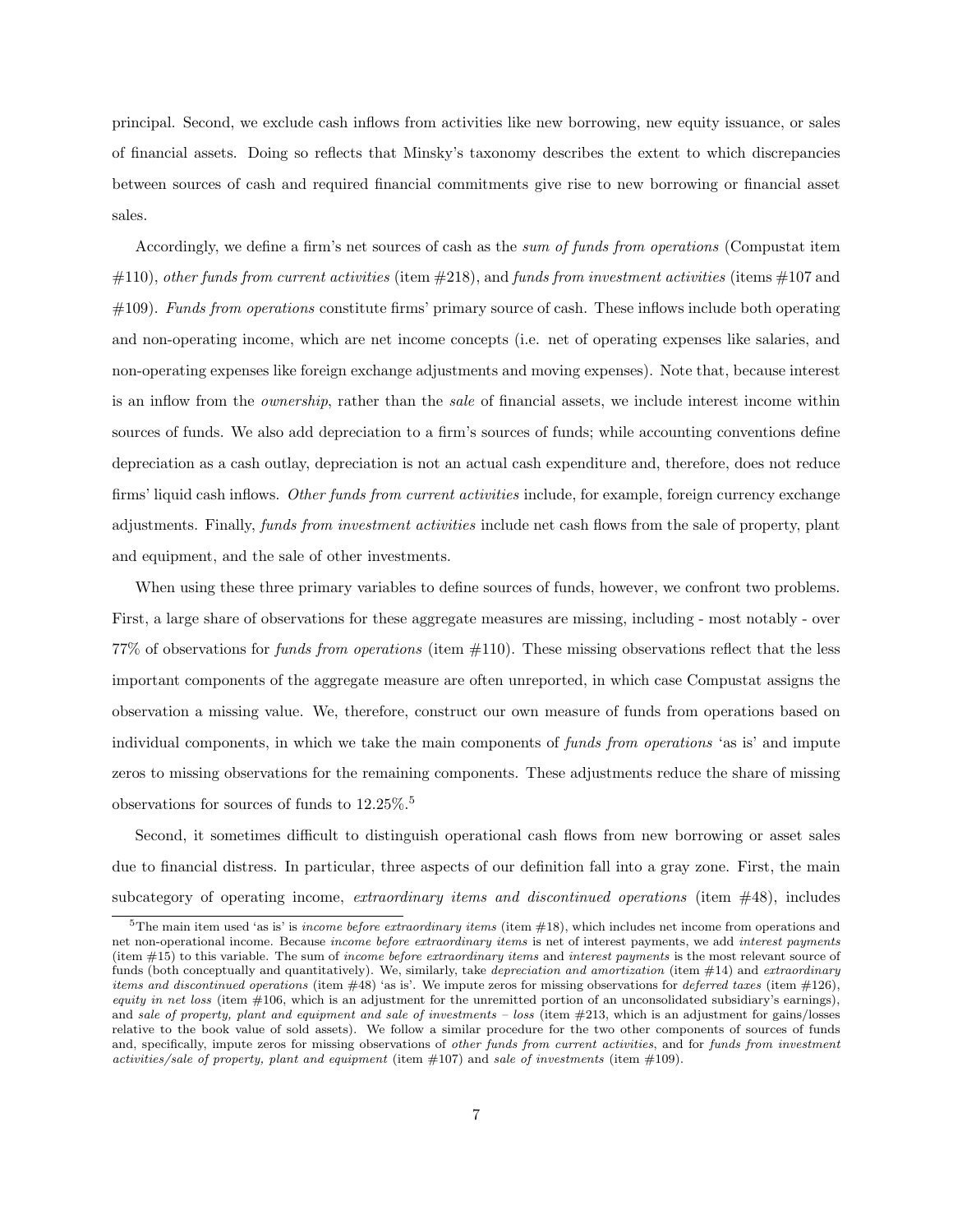principal. Second, we exclude cash inflows from activities like new borrowing, new equity issuance, or sales of financial assets. Doing so reflects that Minsky's taxonomy describes the extent to which discrepancies between sources of cash and required financial commitments give rise to new borrowing or financial asset sales.

Accordingly, we define a firm's net sources of cash as the *sum of funds from operations* (Compustat item #110), *other funds from current activities* (item #218), and *funds from investment activities* (items #107 and #109). *Funds from operations* constitute firms' primary source of cash. These inflows include both operating and non-operating income, which are net income concepts (i.e. net of operating expenses like salaries, and non-operating expenses like foreign exchange adjustments and moving expenses). Note that, because interest is an inflow from the *ownership*, rather than the *sale* of financial assets, we include interest income within sources of funds. We also add depreciation to a firm's sources of funds; while accounting conventions define depreciation as a cash outlay, depreciation is not an actual cash expenditure and, therefore, does not reduce firms' liquid cash inflows. *Other funds from current activities* include, for example, foreign currency exchange adjustments. Finally, *funds from investment activities* include net cash flows from the sale of property, plant and equipment, and the sale of other investments.

When using these three primary variables to define sources of funds, however, we confront two problems. First, a large share of observations for these aggregate measures are missing, including - most notably - over 77% of observations for *funds from operations* (item #110). These missing observations reflect that the less important components of the aggregate measure are often unreported, in which case Compustat assigns the observation a missing value. We, therefore, construct our own measure of funds from operations based on individual components, in which we take the main components of *funds from operations* 'as is' and impute zeros to missing observations for the remaining components. These adjustments reduce the share of missing observations for sources of funds to 12.25%.[5]

Second, it sometimes difficult to distinguish operational cash flows from new borrowing or asset sales due to financial distress. In particular, three aspects of our definition fall into a gray zone. First, the main subcategory of operating income, *extraordinary items and discontinued operations* (item #48), includes

[5]The main item used 'as is' is *income before extraordinary items* (item #18), which includes net income from operations and net non-operational income. Because *income before extraordinary items* is net of interest payments, we add *interest payments* (item #15) to this variable. The sum of *income before extraordinary items* and *interest payments* is the most relevant source of funds (both conceptually and quantitatively). We, similarly, take *depreciation and amortization* (item #14) and *extraordinary items and discontinued operations* (item #48) 'as is'. We impute zeros for missing observations for *deferred taxes* (item #126), *equity in net loss* (item #106, which is an adjustment for the unremitted portion of an unconsolidated subsidiary's earnings), and *sale of property, plant and equipment and sale of investments – loss* (item #213, which is an adjustment for gains/losses relative to the book value of sold assets). We follow a similar procedure for the two other components of sources of funds and, specifically, impute zeros for missing observations of *other funds from current activities*, and for *funds from investment activities/sale of property, plant and equipment* (item #107) and *sale of investments* (item #109).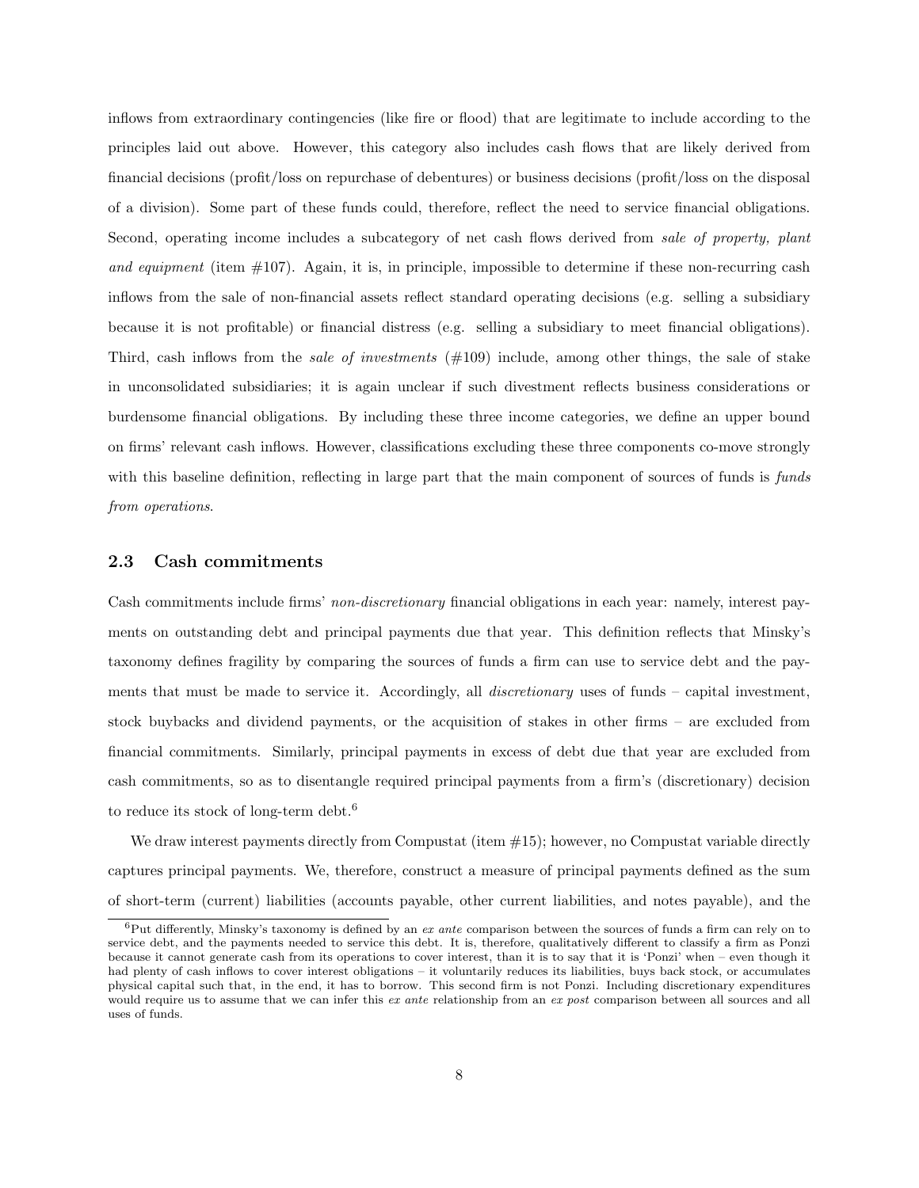inflows from extraordinary contingencies (like fire or flood) that are legitimate to include according to the principles laid out above. However, this category also includes cash flows that are likely derived from financial decisions (profit/loss on repurchase of debentures) or business decisions (profit/loss on the disposal of a division). Some part of these funds could, therefore, reflect the need to service financial obligations. Second, operating income includes a subcategory of net cash flows derived from *sale of property, plant and equipment* (item #107). Again, it is, in principle, impossible to determine if these non-recurring cash inflows from the sale of non-financial assets reflect standard operating decisions (e.g. selling a subsidiary because it is not profitable) or financial distress (e.g. selling a subsidiary to meet financial obligations). Third, cash inflows from the *sale of investments* (#109) include, among other things, the sale of stake in unconsolidated subsidiaries; it is again unclear if such divestment reflects business considerations or burdensome financial obligations. By including these three income categories, we define an upper bound on firms' relevant cash inflows. However, classifications excluding these three components co-move strongly with this baseline definition, reflecting in large part that the main component of sources of funds is *funds from operations*.

### 2.3 Cash commitments

Cash commitments include firms' *non-discretionary* financial obligations in each year: namely, interest payments on outstanding debt and principal payments due that year. This definition reflects that Minsky's taxonomy defines fragility by comparing the sources of funds a firm can use to service debt and the payments that must be made to service it. Accordingly, all *discretionary* uses of funds – capital investment, stock buybacks and dividend payments, or the acquisition of stakes in other firms – are excluded from financial commitments. Similarly, principal payments in excess of debt due that year are excluded from cash commitments, so as to disentangle required principal payments from a firm's (discretionary) decision to reduce its stock of long-term debt.[6]

We draw interest payments directly from Compustat (item #15); however, no Compustat variable directly captures principal payments. We, therefore, construct a measure of principal payments defined as the sum of short-term (current) liabilities (accounts payable, other current liabilities, and notes payable), and the

[6] Put differently, Minsky's taxonomy is defined by an *ex ante* comparison between the sources of funds a firm can rely on to service debt, and the payments needed to service this debt. It is, therefore, qualitatively different to classify a firm as Ponzi because it cannot generate cash from its operations to cover interest, than it is to say that it is 'Ponzi' when – even though it had plenty of cash inflows to cover interest obligations – it voluntarily reduces its liabilities, buys back stock, or accumulates physical capital such that, in the end, it has to borrow. This second firm is not Ponzi. Including discretionary expenditures would require us to assume that we can infer this *ex ante* relationship from an *ex post* comparison between all sources and all uses of funds.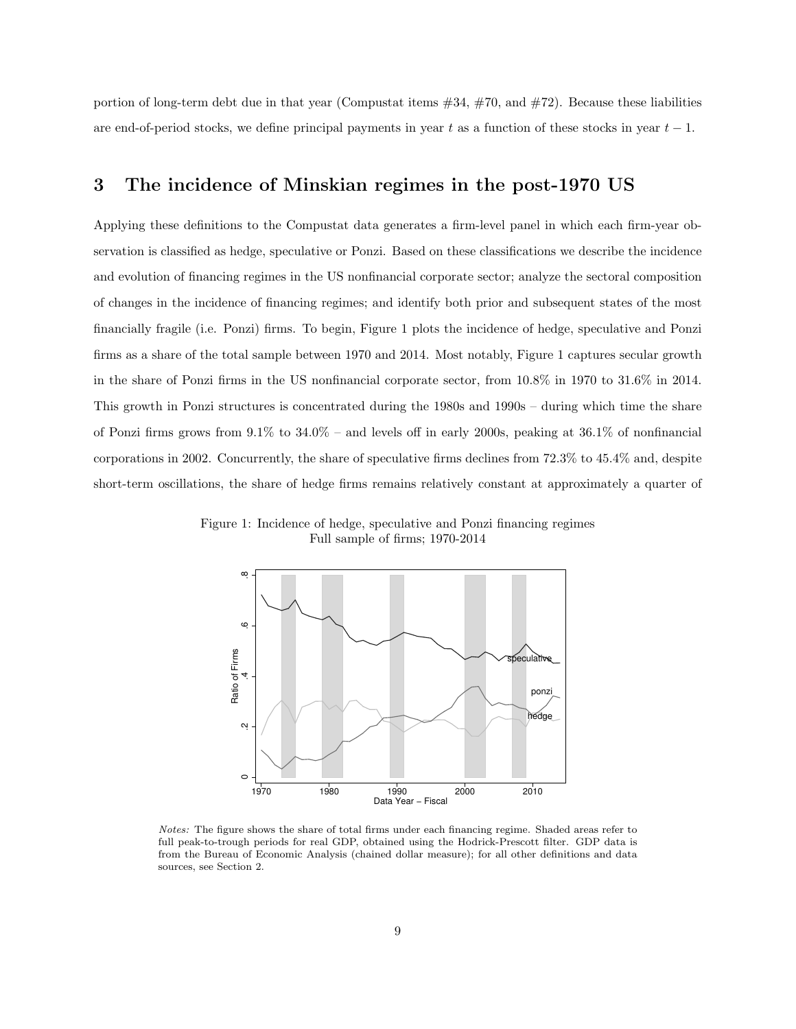portion of long-term debt due in that year (Compustat items #34, #70, and #72). Because these liabilities are end-of-period stocks, we define principal payments in year $t$ as a function of these stocks in year $t-1$.

## 3 The incidence of Minskian regimes in the post-1970 US

Applying these definitions to the Compustat data generates a firm-level panel in which each firm-year observation is classified as hedge, speculative or Ponzi. Based on these classifications we describe the incidence and evolution of financing regimes in the US nonfinancial corporate sector; analyze the sectoral composition of changes in the incidence of financing regimes; and identify both prior and subsequent states of the most financially fragile (i.e. Ponzi) firms. To begin, Figure 1 plots the incidence of hedge, speculative and Ponzi firms as a share of the total sample between 1970 and 2014. Most notably, Figure 1 captures secular growth in the share of Ponzi firms in the US nonfinancial corporate sector, from 10.8% in 1970 to 31.6% in 2014. This growth in Ponzi structures is concentrated during the 1980s and 1990s – during which time the share of Ponzi firms grows from 9.1% to 34.0% – and levels off in early 2000s, peaking at 36.1% of nonfinancial corporations in 2002. Concurrently, the share of speculative firms declines from 72.3% to 45.4% and, despite short-term oscillations, the share of hedge firms remains relatively constant at approximately a quarter of

Figure 1: Incidence of hedge, speculative and Ponzi financing regimes
Full sample of firms; 1970-2014

*Notes:* The figure shows the share of total firms under each financing regime. Shaded areas refer to full peak-to-trough periods for real GDP, obtained using the Hodrick-Prescott filter. GDP data is from the Bureau of Economic Analysis (chained dollar measure); for all other definitions and data sources, see Section 2.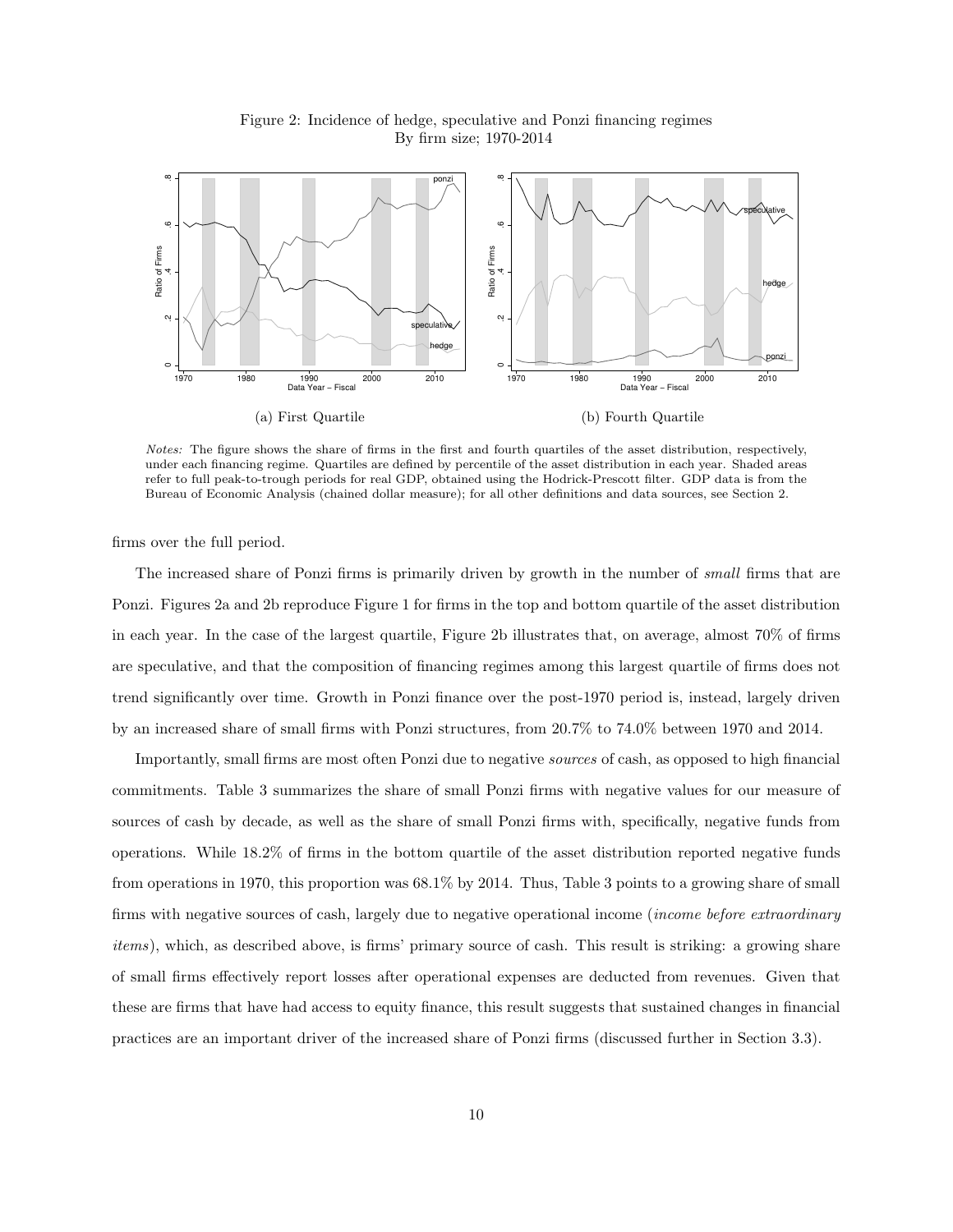Figure 2: Incidence of hedge, speculative and Ponzi financing regimes
By firm size; 1970-2014

(a) First Quartile

(b) Fourth Quartile

*Notes:* The figure shows the share of firms in the first and fourth quartiles of the asset distribution, respectively, under each financing regime. Quartiles are defined by percentile of the asset distribution in each year. Shaded areas refer to full peak-to-trough periods for real GDP, obtained using the Hodrick-Prescott filter. GDP data is from the Bureau of Economic Analysis (chained dollar measure); for all other definitions and data sources, see Section 2.

firms over the full period.

The increased share of Ponzi firms is primarily driven by growth in the number of *small* firms that are Ponzi. Figures 2a and 2b reproduce Figure 1 for firms in the top and bottom quartile of the asset distribution in each year. In the case of the largest quartile, Figure 2b illustrates that, on average, almost 70% of firms are speculative, and that the composition of financing regimes among this largest quartile of firms does not trend significantly over time. Growth in Ponzi finance over the post-1970 period is, instead, largely driven by an increased share of small firms with Ponzi structures, from 20.7% to 74.0% between 1970 and 2014.

Importantly, small firms are most often Ponzi due to negative *sources* of cash, as opposed to high financial commitments. Table 3 summarizes the share of small Ponzi firms with negative values for our measure of sources of cash by decade, as well as the share of small Ponzi firms with, specifically, negative funds from operations. While 18.2% of firms in the bottom quartile of the asset distribution reported negative funds from operations in 1970, this proportion was 68.1% by 2014. Thus, Table 3 points to a growing share of small firms with negative sources of cash, largely due to negative operational income (*income before extraordinary items*), which, as described above, is firms' primary source of cash. This result is striking: a growing share of small firms effectively report losses after operational expenses are deducted from revenues. Given that these are firms that have had access to equity finance, this result suggests that sustained changes in financial practices are an important driver of the increased share of Ponzi firms (discussed further in Section 3.3).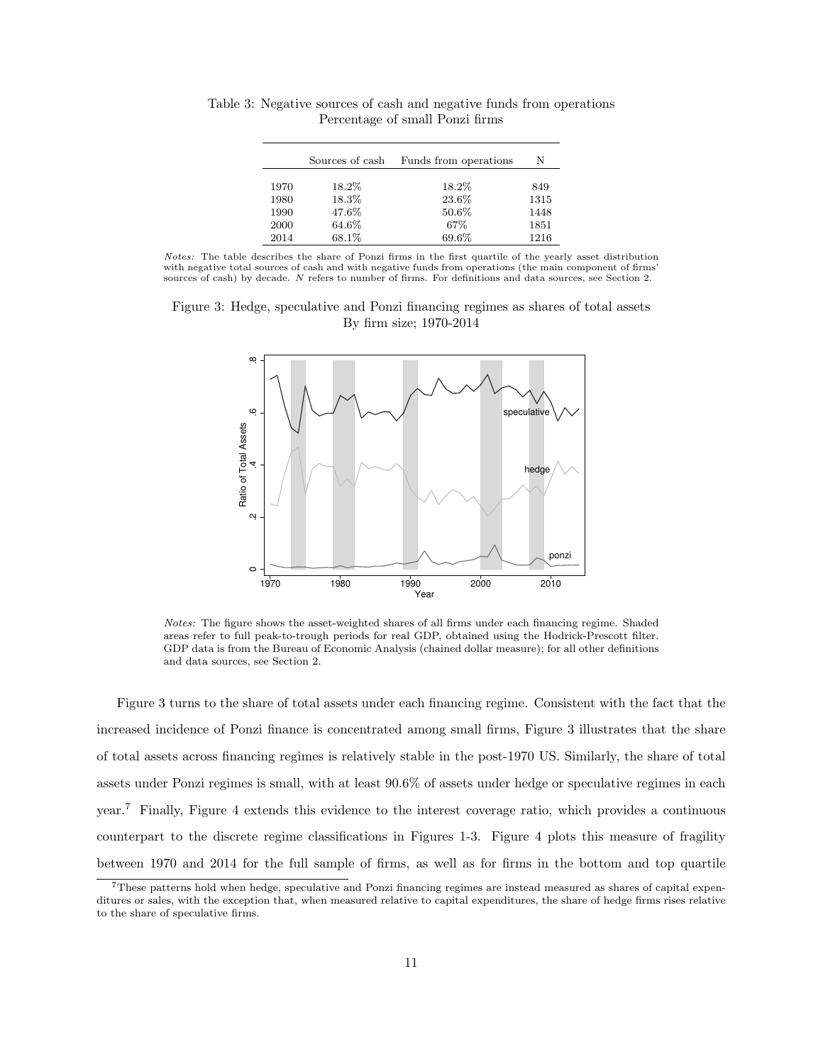Table 3: Negative sources of cash and negative funds from operations
Percentage of small Ponzi firms

| | Sources of cash | Funds from operations | N |
|---|---|---|---|
| 1970 | 18.2% | 18.2% | 849 |
| 1980 | 18.3% | 23.6% | 1315 |
| 1990 | 47.6% | 50.6% | 1448 |
| 2000 | 64.6% | 67% | 1851 |
| 2014 | 68.1% | 69.6% | 1216 |

*Notes:* The table describes the share of Ponzi firms in the first quartile of the yearly asset distribution with negative total sources of cash and with negative funds from operations (the main component of firms' sources of cash) by decade. *N* refers to number of firms. For definitions and data sources, see Section 2.

Figure 3: Hedge, speculative and Ponzi financing regimes as shares of total assets
By firm size; 1970-2014

*Notes:* The figure shows the asset-weighted shares of all firms under each financing regime. Shaded areas refer to full peak-to-trough periods for real GDP, obtained using the Hodrick-Prescott filter. GDP data is from the Bureau of Economic Analysis (chained dollar measure); for all other definitions and data sources, see Section 2.

Figure 3 turns to the share of total assets under each financing regime. Consistent with the fact that the increased incidence of Ponzi finance is concentrated among small firms, Figure 3 illustrates that the share of total assets across financing regimes is relatively stable in the post-1970 US. Similarly, the share of total assets under Ponzi regimes is small, with at least 90.6% of assets under hedge or speculative regimes in each year.[7] Finally, Figure 4 extends this evidence to the interest coverage ratio, which provides a continuous counterpart to the discrete regime classifications in Figures 1-3. Figure 4 plots this measure of fragility between 1970 and 2014 for the full sample of firms, as well as for firms in the bottom and top quartile

[7] These patterns hold when hedge, speculative and Ponzi financing regimes are instead measured as shares of capital expenditures or sales, with the exception that, when measured relative to capital expenditures, the share of hedge firms rises relative to the share of speculative firms.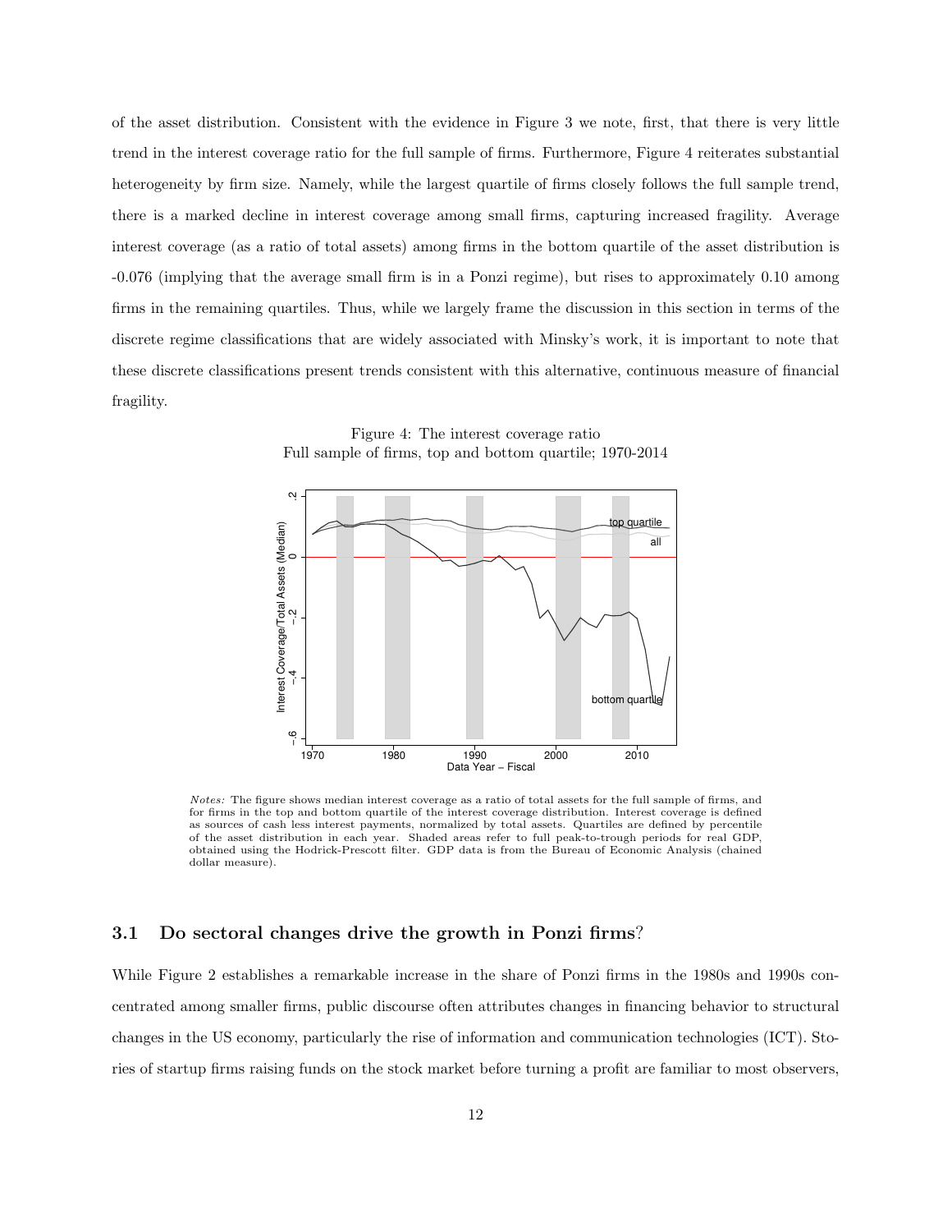of the asset distribution. Consistent with the evidence in Figure 3 we note, first, that there is very little trend in the interest coverage ratio for the full sample of firms. Furthermore, Figure 4 reiterates substantial heterogeneity by firm size. Namely, while the largest quartile of firms closely follows the full sample trend, there is a marked decline in interest coverage among small firms, capturing increased fragility. Average interest coverage (as a ratio of total assets) among firms in the bottom quartile of the asset distribution is -0.076 (implying that the average small firm is in a Ponzi regime), but rises to approximately 0.10 among firms in the remaining quartiles. Thus, while we largely frame the discussion in this section in terms of the discrete regime classifications that are widely associated with Minsky's work, it is important to note that these discrete classifications present trends consistent with this alternative, continuous measure of financial fragility.

Figure 4: The interest coverage ratio
Full sample of firms, top and bottom quartile; 1970-2014

*Notes:* The figure shows median interest coverage as a ratio of total assets for the full sample of firms, and for firms in the top and bottom quartile of the interest coverage distribution. Interest coverage is defined as sources of cash less interest payments, normalized by total assets. Quartiles are defined by percentile of the asset distribution in each year. Shaded areas refer to full peak-to-trough periods for real GDP, obtained using the Hodrick-Prescott filter. GDP data is from the Bureau of Economic Analysis (chained dollar measure).

### 3.1 Do sectoral changes drive the growth in Ponzi firms?

While Figure 2 establishes a remarkable increase in the share of Ponzi firms in the 1980s and 1990s concentrated among smaller firms, public discourse often attributes changes in financing behavior to structural changes in the US economy, particularly the rise of information and communication technologies (ICT). Stories of startup firms raising funds on the stock market before turning a profit are familiar to most observers,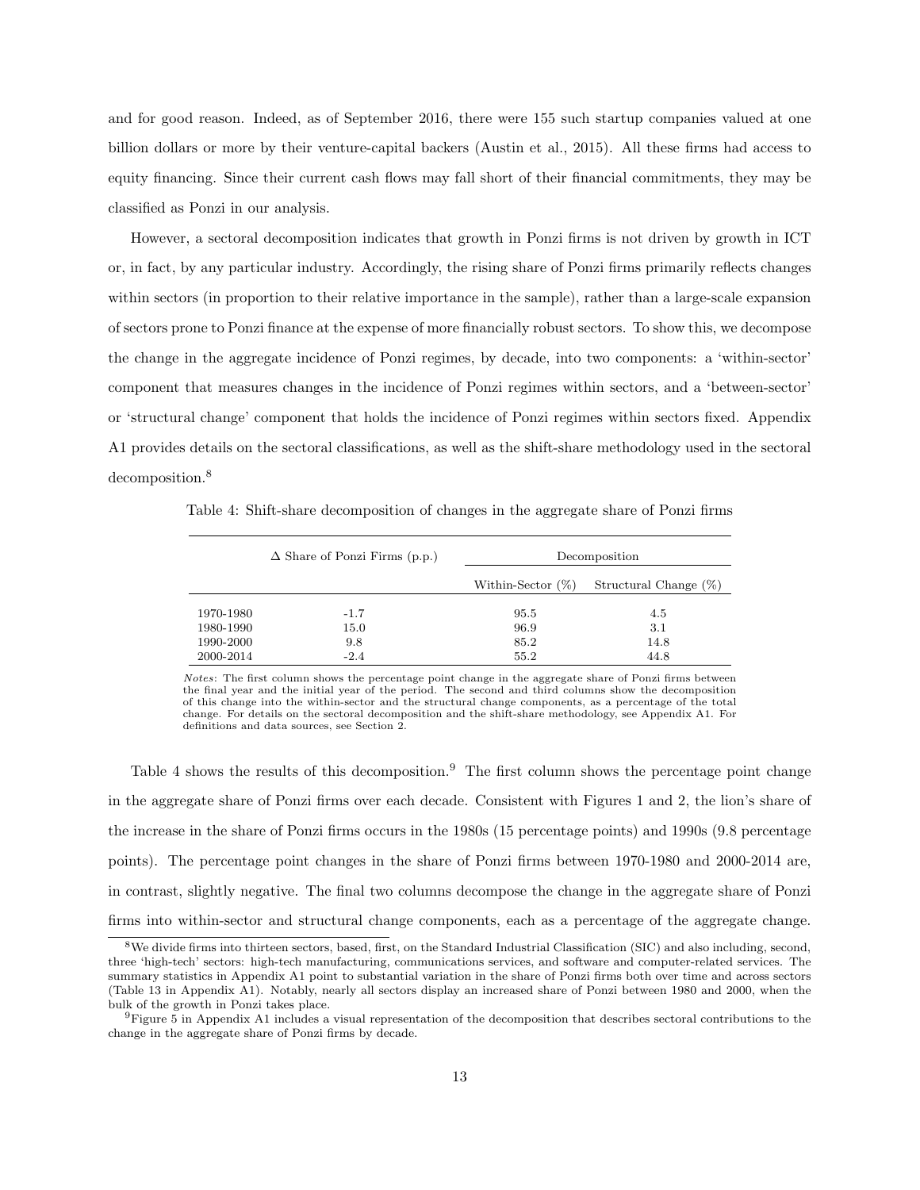and for good reason. Indeed, as of September 2016, there were 155 such startup companies valued at one billion dollars or more by their venture-capital backers (Austin et al., 2015). All these firms had access to equity financing. Since their current cash flows may fall short of their financial commitments, they may be classified as Ponzi in our analysis.

However, a sectoral decomposition indicates that growth in Ponzi firms is not driven by growth in ICT or, in fact, by any particular industry. Accordingly, the rising share of Ponzi firms primarily reflects changes within sectors (in proportion to their relative importance in the sample), rather than a large-scale expansion of sectors prone to Ponzi finance at the expense of more financially robust sectors. To show this, we decompose the change in the aggregate incidence of Ponzi regimes, by decade, into two components: a 'within-sector' component that measures changes in the incidence of Ponzi regimes within sectors, and a 'between-sector' or 'structural change' component that holds the incidence of Ponzi regimes within sectors fixed. Appendix A1 provides details on the sectoral classifications, as well as the shift-share methodology used in the sectoral decomposition.[8]

Table 4: Shift-share decomposition of changes in the aggregate share of Ponzi firms

| | Δ Share of Ponzi Firms (p.p.) | Decomposition | |
|---|---|---|---|
| | | Within-Sector (%) | Structural Change (%) |
| 1970-1980 | -1.7 | 95.5 | 4.5 |
| 1980-1990 | 15.0 | 96.9 | 3.1 |
| 1990-2000 | 9.8 | 85.2 | 14.8 |
| 2000-2014 | -2.4 | 55.2 | 44.8 |

*Notes*: The first column shows the percentage point change in the aggregate share of Ponzi firms between the final year and the initial year of the period. The second and third columns show the decomposition of this change into the within-sector and the structural change components, as a percentage of the total change. For details on the sectoral decomposition and the shift-share methodology, see Appendix A1. For definitions and data sources, see Section 2.

Table 4 shows the results of this decomposition.[9] The first column shows the percentage point change in the aggregate share of Ponzi firms over each decade. Consistent with Figures 1 and 2, the lion's share of the increase in the share of Ponzi firms occurs in the 1980s (15 percentage points) and 1990s (9.8 percentage points). The percentage point changes in the share of Ponzi firms between 1970-1980 and 2000-2014 are, in contrast, slightly negative. The final two columns decompose the change in the aggregate share of Ponzi firms into within-sector and structural change components, each as a percentage of the aggregate change.

[8] We divide firms into thirteen sectors, based, first, on the Standard Industrial Classification (SIC) and also including, second, three 'high-tech' sectors: high-tech manufacturing, communications services, and software and computer-related services. The summary statistics in Appendix A1 point to substantial variation in the share of Ponzi firms both over time and across sectors (Table 13 in Appendix A1). Notably, nearly all sectors display an increased share of Ponzi between 1980 and 2000, when the bulk of the growth in Ponzi takes place.

[9] Figure 5 in Appendix A1 includes a visual representation of the decomposition that describes sectoral contributions to the change in the aggregate share of Ponzi firms by decade.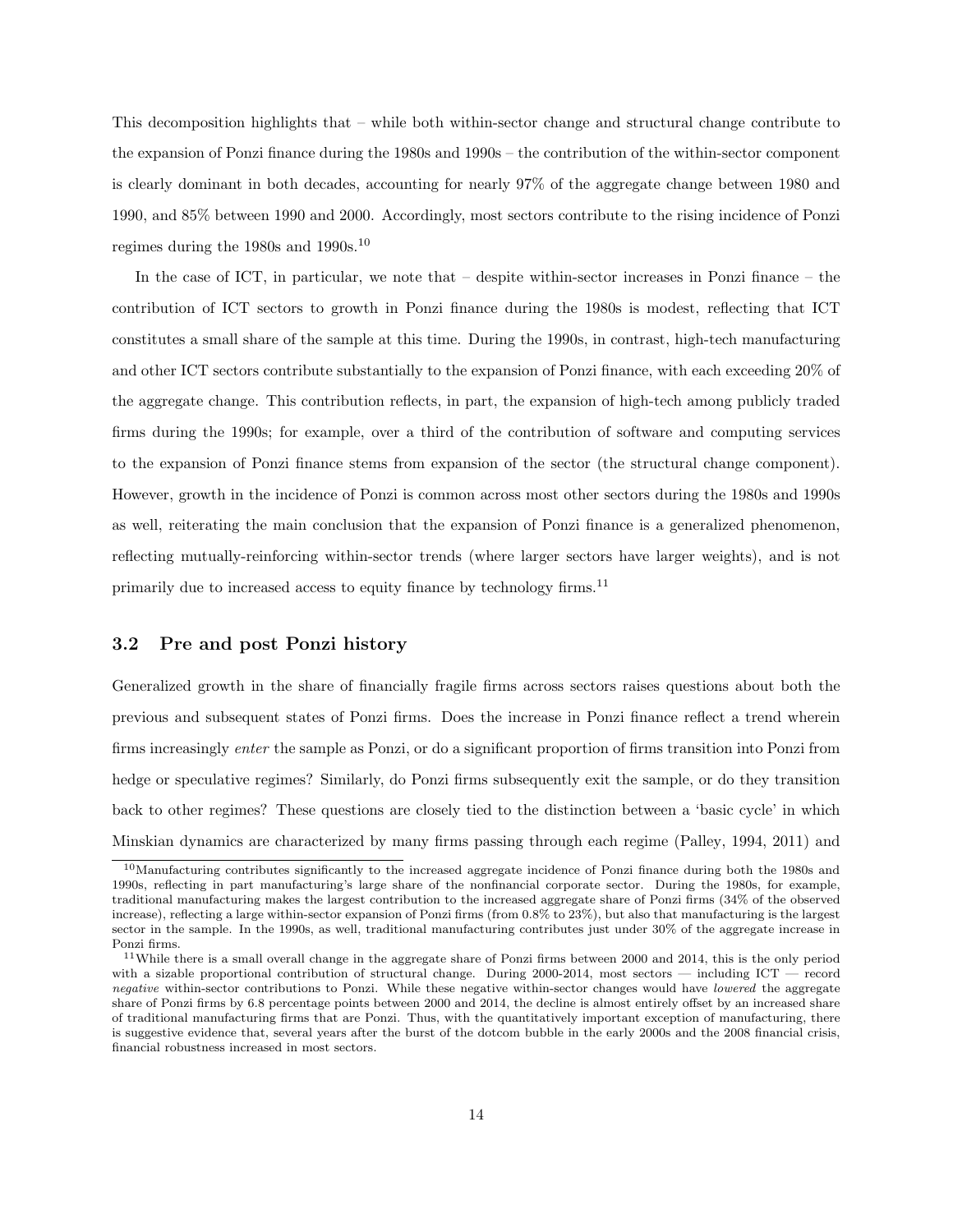This decomposition highlights that – while both within-sector change and structural change contribute to the expansion of Ponzi finance during the 1980s and 1990s – the contribution of the within-sector component is clearly dominant in both decades, accounting for nearly 97% of the aggregate change between 1980 and 1990, and 85% between 1990 and 2000. Accordingly, most sectors contribute to the rising incidence of Ponzi regimes during the 1980s and 1990s.[10]

In the case of ICT, in particular, we note that – despite within-sector increases in Ponzi finance – the contribution of ICT sectors to growth in Ponzi finance during the 1980s is modest, reflecting that ICT constitutes a small share of the sample at this time. During the 1990s, in contrast, high-tech manufacturing and other ICT sectors contribute substantially to the expansion of Ponzi finance, with each exceeding 20% of the aggregate change. This contribution reflects, in part, the expansion of high-tech among publicly traded firms during the 1990s; for example, over a third of the contribution of software and computing services to the expansion of Ponzi finance stems from expansion of the sector (the structural change component). However, growth in the incidence of Ponzi is common across most other sectors during the 1980s and 1990s as well, reiterating the main conclusion that the expansion of Ponzi finance is a generalized phenomenon, reflecting mutually-reinforcing within-sector trends (where larger sectors have larger weights), and is not primarily due to increased access to equity finance by technology firms.[11]

## 3.2 Pre and post Ponzi history

Generalized growth in the share of financially fragile firms across sectors raises questions about both the previous and subsequent states of Ponzi firms. Does the increase in Ponzi finance reflect a trend wherein firms increasingly *enter* the sample as Ponzi, or do a significant proportion of firms transition into Ponzi from hedge or speculative regimes? Similarly, do Ponzi firms subsequently exit the sample, or do they transition back to other regimes? These questions are closely tied to the distinction between a 'basic cycle' in which Minskian dynamics are characterized by many firms passing through each regime (Palley, 1994, 2011) and

[10] Manufacturing contributes significantly to the increased aggregate incidence of Ponzi finance during both the 1980s and 1990s, reflecting in part manufacturing's large share of the nonfinancial corporate sector. During the 1980s, for example, traditional manufacturing makes the largest contribution to the increased aggregate share of Ponzi firms (34% of the observed increase), reflecting a large within-sector expansion of Ponzi firms (from 0.8% to 23%), but also that manufacturing is the largest sector in the sample. In the 1990s, as well, traditional manufacturing contributes just under 30% of the aggregate increase in Ponzi firms.

[11] While there is a small overall change in the aggregate share of Ponzi firms between 2000 and 2014, this is the only period with a sizable proportional contribution of structural change. During 2000-2014, most sectors — including ICT — record *negative* within-sector contributions to Ponzi. While these negative within-sector changes would have *lowered* the aggregate share of Ponzi firms by 6.8 percentage points between 2000 and 2014, the decline is almost entirely offset by an increased share of traditional manufacturing firms that are Ponzi. Thus, with the quantitatively important exception of manufacturing, there is suggestive evidence that, several years after the burst of the dotcom bubble in the early 2000s and the 2008 financial crisis, financial robustness increased in most sectors.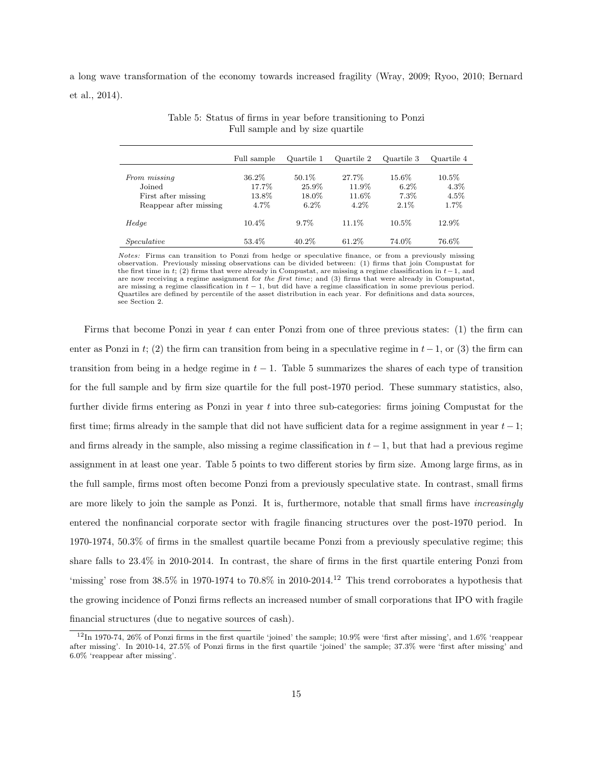a long wave transformation of the economy towards increased fragility (Wray, 2009; Ryoo, 2010; Bernard et al., 2014).

Table 5: Status of firms in year before transitioning to Ponzi
Full sample and by size quartile

| | Full sample | Quartile 1 | Quartile 2 | Quartile 3 | Quartile 4 |
|---|---|---|---|---|---|
| *From missing* | 36.2% | 50.1% | 27.7% | 15.6% | 10.5% |
| Joined | 17.7% | 25.9% | 11.9% | 6.2% | 4.3% |
| First after missing | 13.8% | 18.0% | 11.6% | 7.3% | 4.5% |
| Reappear after missing | 4.7% | 6.2% | 4.2% | 2.1% | 1.7% |
| *Hedge* | 10.4% | 9.7% | 11.1% | 10.5% | 12.9% |
| *Speculative* | 53.4% | 40.2% | 61.2% | 74.0% | 76.6% |

*Notes:* Firms can transition to Ponzi from hedge or speculative finance, or from a previously missing observation. Previously missing observations can be divided between: (1) firms that join Compustat for the first time in $t$; (2) firms that were already in Compustat, are missing a regime classification in $t-1$, and are now receiving a regime assignment for *the first time*; and (3) firms that were already in Compustat, are missing a regime classification in $t-1$, but did have a regime classification in some previous period. Quartiles are defined by percentile of the asset distribution in each year. For definitions and data sources, see Section 2.

Firms that become Ponzi in year $t$ can enter Ponzi from one of three previous states: (1) the firm can enter as Ponzi in $t$; (2) the firm can transition from being in a speculative regime in $t-1$, or (3) the firm can transition from being in a hedge regime in $t-1$. Table 5 summarizes the shares of each type of transition for the full sample and by firm size quartile for the full post-1970 period. These summary statistics, also, further divide firms entering as Ponzi in year $t$ into three sub-categories: firms joining Compustat for the first time; firms already in the sample that did not have sufficient data for a regime assignment in year $t-1$; and firms already in the sample, also missing a regime classification in $t-1$, but that had a previous regime assignment in at least one year. Table 5 points to two different stories by firm size. Among large firms, as in the full sample, firms most often become Ponzi from a previously speculative state. In contrast, small firms are more likely to join the sample as Ponzi. It is, furthermore, notable that small firms have *increasingly* entered the nonfinancial corporate sector with fragile financing structures over the post-1970 period. In 1970-1974, 50.3% of firms in the smallest quartile became Ponzi from a previously speculative regime; this share falls to 23.4% in 2010-2014. In contrast, the share of firms in the first quartile entering Ponzi from 'missing' rose from 38.5% in 1970-1974 to 70.8% in 2010-2014.[12] This trend corroborates a hypothesis that the growing incidence of Ponzi firms reflects an increased number of small corporations that IPO with fragile financial structures (due to negative sources of cash).

[12] In 1970-74, 26% of Ponzi firms in the first quartile 'joined' the sample; 10.9% were 'first after missing', and 1.6% 'reappear after missing'. In 2010-14, 27.5% of Ponzi firms in the first quartile 'joined' the sample; 37.3% were 'first after missing' and 6.0% 'reappear after missing'.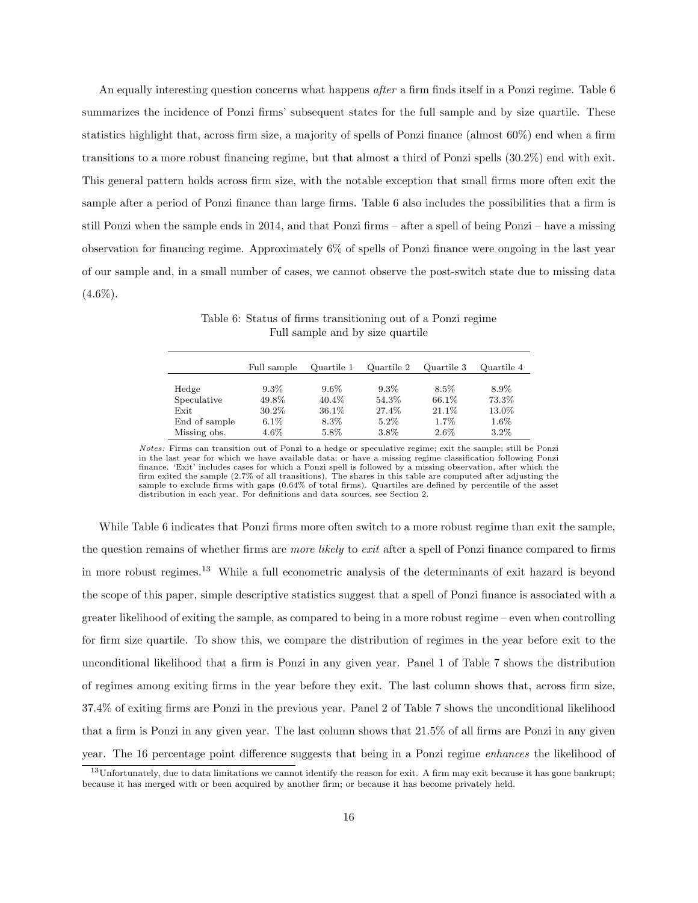An equally interesting question concerns what happens *after* a firm finds itself in a Ponzi regime. Table 6 summarizes the incidence of Ponzi firms' subsequent states for the full sample and by size quartile. These statistics highlight that, across firm size, a majority of spells of Ponzi finance (almost 60%) end when a firm transitions to a more robust financing regime, but that almost a third of Ponzi spells (30.2%) end with exit. This general pattern holds across firm size, with the notable exception that small firms more often exit the sample after a period of Ponzi finance than large firms. Table 6 also includes the possibilities that a firm is still Ponzi when the sample ends in 2014, and that Ponzi firms – after a spell of being Ponzi – have a missing observation for financing regime. Approximately 6% of spells of Ponzi finance were ongoing in the last year of our sample and, in a small number of cases, we cannot observe the post-switch state due to missing data (4.6%).

Table 6: Status of firms transitioning out of a Ponzi regime
Full sample and by size quartile

| | Full sample | Quartile 1 | Quartile 2 | Quartile 3 | Quartile 4 |
|---|---|---|---|---|---|
| Hedge | 9.3% | 9.6% | 9.3% | 8.5% | 8.9% |
| Speculative | 49.8% | 40.4% | 54.3% | 66.1% | 73.3% |
| Exit | 30.2% | 36.1% | 27.4% | 21.1% | 13.0% |
| End of sample | 6.1% | 8.3% | 5.2% | 1.7% | 1.6% |
| Missing obs. | 4.6% | 5.8% | 3.8% | 2.6% | 3.2% |

*Notes:* Firms can transition out of Ponzi to a hedge or speculative regime; exit the sample; still be Ponzi in the last year for which we have available data; or have a missing regime classification following Ponzi finance. 'Exit' includes cases for which a Ponzi spell is followed by a missing observation, after which the firm exited the sample (2.7% of all transitions). The shares in this table are computed after adjusting the sample to exclude firms with gaps (0.64% of total firms). Quartiles are defined by percentile of the asset distribution in each year. For definitions and data sources, see Section 2.

While Table 6 indicates that Ponzi firms more often switch to a more robust regime than exit the sample, the question remains of whether firms are *more likely* to *exit* after a spell of Ponzi finance compared to firms in more robust regimes.[13] While a full econometric analysis of the determinants of exit hazard is beyond the scope of this paper, simple descriptive statistics suggest that a spell of Ponzi finance is associated with a greater likelihood of exiting the sample, as compared to being in a more robust regime – even when controlling for firm size quartile. To show this, we compare the distribution of regimes in the year before exit to the unconditional likelihood that a firm is Ponzi in any given year. Panel 1 of Table 7 shows the distribution of regimes among exiting firms in the year before they exit. The last column shows that, across firm size, 37.4% of exiting firms are Ponzi in the previous year. Panel 2 of Table 7 shows the unconditional likelihood that a firm is Ponzi in any given year. The last column shows that 21.5% of all firms are Ponzi in any given year. The 16 percentage point difference suggests that being in a Ponzi regime *enhances* the likelihood of

[13] Unfortunately, due to data limitations we cannot identify the reason for exit. A firm may exit because it has gone bankrupt; because it has merged with or been acquired by another firm; or because it has become privately held.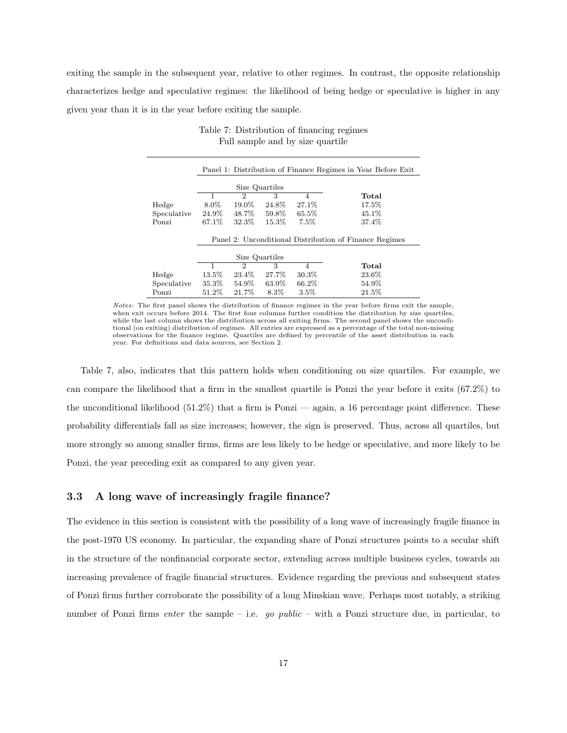exiting the sample in the subsequent year, relative to other regimes. In contrast, the opposite relationship characterizes hedge and speculative regimes: the likelihood of being hedge or speculative is higher in any given year than it is in the year before exiting the sample.

Table 7: Distribution of financing regimes
Full sample and by size quartile

| | Panel 1: Distribution of Finance Regimes in Year Before Exit | | | | |
|---|---|---|---|---|---|
| | Size Quartiles | | | | |
| | 1 | 2 | 3 | 4 | **Total** |
| Hedge | 8.0% | 19.0% | 24.8% | 27.1% | 17.5% |
| Speculative | 24.9% | 48.7% | 59.8% | 65.5% | 45.1% |
| Ponzi | 67.1% | 32.3% | 15.3% | 7.5% | 37.4% |
| | **Panel 2: Unconditional Distribution of Finance Regimes** | | | | |
| | Size Quartiles | | | | |
| | 1 | 2 | 3 | 4 | **Total** |
| Hedge | 13.5% | 23.4% | 27.7% | 30.3% | 23.6% |
| Speculative | 35.3% | 54.9% | 63.9% | 66.2% | 54.9% |
| Ponzi | 51.2% | 21.7% | 8.3% | 3.5% | 21.5% |

*Notes*: The first panel shows the distribution of finance regimes in the year before firms exit the sample, when exit occurs before 2014. The first four columns further condition the distribution by size quartiles, while the last column shows the distribution across all exiting firms. The second panel shows the unconditional (on exiting) distribution of regimes. All entries are expressed as a percentage of the total non-missing observations for the finance regime. Quartiles are defined by percentile of the asset distribution in each year. For definitions and data sources, see Section 2.

Table 7, also, indicates that this pattern holds when conditioning on size quartiles. For example, we can compare the likelihood that a firm in the smallest quartile is Ponzi the year before it exits (67.2%) to the unconditional likelihood (51.2%) that a firm is Ponzi — again, a 16 percentage point difference. These probability differentials fall as size increases; however, the sign is preserved. Thus, across all quartiles, but more strongly so among smaller firms, firms are less likely to be hedge or speculative, and more likely to be Ponzi, the year preceding exit as compared to any given year.

### 3.3 A long wave of increasingly fragile finance?

The evidence in this section is consistent with the possibility of a long wave of increasingly fragile finance in the post-1970 US economy. In particular, the expanding share of Ponzi structures points to a secular shift in the structure of the nonfinancial corporate sector, extending across multiple business cycles, towards an increasing prevalence of fragile financial structures. Evidence regarding the previous and subsequent states of Ponzi firms further corroborate the possibility of a long Minskian wave. Perhaps most notably, a striking number of Ponzi firms *enter* the sample – i.e. *go public* – with a Ponzi structure due, in particular, to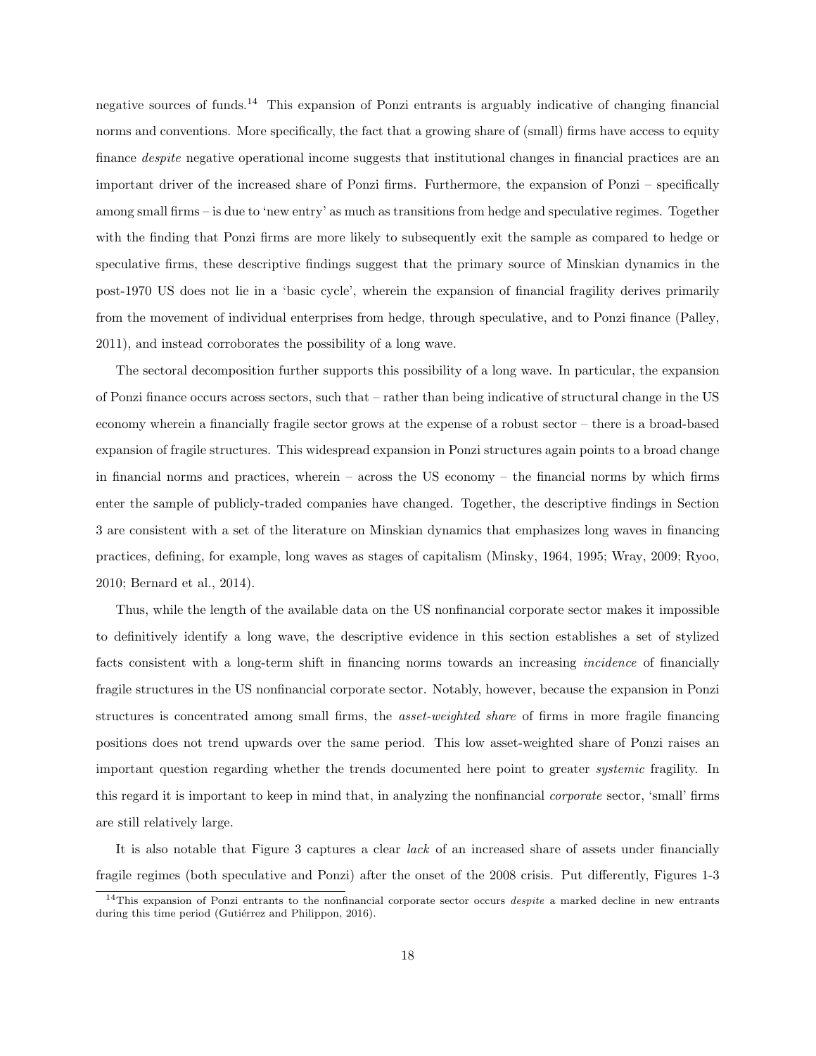negative sources of funds.[14] This expansion of Ponzi entrants is arguably indicative of changing financial norms and conventions. More specifically, the fact that a growing share of (small) firms have access to equity finance *despite* negative operational income suggests that institutional changes in financial practices are an important driver of the increased share of Ponzi firms. Furthermore, the expansion of Ponzi – specifically among small firms – is due to 'new entry' as much as transitions from hedge and speculative regimes. Together with the finding that Ponzi firms are more likely to subsequently exit the sample as compared to hedge or speculative firms, these descriptive findings suggest that the primary source of Minskian dynamics in the post-1970 US does not lie in a 'basic cycle', wherein the expansion of financial fragility derives primarily from the movement of individual enterprises from hedge, through speculative, and to Ponzi finance (Palley, 2011), and instead corroborates the possibility of a long wave.

The sectoral decomposition further supports this possibility of a long wave. In particular, the expansion of Ponzi finance occurs across sectors, such that – rather than being indicative of structural change in the US economy wherein a financially fragile sector grows at the expense of a robust sector – there is a broad-based expansion of fragile structures. This widespread expansion in Ponzi structures again points to a broad change in financial norms and practices, wherein – across the US economy – the financial norms by which firms enter the sample of publicly-traded companies have changed. Together, the descriptive findings in Section 3 are consistent with a set of the literature on Minskian dynamics that emphasizes long waves in financing practices, defining, for example, long waves as stages of capitalism (Minsky, 1964, 1995; Wray, 2009; Ryoo, 2010; Bernard et al., 2014).

Thus, while the length of the available data on the US nonfinancial corporate sector makes it impossible to definitively identify a long wave, the descriptive evidence in this section establishes a set of stylized facts consistent with a long-term shift in financing norms towards an increasing *incidence* of financially fragile structures in the US nonfinancial corporate sector. Notably, however, because the expansion in Ponzi structures is concentrated among small firms, the *asset-weighted share* of firms in more fragile financing positions does not trend upwards over the same period. This low asset-weighted share of Ponzi raises an important question regarding whether the trends documented here point to greater *systemic* fragility. In this regard it is important to keep in mind that, in analyzing the nonfinancial *corporate* sector, 'small' firms are still relatively large.

It is also notable that Figure 3 captures a clear *lack* of an increased share of assets under financially fragile regimes (both speculative and Ponzi) after the onset of the 2008 crisis. Put differently, Figures 1-3

[14] This expansion of Ponzi entrants to the nonfinancial corporate sector occurs *despite* a marked decline in new entrants during this time period (Gutiérrez and Philippon, 2016).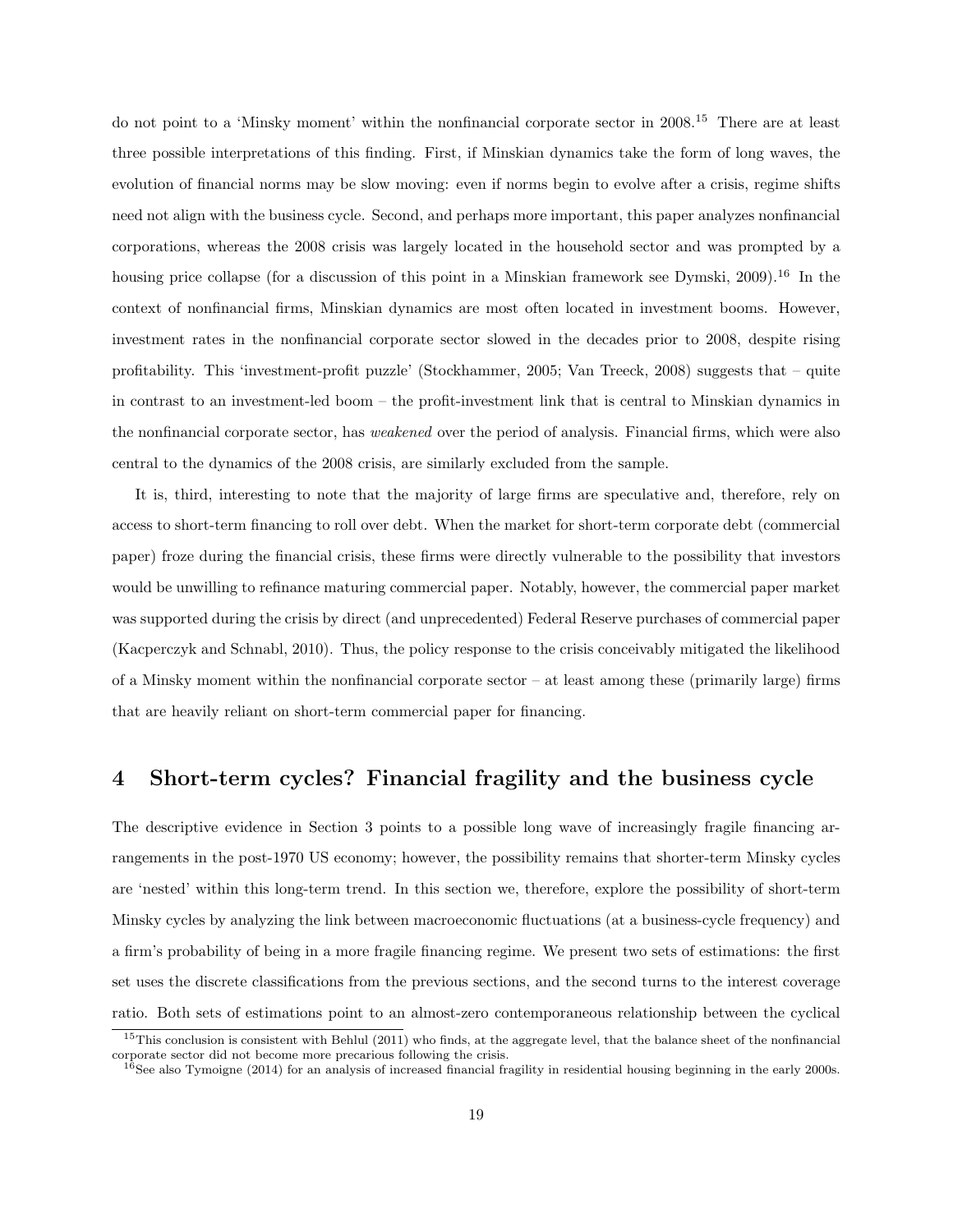do not point to a 'Minsky moment' within the nonfinancial corporate sector in 2008.[15] There are at least three possible interpretations of this finding. First, if Minskian dynamics take the form of long waves, the evolution of financial norms may be slow moving: even if norms begin to evolve after a crisis, regime shifts need not align with the business cycle. Second, and perhaps more important, this paper analyzes nonfinancial corporations, whereas the 2008 crisis was largely located in the household sector and was prompted by a housing price collapse (for a discussion of this point in a Minskian framework see Dymski, 2009).[16] In the context of nonfinancial firms, Minskian dynamics are most often located in investment booms. However, investment rates in the nonfinancial corporate sector slowed in the decades prior to 2008, despite rising profitability. This 'investment-profit puzzle' (Stockhammer, 2005; Van Treeck, 2008) suggests that – quite in contrast to an investment-led boom – the profit-investment link that is central to Minskian dynamics in the nonfinancial corporate sector, has *weakened* over the period of analysis. Financial firms, which were also central to the dynamics of the 2008 crisis, are similarly excluded from the sample.

It is, third, interesting to note that the majority of large firms are speculative and, therefore, rely on access to short-term financing to roll over debt. When the market for short-term corporate debt (commercial paper) froze during the financial crisis, these firms were directly vulnerable to the possibility that investors would be unwilling to refinance maturing commercial paper. Notably, however, the commercial paper market was supported during the crisis by direct (and unprecedented) Federal Reserve purchases of commercial paper (Kacperczyk and Schnabl, 2010). Thus, the policy response to the crisis conceivably mitigated the likelihood of a Minsky moment within the nonfinancial corporate sector – at least among these (primarily large) firms that are heavily reliant on short-term commercial paper for financing.

## 4 Short-term cycles? Financial fragility and the business cycle

The descriptive evidence in Section 3 points to a possible long wave of increasingly fragile financing arrangements in the post-1970 US economy; however, the possibility remains that shorter-term Minsky cycles are 'nested' within this long-term trend. In this section we, therefore, explore the possibility of short-term Minsky cycles by analyzing the link between macroeconomic fluctuations (at a business-cycle frequency) and a firm's probability of being in a more fragile financing regime. We present two sets of estimations: the first set uses the discrete classifications from the previous sections, and the second turns to the interest coverage ratio. Both sets of estimations point to an almost-zero contemporaneous relationship between the cyclical

[15] This conclusion is consistent with Behlul (2011) who finds, at the aggregate level, that the balance sheet of the nonfinancial corporate sector did not become more precarious following the crisis.

[16] See also Tymoigne (2014) for an analysis of increased financial fragility in residential housing beginning in the early 2000s.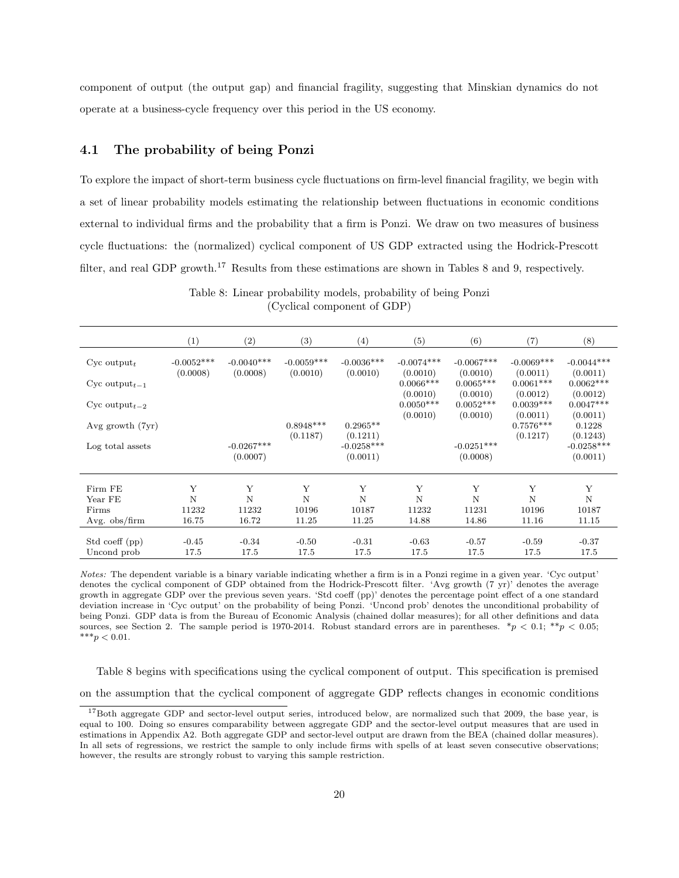component of output (the output gap) and financial fragility, suggesting that Minskian dynamics do not operate at a business-cycle frequency over this period in the US economy.

### 4.1 The probability of being Ponzi

To explore the impact of short-term business cycle fluctuations on firm-level financial fragility, we begin with a set of linear probability models estimating the relationship between fluctuations in economic conditions external to individual firms and the probability that a firm is Ponzi. We draw on two measures of business cycle fluctuations: the (normalized) cyclical component of US GDP extracted using the Hodrick-Prescott filter, and real GDP growth.[17] Results from these estimations are shown in Tables 8 and 9, respectively.

Table 8: Linear probability models, probability of being Ponzi
(Cyclical component of GDP)

| | (1) | (2) | (3) | (4) | (5) | (6) | (7) | (8) |
|---|---|---|---|---|---|---|---|---|
| Cyc output$_t$ | -0.0052*** | -0.0040*** | -0.0059*** | -0.0036*** | -0.0074*** | -0.0067*** | -0.0069*** | -0.0044*** |
| | (0.0008) | (0.0008) | (0.0010) | (0.0010) | (0.0010) | (0.0010) | (0.0011) | (0.0011) |
| Cyc output$_{t-1}$ | | | | | 0.0066*** | 0.0065*** | 0.0061*** | 0.0062*** |
| | | | | | (0.0010) | (0.0010) | (0.0012) | (0.0012) |
| Cyc output$_{t-2}$ | | | | | 0.0050*** | 0.0052*** | 0.0039*** | 0.0047*** |
| | | | | | (0.0010) | (0.0010) | (0.0011) | (0.0011) |
| Avg growth (7yr) | | | 0.8948*** | 0.2965** | | | 0.7576*** | 0.1228 |
| | | | (0.1187) | (0.1211) | | | (0.1217) | (0.1243) |
| Log total assets | | -0.0267*** | | -0.0258*** | | -0.0251*** | | -0.0258*** |
| | | (0.0007) | | (0.0011) | | (0.0008) | | (0.0011) |
| Firm FE | Y | Y | Y | Y | Y | Y | Y | Y |
| Year FE | N | N | N | N | N | N | N | N |
| Firms | 11232 | 11232 | 10196 | 10187 | 11232 | 11231 | 10196 | 10187 |
| Avg. obs/firm | 16.75 | 16.72 | 11.25 | 11.25 | 14.88 | 14.86 | 11.16 | 11.15 |
| Std coeff (pp) | -0.45 | -0.34 | -0.50 | -0.31 | -0.63 | -0.57 | -0.59 | -0.37 |
| Uncond prob | 17.5 | 17.5 | 17.5 | 17.5 | 17.5 | 17.5 | 17.5 | 17.5 |

*Notes:* The dependent variable is a binary variable indicating whether a firm is in a Ponzi regime in a given year. 'Cyc output' denotes the cyclical component of GDP obtained from the Hodrick-Prescott filter. 'Avg growth (7 yr)' denotes the average growth in aggregate GDP over the previous seven years. 'Std coeff (pp)' denotes the percentage point effect of a one standard deviation increase in 'Cyc output' on the probability of being Ponzi. 'Uncond prob' denotes the unconditional probability of being Ponzi. GDP data is from the Bureau of Economic Analysis (chained dollar measures); for all other definitions and data sources, see Section 2. The sample period is 1970-2014. Robust standard errors are in parentheses. $^{*}p < 0.1$; $^{**}p < 0.05$; $^{***}p < 0.01$.

Table 8 begins with specifications using the cyclical component of output. This specification is premised on the assumption that the cyclical component of aggregate GDP reflects changes in economic conditions

[17] Both aggregate GDP and sector-level output series, introduced below, are normalized such that 2009, the base year, is equal to 100. Doing so ensures comparability between aggregate GDP and the sector-level output measures that are used in estimations in Appendix A2. Both aggregate GDP and sector-level output are drawn from the BEA (chained dollar measures). In all sets of regressions, we restrict the sample to only include firms with spells of at least seven consecutive observations; however, the results are strongly robust to varying this sample restriction.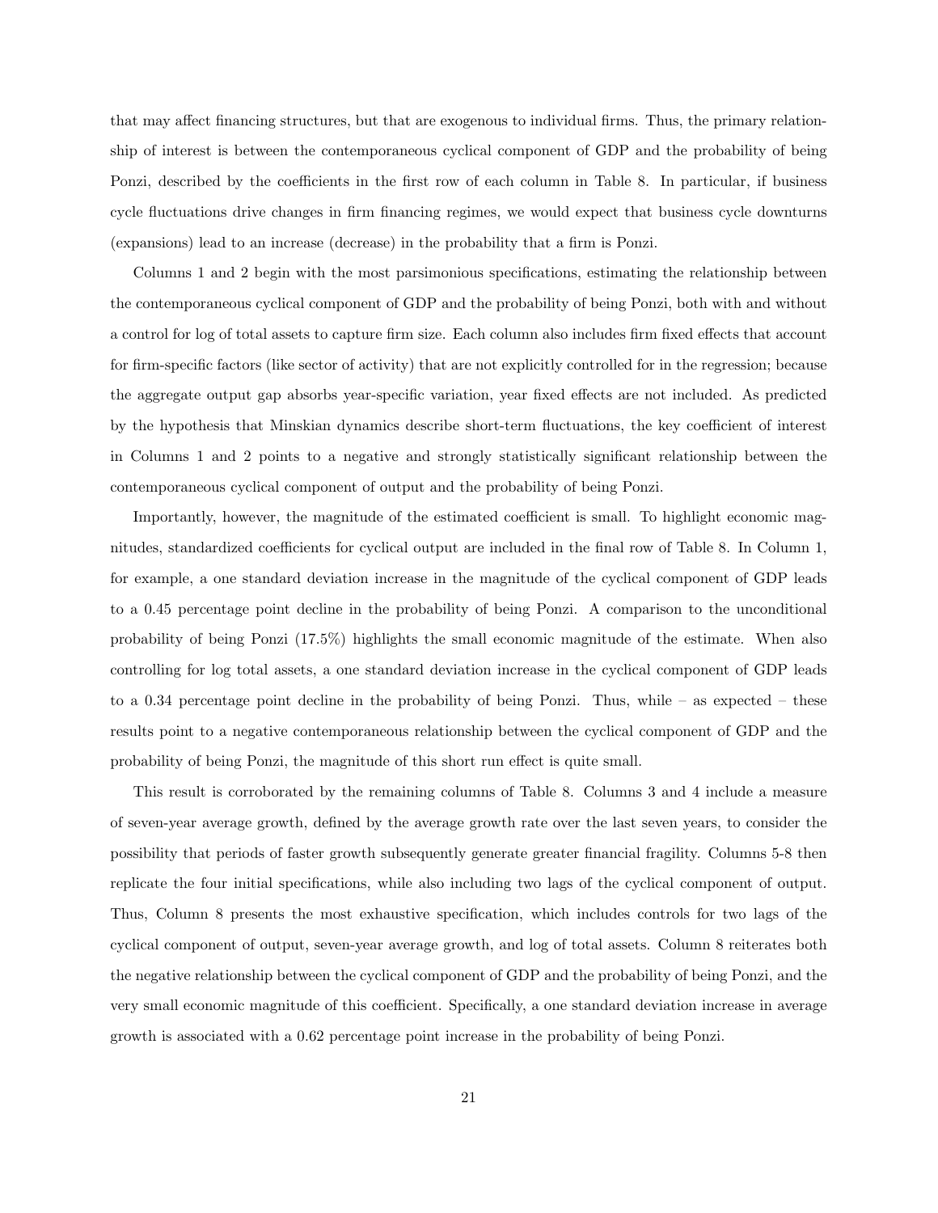that may affect financing structures, but that are exogenous to individual firms. Thus, the primary relationship of interest is between the contemporaneous cyclical component of GDP and the probability of being Ponzi, described by the coefficients in the first row of each column in Table 8. In particular, if business cycle fluctuations drive changes in firm financing regimes, we would expect that business cycle downturns (expansions) lead to an increase (decrease) in the probability that a firm is Ponzi.

Columns 1 and 2 begin with the most parsimonious specifications, estimating the relationship between the contemporaneous cyclical component of GDP and the probability of being Ponzi, both with and without a control for log of total assets to capture firm size. Each column also includes firm fixed effects that account for firm-specific factors (like sector of activity) that are not explicitly controlled for in the regression; because the aggregate output gap absorbs year-specific variation, year fixed effects are not included. As predicted by the hypothesis that Minskian dynamics describe short-term fluctuations, the key coefficient of interest in Columns 1 and 2 points to a negative and strongly statistically significant relationship between the contemporaneous cyclical component of output and the probability of being Ponzi.

Importantly, however, the magnitude of the estimated coefficient is small. To highlight economic magnitudes, standardized coefficients for cyclical output are included in the final row of Table 8. In Column 1, for example, a one standard deviation increase in the magnitude of the cyclical component of GDP leads to a 0.45 percentage point decline in the probability of being Ponzi. A comparison to the unconditional probability of being Ponzi (17.5%) highlights the small economic magnitude of the estimate. When also controlling for log total assets, a one standard deviation increase in the cyclical component of GDP leads to a 0.34 percentage point decline in the probability of being Ponzi. Thus, while – as expected – these results point to a negative contemporaneous relationship between the cyclical component of GDP and the probability of being Ponzi, the magnitude of this short run effect is quite small.

This result is corroborated by the remaining columns of Table 8. Columns 3 and 4 include a measure of seven-year average growth, defined by the average growth rate over the last seven years, to consider the possibility that periods of faster growth subsequently generate greater financial fragility. Columns 5-8 then replicate the four initial specifications, while also including two lags of the cyclical component of output. Thus, Column 8 presents the most exhaustive specification, which includes controls for two lags of the cyclical component of output, seven-year average growth, and log of total assets. Column 8 reiterates both the negative relationship between the cyclical component of GDP and the probability of being Ponzi, and the very small economic magnitude of this coefficient. Specifically, a one standard deviation increase in average growth is associated with a 0.62 percentage point increase in the probability of being Ponzi.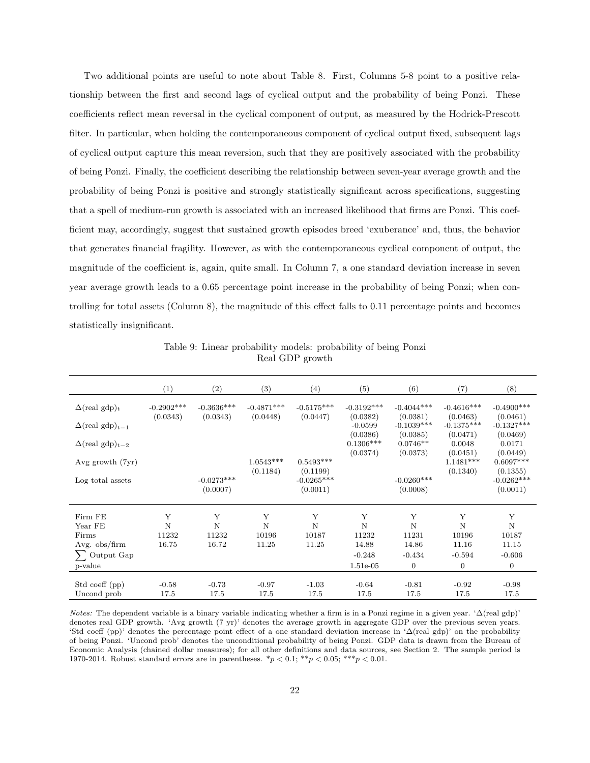Two additional points are useful to note about Table 8. First, Columns 5-8 point to a positive relationship between the first and second lags of cyclical output and the probability of being Ponzi. These coefficients reflect mean reversal in the cyclical component of output, as measured by the Hodrick-Prescott filter. In particular, when holding the contemporaneous component of cyclical output fixed, subsequent lags of cyclical output capture this mean reversion, such that they are positively associated with the probability of being Ponzi. Finally, the coefficient describing the relationship between seven-year average growth and the probability of being Ponzi is positive and strongly statistically significant across specifications, suggesting that a spell of medium-run growth is associated with an increased likelihood that firms are Ponzi. This coefficient may, accordingly, suggest that sustained growth episodes breed 'exuberance' and, thus, the behavior that generates financial fragility. However, as with the contemporaneous cyclical component of output, the magnitude of the coefficient is, again, quite small. In Column 7, a one standard deviation increase in seven year average growth leads to a 0.65 percentage point increase in the probability of being Ponzi; when controlling for total assets (Column 8), the magnitude of this effect falls to 0.11 percentage points and becomes statistically insignificant.

Table 9: Linear probability models: probability of being Ponzi
Real GDP growth

| | (1) | (2) | (3) | (4) | (5) | (6) | (7) | (8) |
|---|---|---|---|---|---|---|---|---|
| $\Delta$(real gdp)$_t$ | -0.2902*** | -0.3636*** | -0.4871*** | -0.5175*** | -0.3192*** | -0.4044*** | -0.4616*** | -0.4900*** |
| | (0.0343) | (0.0343) | (0.0448) | (0.0447) | (0.0382) | (0.0381) | (0.0463) | (0.0461) |
| $\Delta$(real gdp)$_{t-1}$ | | | | | -0.0599 | -0.1039*** | -0.1375*** | -0.1327*** |
| | | | | | (0.0386) | (0.0385) | (0.0471) | (0.0469) |
| $\Delta$(real gdp)$_{t-2}$ | | | | | 0.1306*** | 0.0746** | 0.0048 | 0.0171 |
| | | | | | (0.0374) | (0.0373) | (0.0451) | (0.0449) |
| Avg growth (7yr) | | | 1.0543*** | 0.5493*** | | | 1.1481*** | 0.6097*** |
| | | | (0.1184) | (0.1199) | | | (0.1340) | (0.1355) |
| Log total assets | | -0.0273*** | | -0.0265*** | | -0.0260*** | | -0.0262*** |
| | | (0.0007) | | (0.0011) | | (0.0008) | | (0.0011) |
| Firm FE | Y | Y | Y | Y | Y | Y | Y | Y |
| Year FE | N | N | N | N | N | N | N | N |
| Firms | 11232 | 11232 | 10196 | 10187 | 11232 | 11231 | 10196 | 10187 |
| Avg. obs/firm | 16.75 | 16.72 | 11.25 | 11.25 | 14.88 | 14.86 | 11.16 | 11.15 |
| $\sum$ Output Gap | | | | | -0.248 | -0.434 | -0.594 | -0.606 |
| p-value | | | | | 1.51e-05 | 0 | 0 | 0 |
| Std coeff (pp) | -0.58 | -0.73 | -0.97 | -1.03 | -0.64 | -0.81 | -0.92 | -0.98 |
| Uncond prob | 17.5 | 17.5 | 17.5 | 17.5 | 17.5 | 17.5 | 17.5 | 17.5 |

*Notes:* The dependent variable is a binary variable indicating whether a firm is in a Ponzi regime in a given year. '$\Delta$(real gdp)' denotes real GDP growth. 'Avg growth (7 yr)' denotes the average growth in aggregate GDP over the previous seven years. 'Std coeff (pp)' denotes the percentage point effect of a one standard deviation increase in '$\Delta$(real gdp)' on the probability of being Ponzi. 'Uncond prob' denotes the unconditional probability of being Ponzi. GDP data is drawn from the Bureau of Economic Analysis (chained dollar measures); for all other definitions and data sources, see Section 2. The sample period is 1970-2014. Robust standard errors are in parentheses. *$p < 0.1$; **$p < 0.05$; ***$p < 0.01$.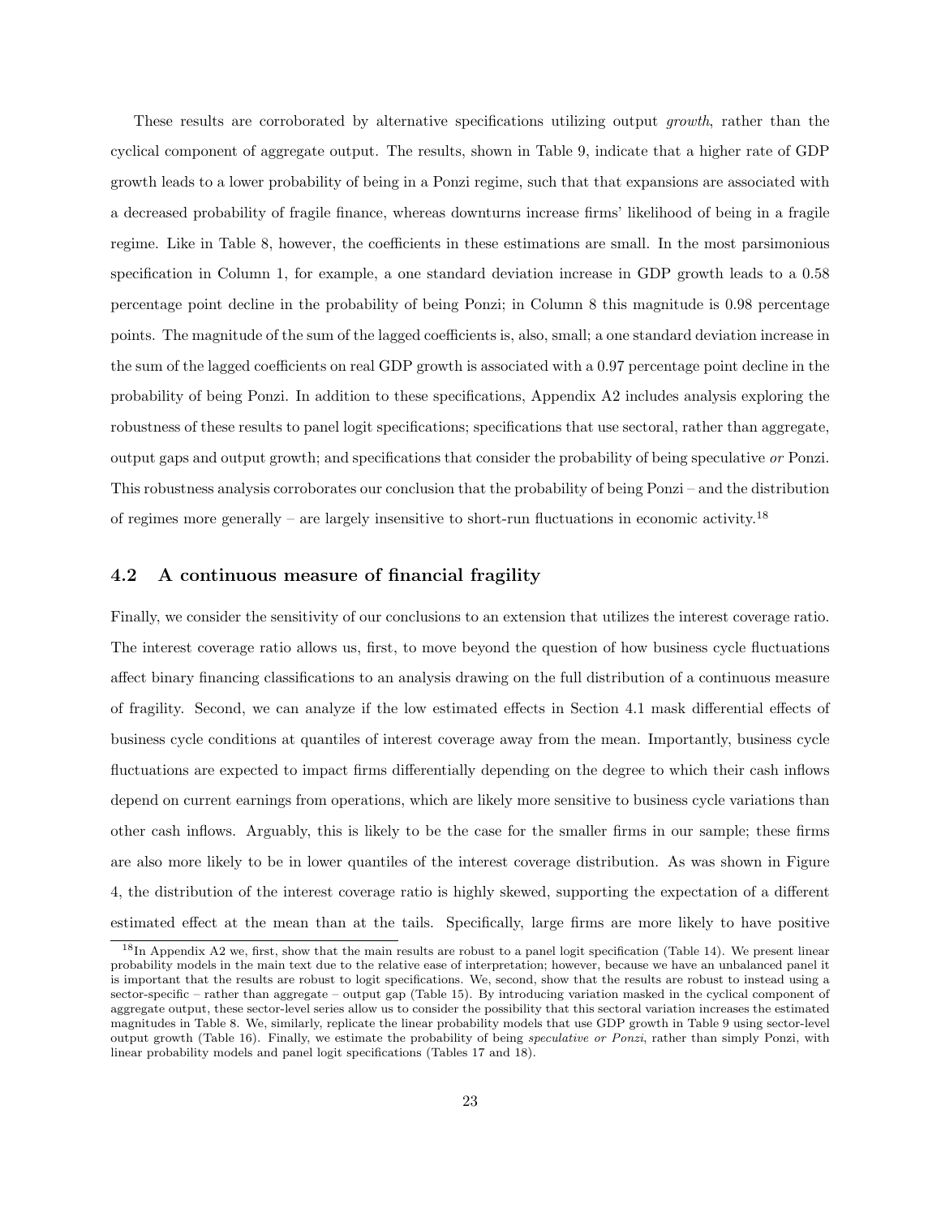These results are corroborated by alternative specifications utilizing output *growth*, rather than the cyclical component of aggregate output. The results, shown in Table 9, indicate that a higher rate of GDP growth leads to a lower probability of being in a Ponzi regime, such that that expansions are associated with a decreased probability of fragile finance, whereas downturns increase firms' likelihood of being in a fragile regime. Like in Table 8, however, the coefficients in these estimations are small. In the most parsimonious specification in Column 1, for example, a one standard deviation increase in GDP growth leads to a 0.58 percentage point decline in the probability of being Ponzi; in Column 8 this magnitude is 0.98 percentage points. The magnitude of the sum of the lagged coefficients is, also, small; a one standard deviation increase in the sum of the lagged coefficients on real GDP growth is associated with a 0.97 percentage point decline in the probability of being Ponzi. In addition to these specifications, Appendix A2 includes analysis exploring the robustness of these results to panel logit specifications; specifications that use sectoral, rather than aggregate, output gaps and output growth; and specifications that consider the probability of being speculative *or* Ponzi. This robustness analysis corroborates our conclusion that the probability of being Ponzi – and the distribution of regimes more generally – are largely insensitive to short-run fluctuations in economic activity.[18]

## 4.2 A continuous measure of financial fragility

Finally, we consider the sensitivity of our conclusions to an extension that utilizes the interest coverage ratio. The interest coverage ratio allows us, first, to move beyond the question of how business cycle fluctuations affect binary financing classifications to an analysis drawing on the full distribution of a continuous measure of fragility. Second, we can analyze if the low estimated effects in Section 4.1 mask differential effects of business cycle conditions at quantiles of interest coverage away from the mean. Importantly, business cycle fluctuations are expected to impact firms differentially depending on the degree to which their cash inflows depend on current earnings from operations, which are likely more sensitive to business cycle variations than other cash inflows. Arguably, this is likely to be the case for the smaller firms in our sample; these firms are also more likely to be in lower quantiles of the interest coverage distribution. As was shown in Figure 4, the distribution of the interest coverage ratio is highly skewed, supporting the expectation of a different estimated effect at the mean than at the tails. Specifically, large firms are more likely to have positive

[18] In Appendix A2 we, first, show that the main results are robust to a panel logit specification (Table 14). We present linear probability models in the main text due to the relative ease of interpretation; however, because we have an unbalanced panel it is important that the results are robust to logit specifications. We, second, show that the results are robust to instead using a sector-specific – rather than aggregate – output gap (Table 15). By introducing variation masked in the cyclical component of aggregate output, these sector-level series allow us to consider the possibility that this sectoral variation increases the estimated magnitudes in Table 8. We, similarly, replicate the linear probability models that use GDP growth in Table 9 using sector-level output growth (Table 16). Finally, we estimate the probability of being *speculative or Ponzi*, rather than simply Ponzi, with linear probability models and panel logit specifications (Tables 17 and 18).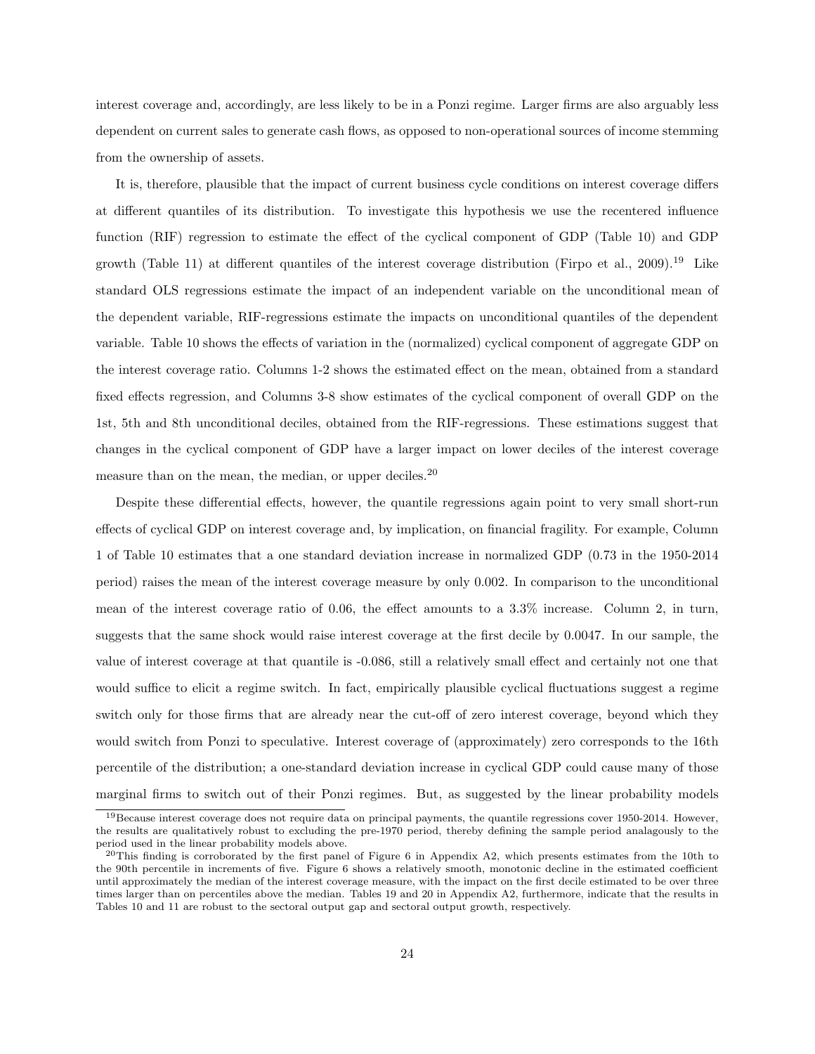interest coverage and, accordingly, are less likely to be in a Ponzi regime. Larger firms are also arguably less dependent on current sales to generate cash flows, as opposed to non-operational sources of income stemming from the ownership of assets.

It is, therefore, plausible that the impact of current business cycle conditions on interest coverage differs at different quantiles of its distribution. To investigate this hypothesis we use the recentered influence function (RIF) regression to estimate the effect of the cyclical component of GDP (Table 10) and GDP growth (Table 11) at different quantiles of the interest coverage distribution (Firpo et al., 2009).[19] Like standard OLS regressions estimate the impact of an independent variable on the unconditional mean of the dependent variable, RIF-regressions estimate the impacts on unconditional quantiles of the dependent variable. Table 10 shows the effects of variation in the (normalized) cyclical component of aggregate GDP on the interest coverage ratio. Columns 1-2 shows the estimated effect on the mean, obtained from a standard fixed effects regression, and Columns 3-8 show estimates of the cyclical component of overall GDP on the 1st, 5th and 8th unconditional deciles, obtained from the RIF-regressions. These estimations suggest that changes in the cyclical component of GDP have a larger impact on lower deciles of the interest coverage measure than on the mean, the median, or upper deciles.[20]

Despite these differential effects, however, the quantile regressions again point to very small short-run effects of cyclical GDP on interest coverage and, by implication, on financial fragility. For example, Column 1 of Table 10 estimates that a one standard deviation increase in normalized GDP (0.73 in the 1950-2014 period) raises the mean of the interest coverage measure by only 0.002. In comparison to the unconditional mean of the interest coverage ratio of 0.06, the effect amounts to a 3.3% increase. Column 2, in turn, suggests that the same shock would raise interest coverage at the first decile by 0.0047. In our sample, the value of interest coverage at that quantile is -0.086, still a relatively small effect and certainly not one that would suffice to elicit a regime switch. In fact, empirically plausible cyclical fluctuations suggest a regime switch only for those firms that are already near the cut-off of zero interest coverage, beyond which they would switch from Ponzi to speculative. Interest coverage of (approximately) zero corresponds to the 16th percentile of the distribution; a one-standard deviation increase in cyclical GDP could cause many of those marginal firms to switch out of their Ponzi regimes. But, as suggested by the linear probability models

[19] Because interest coverage does not require data on principal payments, the quantile regressions cover 1950-2014. However, the results are qualitatively robust to excluding the pre-1970 period, thereby defining the sample period analagously to the period used in the linear probability models above.

[20] This finding is corroborated by the first panel of Figure 6 in Appendix A2, which presents estimates from the 10th to the 90th percentile in increments of five. Figure 6 shows a relatively smooth, monotonic decline in the estimated coefficient until approximately the median of the interest coverage measure, with the impact on the first decile estimated to be over three times larger than on percentiles above the median. Tables 19 and 20 in Appendix A2, furthermore, indicate that the results in Tables 10 and 11 are robust to the sectoral output gap and sectoral output growth, respectively.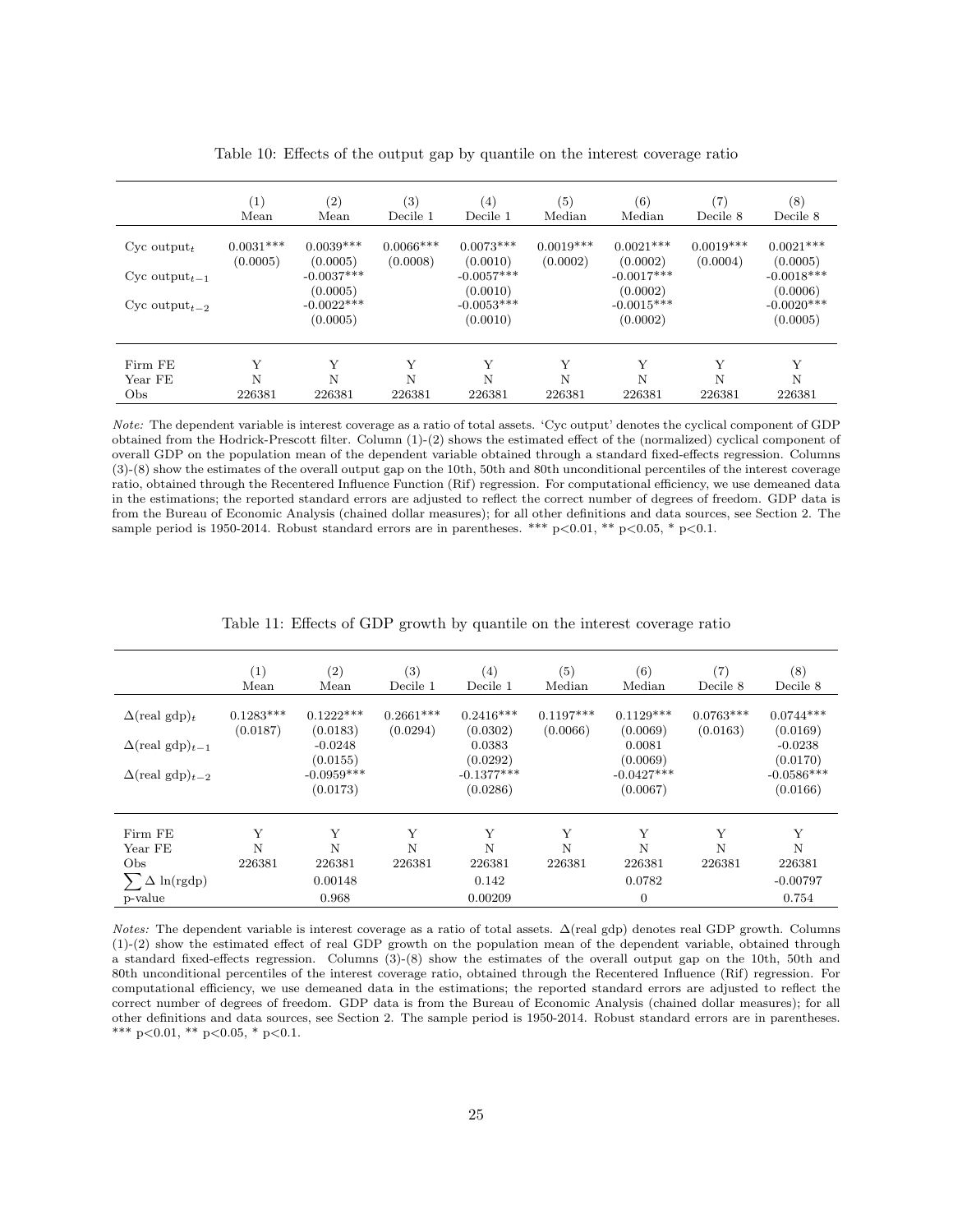Table 10: Effects of the output gap by quantile on the interest coverage ratio

| | (1) Mean | (2) Mean | (3) Decile 1 | (4) Decile 1 | (5) Median | (6) Median | (7) Decile 8 | (8) Decile 8 |
|---|---|---|---|---|---|---|---|---|
| Cyc output$_t$ | 0.0031*** | 0.0039*** | 0.0066*** | 0.0073*** | 0.0019*** | 0.0021*** | 0.0019*** | 0.0021*** |
| | (0.0005) | (0.0005) | (0.0008) | (0.0010) | (0.0002) | (0.0002) | (0.0004) | (0.0005) |
| Cyc output$_{t-1}$ | | -0.0037*** | | -0.0057*** | | -0.0017*** | | -0.0018*** |
| | | (0.0005) | | (0.0010) | | (0.0002) | | (0.0006) |
| Cyc output$_{t-2}$ | | -0.0022*** | | -0.0053*** | | -0.0015*** | | -0.0020*** |
| | | (0.0005) | | (0.0010) | | (0.0002) | | (0.0005) |
| Firm FE | Y | Y | Y | Y | Y | Y | Y | Y |
| Year FE | N | N | N | N | N | N | N | N |
| Obs | 226381 | 226381 | 226381 | 226381 | 226381 | 226381 | 226381 | 226381 |

*Note:* The dependent variable is interest coverage as a ratio of total assets. 'Cyc output' denotes the cyclical component of GDP obtained from the Hodrick-Prescott filter. Column (1)-(2) shows the estimated effect of the (normalized) cyclical component of overall GDP on the population mean of the dependent variable obtained through a standard fixed-effects regression. Columns (3)-(8) show the estimates of the overall output gap on the 10th, 50th and 80th unconditional percentiles of the interest coverage ratio, obtained through the Recentered Influence Function (Rif) regression. For computational efficiency, we use demeaned data in the estimations; the reported standard errors are adjusted to reflect the correct number of degrees of freedom. GDP data is from the Bureau of Economic Analysis (chained dollar measures); for all other definitions and data sources, see Section 2. The sample period is 1950-2014. Robust standard errors are in parentheses. *** p<0.01, ** p<0.05, * p<0.1.

Table 11: Effects of GDP growth by quantile on the interest coverage ratio

| | (1) Mean | (2) Mean | (3) Decile 1 | (4) Decile 1 | (5) Median | (6) Median | (7) Decile 8 | (8) Decile 8 |
|---|---|---|---|---|---|---|---|---|
| $\Delta$(real gdp)$_t$ | 0.1283*** | 0.1222*** | 0.2661*** | 0.2416*** | 0.1197*** | 0.1129*** | 0.0763*** | 0.0744*** |
| | (0.0187) | (0.0183) | (0.0294) | (0.0302) | (0.0066) | (0.0069) | (0.0163) | (0.0169) |
| $\Delta$(real gdp)$_{t-1}$ | | -0.0248 | | 0.0383 | | 0.0081 | | -0.0238 |
| | | (0.0155) | | (0.0292) | | (0.0069) | | (0.0170) |
| $\Delta$(real gdp)$_{t-2}$ | | -0.0959*** | | -0.1377*** | | -0.0427*** | | -0.0586*** |
| | | (0.0173) | | (0.0286) | | (0.0067) | | (0.0166) |
| Firm FE | Y | Y | Y | Y | Y | Y | Y | Y |
| Year FE | N | N | N | N | N | N | N | N |
| Obs | 226381 | 226381 | 226381 | 226381 | 226381 | 226381 | 226381 | 226381 |
| $\sum \Delta$ ln(rgdp) | | 0.00148 | | 0.142 | | 0.0782 | | -0.00797 |
| p-value | | 0.968 | | 0.00209 | | 0 | | 0.754 |

*Notes:* The dependent variable is interest coverage as a ratio of total assets. $\Delta$(real gdp) denotes real GDP growth. Columns (1)-(2) show the estimated effect of real GDP growth on the population mean of the dependent variable, obtained through a standard fixed-effects regression. Columns (3)-(8) show the estimates of the overall output gap on the 10th, 50th and 80th unconditional percentiles of the interest coverage ratio, obtained through the Recentered Influence (Rif) regression. For computational efficiency, we use demeaned data in the estimations; the reported standard errors are adjusted to reflect the correct number of degrees of freedom. GDP data is from the Bureau of Economic Analysis (chained dollar measures); for all other definitions and data sources, see Section 2. The sample period is 1950-2014. Robust standard errors are in parentheses. *** p<0.01, ** p<0.05, * p<0.1.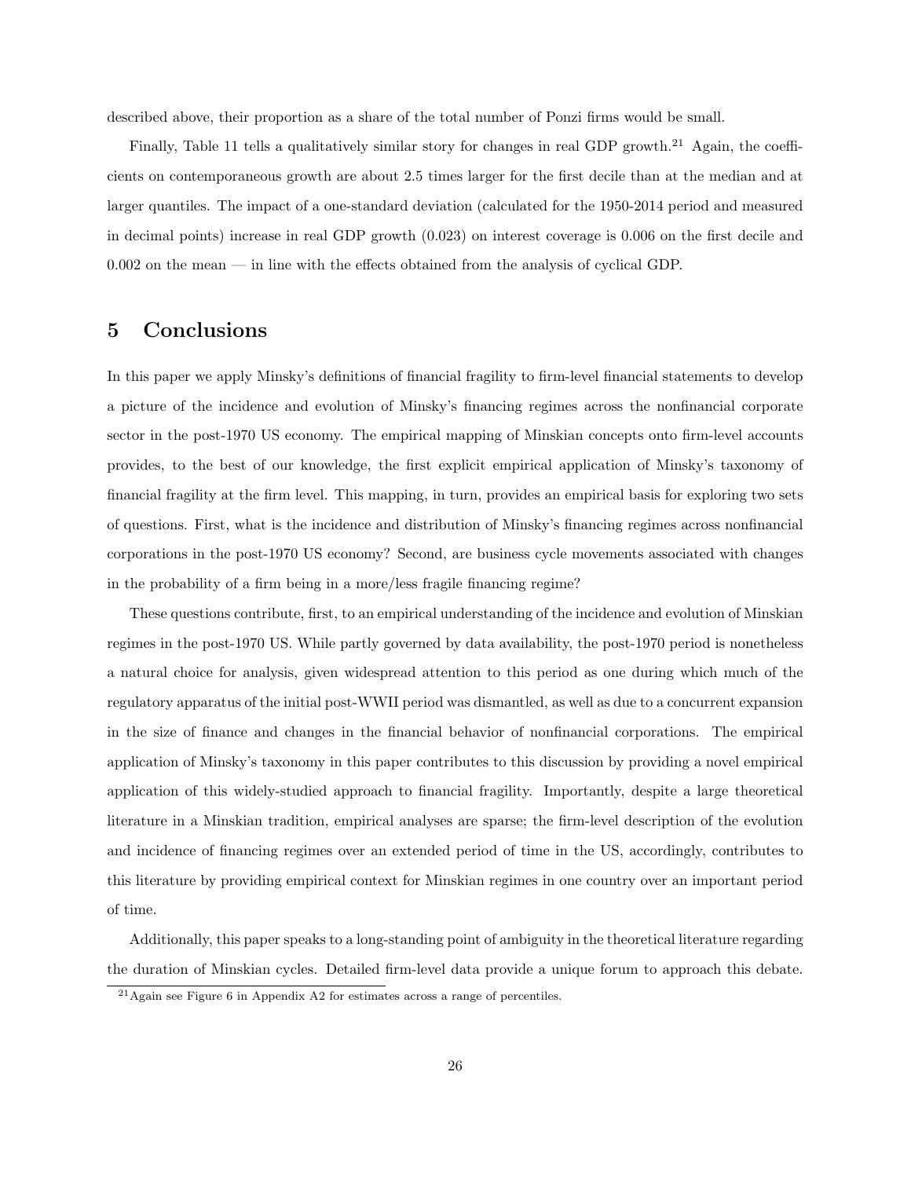described above, their proportion as a share of the total number of Ponzi firms would be small.

Finally, Table 11 tells a qualitatively similar story for changes in real GDP growth.[21] Again, the coefficients on contemporaneous growth are about 2.5 times larger for the first decile than at the median and at larger quantiles. The impact of a one-standard deviation (calculated for the 1950-2014 period and measured in decimal points) increase in real GDP growth (0.023) on interest coverage is 0.006 on the first decile and 0.002 on the mean — in line with the effects obtained from the analysis of cyclical GDP.

# 5 Conclusions

In this paper we apply Minsky's definitions of financial fragility to firm-level financial statements to develop a picture of the incidence and evolution of Minsky's financing regimes across the nonfinancial corporate sector in the post-1970 US economy. The empirical mapping of Minskian concepts onto firm-level accounts provides, to the best of our knowledge, the first explicit empirical application of Minsky's taxonomy of financial fragility at the firm level. This mapping, in turn, provides an empirical basis for exploring two sets of questions. First, what is the incidence and distribution of Minsky's financing regimes across nonfinancial corporations in the post-1970 US economy? Second, are business cycle movements associated with changes in the probability of a firm being in a more/less fragile financing regime?

These questions contribute, first, to an empirical understanding of the incidence and evolution of Minskian regimes in the post-1970 US. While partly governed by data availability, the post-1970 period is nonetheless a natural choice for analysis, given widespread attention to this period as one during which much of the regulatory apparatus of the initial post-WWII period was dismantled, as well as due to a concurrent expansion in the size of finance and changes in the financial behavior of nonfinancial corporations. The empirical application of Minsky's taxonomy in this paper contributes to this discussion by providing a novel empirical application of this widely-studied approach to financial fragility. Importantly, despite a large theoretical literature in a Minskian tradition, empirical analyses are sparse; the firm-level description of the evolution and incidence of financing regimes over an extended period of time in the US, accordingly, contributes to this literature by providing empirical context for Minskian regimes in one country over an important period of time.

Additionally, this paper speaks to a long-standing point of ambiguity in the theoretical literature regarding the duration of Minskian cycles. Detailed firm-level data provide a unique forum to approach this debate.

[21] Again see Figure 6 in Appendix A2 for estimates across a range of percentiles.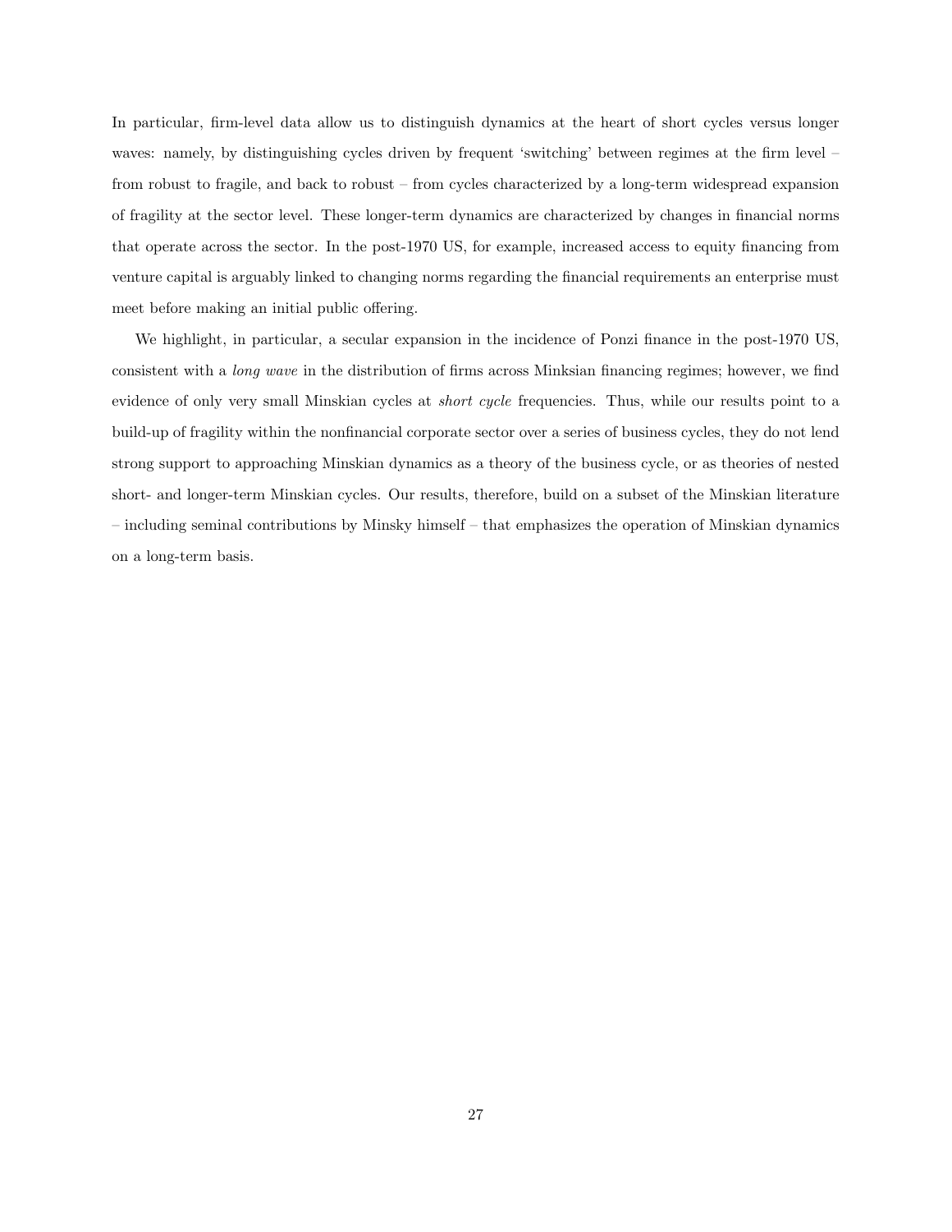In particular, firm-level data allow us to distinguish dynamics at the heart of short cycles versus longer waves: namely, by distinguishing cycles driven by frequent 'switching' between regimes at the firm level – from robust to fragile, and back to robust – from cycles characterized by a long-term widespread expansion of fragility at the sector level. These longer-term dynamics are characterized by changes in financial norms that operate across the sector. In the post-1970 US, for example, increased access to equity financing from venture capital is arguably linked to changing norms regarding the financial requirements an enterprise must meet before making an initial public offering.

We highlight, in particular, a secular expansion in the incidence of Ponzi finance in the post-1970 US, consistent with a *long wave* in the distribution of firms across Minksian financing regimes; however, we find evidence of only very small Minskian cycles at *short cycle* frequencies. Thus, while our results point to a build-up of fragility within the nonfinancial corporate sector over a series of business cycles, they do not lend strong support to approaching Minskian dynamics as a theory of the business cycle, or as theories of nested short- and longer-term Minskian cycles. Our results, therefore, build on a subset of the Minskian literature – including seminal contributions by Minsky himself – that emphasizes the operation of Minskian dynamics on a long-term basis.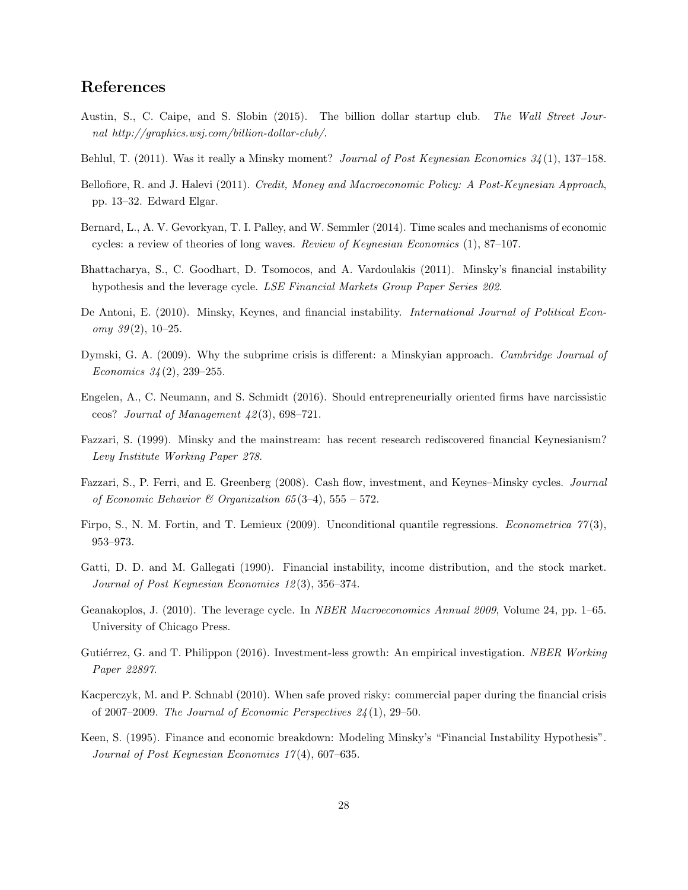## References

Austin, S., C. Caipe, and S. Slobin (2015). The billion dollar startup club. *The Wall Street Journal http://graphics.wsj.com/billion-dollar-club/.*

Behlul, T. (2011). Was it really a Minsky moment? *Journal of Post Keynesian Economics 34*(1), 137–158.

Bellofiore, R. and J. Halevi (2011). *Credit, Money and Macroeconomic Policy: A Post-Keynesian Approach*, pp. 13–32. Edward Elgar.

Bernard, L., A. V. Gevorkyan, T. I. Palley, and W. Semmler (2014). Time scales and mechanisms of economic cycles: a review of theories of long waves. *Review of Keynesian Economics* (1), 87–107.

Bhattacharya, S., C. Goodhart, D. Tsomocos, and A. Vardoulakis (2011). Minsky's financial instability hypothesis and the leverage cycle. *LSE Financial Markets Group Paper Series 202*.

De Antoni, E. (2010). Minsky, Keynes, and financial instability. *International Journal of Political Economy 39*(2), 10–25.

Dymski, G. A. (2009). Why the subprime crisis is different: a Minskyian approach. *Cambridge Journal of Economics 34*(2), 239–255.

Engelen, A., C. Neumann, and S. Schmidt (2016). Should entrepreneurially oriented firms have narcissistic ceos? *Journal of Management 42*(3), 698–721.

Fazzari, S. (1999). Minsky and the mainstream: has recent research rediscovered financial Keynesianism? *Levy Institute Working Paper 278*.

Fazzari, S., P. Ferri, and E. Greenberg (2008). Cash flow, investment, and Keynes–Minsky cycles. *Journal of Economic Behavior & Organization 65*(3–4), 555 – 572.

Firpo, S., N. M. Fortin, and T. Lemieux (2009). Unconditional quantile regressions. *Econometrica 77*(3), 953–973.

Gatti, D. D. and M. Gallegati (1990). Financial instability, income distribution, and the stock market. *Journal of Post Keynesian Economics 12*(3), 356–374.

Geanakoplos, J. (2010). The leverage cycle. In *NBER Macroeconomics Annual 2009*, Volume 24, pp. 1–65. University of Chicago Press.

Gutiérrez, G. and T. Philippon (2016). Investment-less growth: An empirical investigation. *NBER Working Paper 22897*.

Kacperczyk, M. and P. Schnabl (2010). When safe proved risky: commercial paper during the financial crisis of 2007–2009. *The Journal of Economic Perspectives 24*(1), 29–50.

Keen, S. (1995). Finance and economic breakdown: Modeling Minsky's "Financial Instability Hypothesis". *Journal of Post Keynesian Economics 17*(4), 607–635.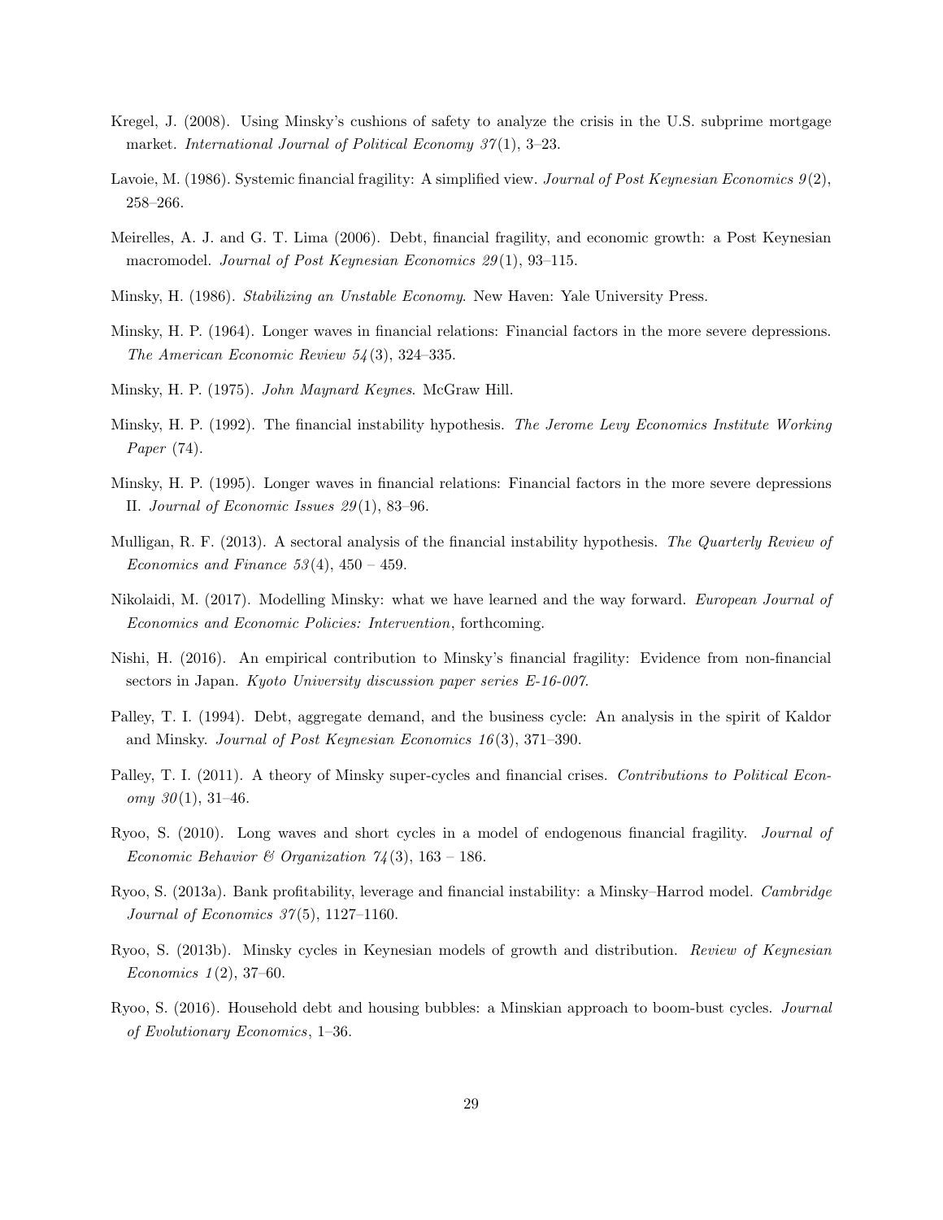Kregel, J. (2008). Using Minsky's cushions of safety to analyze the crisis in the U.S. subprime mortgage market. *International Journal of Political Economy 37*(1), 3–23.

Lavoie, M. (1986). Systemic financial fragility: A simplified view. *Journal of Post Keynesian Economics 9*(2), 258–266.

Meirelles, A. J. and G. T. Lima (2006). Debt, financial fragility, and economic growth: a Post Keynesian macromodel. *Journal of Post Keynesian Economics 29*(1), 93–115.

Minsky, H. (1986). *Stabilizing an Unstable Economy*. New Haven: Yale University Press.

Minsky, H. P. (1964). Longer waves in financial relations: Financial factors in the more severe depressions. *The American Economic Review 54*(3), 324–335.

Minsky, H. P. (1975). *John Maynard Keynes*. McGraw Hill.

Minsky, H. P. (1992). The financial instability hypothesis. *The Jerome Levy Economics Institute Working Paper* (74).

Minsky, H. P. (1995). Longer waves in financial relations: Financial factors in the more severe depressions II. *Journal of Economic Issues 29*(1), 83–96.

Mulligan, R. F. (2013). A sectoral analysis of the financial instability hypothesis. *The Quarterly Review of Economics and Finance 53*(4), 450 – 459.

Nikolaidi, M. (2017). Modelling Minsky: what we have learned and the way forward. *European Journal of Economics and Economic Policies: Intervention*, forthcoming.

Nishi, H. (2016). An empirical contribution to Minsky's financial fragility: Evidence from non-financial sectors in Japan. *Kyoto University discussion paper series E-16-007*.

Palley, T. I. (1994). Debt, aggregate demand, and the business cycle: An analysis in the spirit of Kaldor and Minsky. *Journal of Post Keynesian Economics 16*(3), 371–390.

Palley, T. I. (2011). A theory of Minsky super-cycles and financial crises. *Contributions to Political Economy 30*(1), 31–46.

Ryoo, S. (2010). Long waves and short cycles in a model of endogenous financial fragility. *Journal of Economic Behavior & Organization 74*(3), 163 – 186.

Ryoo, S. (2013a). Bank profitability, leverage and financial instability: a Minsky–Harrod model. *Cambridge Journal of Economics 37*(5), 1127–1160.

Ryoo, S. (2013b). Minsky cycles in Keynesian models of growth and distribution. *Review of Keynesian Economics 1*(2), 37–60.

Ryoo, S. (2016). Household debt and housing bubbles: a Minskian approach to boom-bust cycles. *Journal of Evolutionary Economics*, 1–36.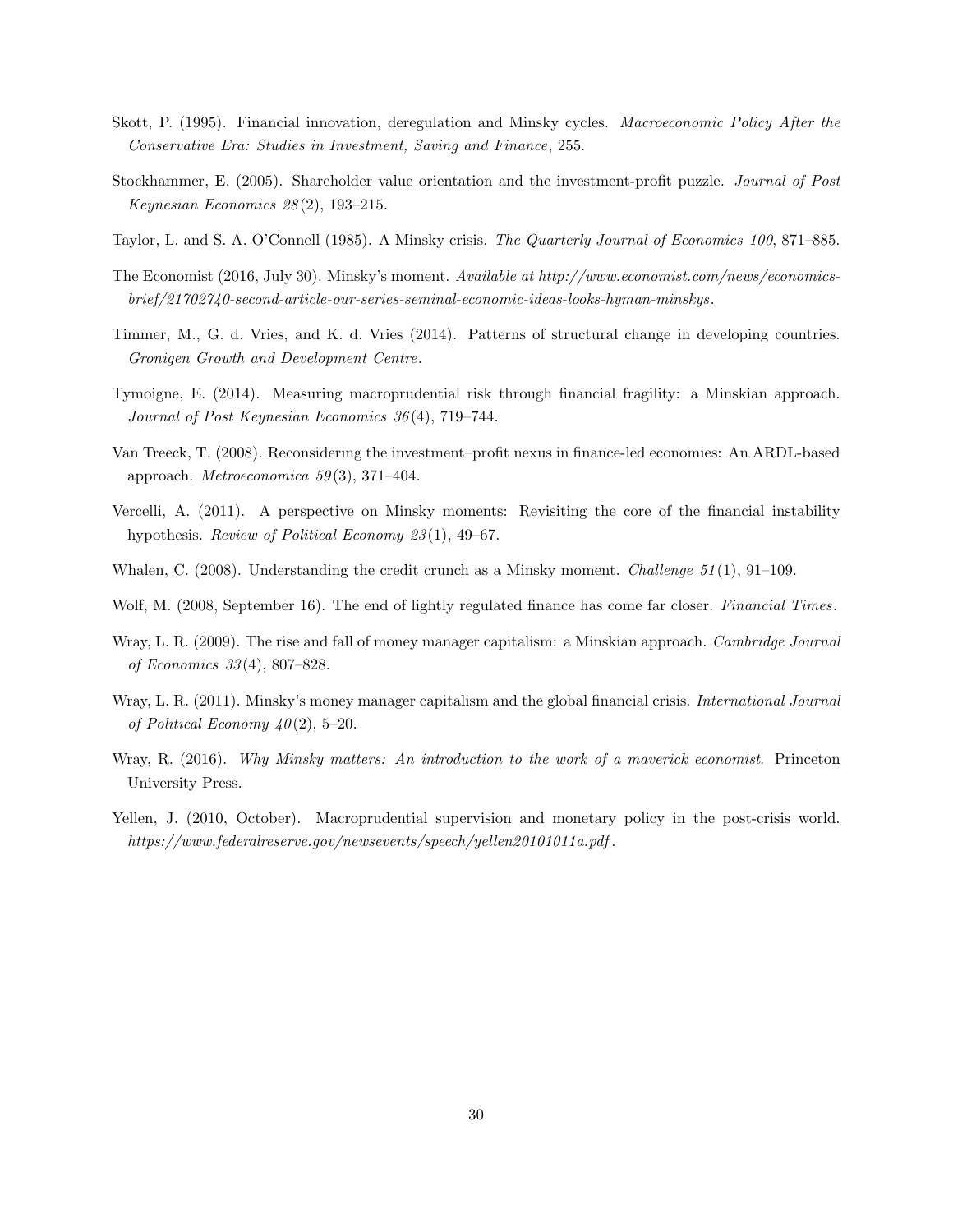Skott, P. (1995). Financial innovation, deregulation and Minsky cycles. *Macroeconomic Policy After the Conservative Era: Studies in Investment, Saving and Finance*, 255.

Stockhammer, E. (2005). Shareholder value orientation and the investment-profit puzzle. *Journal of Post Keynesian Economics 28*(2), 193–215.

Taylor, L. and S. A. O'Connell (1985). A Minsky crisis. *The Quarterly Journal of Economics 100*, 871–885.

The Economist (2016, July 30). Minsky's moment. *Available at http://www.economist.com/news/economics-brief/21702740-second-article-our-series-seminal-economic-ideas-looks-hyman-minskys*.

Timmer, M., G. d. Vries, and K. d. Vries (2014). Patterns of structural change in developing countries. *Gronigen Growth and Development Centre*.

Tymoigne, E. (2014). Measuring macroprudential risk through financial fragility: a Minskian approach. *Journal of Post Keynesian Economics 36*(4), 719–744.

Van Treeck, T. (2008). Reconsidering the investment–profit nexus in finance-led economies: An ARDL-based approach. *Metroeconomica 59*(3), 371–404.

Vercelli, A. (2011). A perspective on Minsky moments: Revisiting the core of the financial instability hypothesis. *Review of Political Economy 23*(1), 49–67.

Whalen, C. (2008). Understanding the credit crunch as a Minsky moment. *Challenge 51*(1), 91–109.

Wolf, M. (2008, September 16). The end of lightly regulated finance has come far closer. *Financial Times*.

Wray, L. R. (2009). The rise and fall of money manager capitalism: a Minskian approach. *Cambridge Journal of Economics 33*(4), 807–828.

Wray, L. R. (2011). Minsky's money manager capitalism and the global financial crisis. *International Journal of Political Economy 40*(2), 5–20.

Wray, R. (2016). *Why Minsky matters: An introduction to the work of a maverick economist*. Princeton University Press.

Yellen, J. (2010, October). Macroprudential supervision and monetary policy in the post-crisis world. *https://www.federalreserve.gov/newsevents/speech/yellen20101011a.pdf*.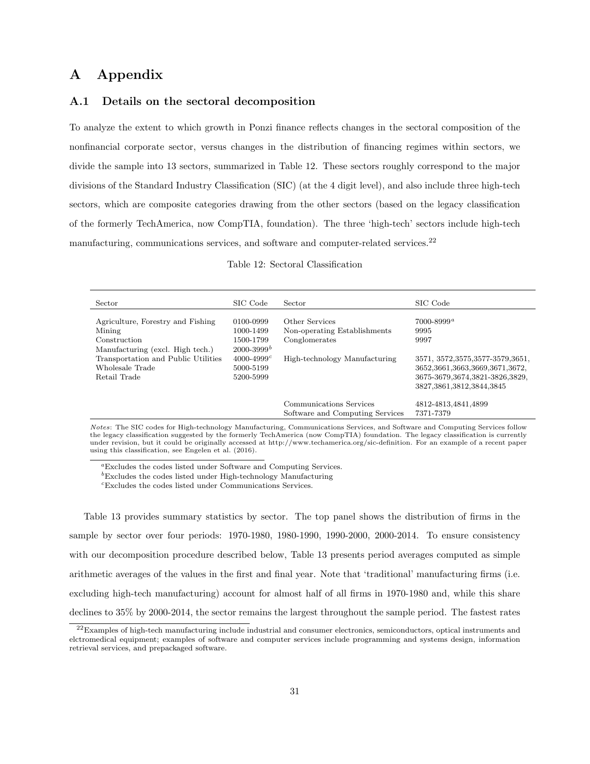# A Appendix

## A.1 Details on the sectoral decomposition

To analyze the extent to which growth in Ponzi finance reflects changes in the sectoral composition of the nonfinancial corporate sector, versus changes in the distribution of financing regimes within sectors, we divide the sample into 13 sectors, summarized in Table 12. These sectors roughly correspond to the major divisions of the Standard Industry Classification (SIC) (at the 4 digit level), and also include three high-tech sectors, which are composite categories drawing from the other sectors (based on the legacy classification of the formerly TechAmerica, now CompTIA, foundation). The three 'high-tech' sectors include high-tech manufacturing, communications services, and software and computer-related services.[22]

Table 12: Sectoral Classification

| Sector | SIC Code | Sector | SIC Code |
|---|---|---|---|
| Agriculture, Forestry and Fishing | 0100-0999 | Other Services | 7000-8999[a] |
| Mining | 1000-1499 | Non-operating Establishments | 9995 |
| Construction | 1500-1799 | Conglomerates | 9997 |
| Manufacturing (excl. High tech.) | 2000-3999[b] | | |
| Transportation and Public Utilities | 4000-4999[c] | High-technology Manufacturing | 3571, 3572,3575,3577-3579,3651, 3652,3661,3663,3669,3671,3672, 3675-3679,3674,3821-3826,3829, 3827,3861,3812,3844,3845 |
| Wholesale Trade | 5000-5199 | | |
| Retail Trade | 5200-5999 | | |
| | | Communications Services | 4812-4813,4841,4899 |
| | | Software and Computing Services | 7371-7379 |

*Notes*: The SIC codes for High-technology Manufacturing, Communications Services, and Software and Computing Services follow the legacy classification suggested by the formerly TechAmerica (now CompTIA) foundation. The legacy classification is currently under revision, but it could be originally accessed at http://www.techamerica.org/sic-definition. For an example of a recent paper using this classification, see Engelen et al. (2016).

[a]Excludes the codes listed under Software and Computing Services.

[b]Excludes the codes listed under High-technology Manufacturing

[c]Excludes the codes listed under Communications Services.

Table 13 provides summary statistics by sector. The top panel shows the distribution of firms in the sample by sector over four periods: 1970-1980, 1980-1990, 1990-2000, 2000-2014. To ensure consistency with our decomposition procedure described below, Table 13 presents period averages computed as simple arithmetic averages of the values in the first and final year. Note that 'traditional' manufacturing firms (i.e. excluding high-tech manufacturing) account for almost half of all firms in 1970-1980 and, while this share declines to 35% by 2000-2014, the sector remains the largest throughout the sample period. The fastest rates

[22]Examples of high-tech manufacturing include industrial and consumer electronics, semiconductors, optical instruments and elctromedical equipment; examples of software and computer services include programming and systems design, information retrieval services, and prepackaged software.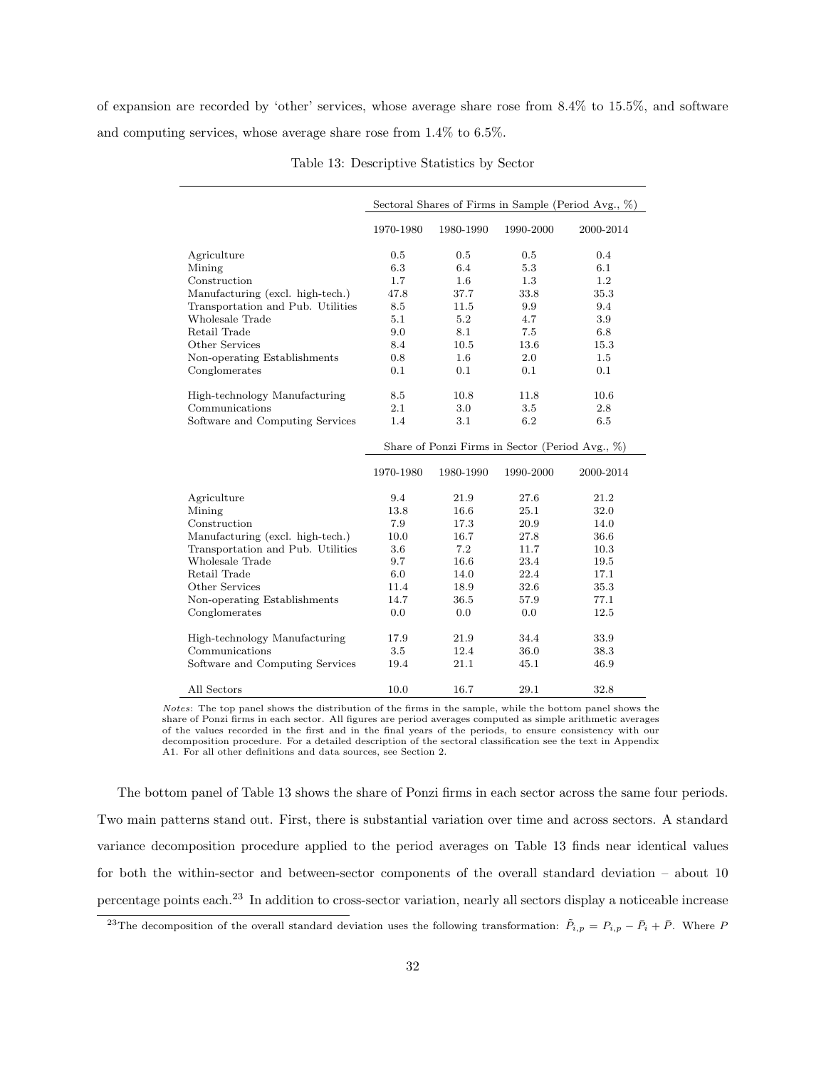of expansion are recorded by 'other' services, whose average share rose from 8.4% to 15.5%, and software and computing services, whose average share rose from 1.4% to 6.5%.

Table 13: Descriptive Statistics by Sector

| | Sectoral Shares of Firms in Sample (Period Avg., %) | | | |
|---|---|---|---|---|
| | 1970-1980 | 1980-1990 | 1990-2000 | 2000-2014 |
| Agriculture | 0.5 | 0.5 | 0.5 | 0.4 |
| Mining | 6.3 | 6.4 | 5.3 | 6.1 |
| Construction | 1.7 | 1.6 | 1.3 | 1.2 |
| Manufacturing (excl. high-tech.) | 47.8 | 37.7 | 33.8 | 35.3 |
| Transportation and Pub. Utilities | 8.5 | 11.5 | 9.9 | 9.4 |
| Wholesale Trade | 5.1 | 5.2 | 4.7 | 3.9 |
| Retail Trade | 9.0 | 8.1 | 7.5 | 6.8 |
| Other Services | 8.4 | 10.5 | 13.6 | 15.3 |
| Non-operating Establishments | 0.8 | 1.6 | 2.0 | 1.5 |
| Conglomerates | 0.1 | 0.1 | 0.1 | 0.1 |
| High-technology Manufacturing | 8.5 | 10.8 | 11.8 | 10.6 |
| Communications | 2.1 | 3.0 | 3.5 | 2.8 |
| Software and Computing Services | 1.4 | 3.1 | 6.2 | 6.5 |
| | Share of Ponzi Firms in Sector (Period Avg., %) | | | |
| | 1970-1980 | 1980-1990 | 1990-2000 | 2000-2014 |
| Agriculture | 9.4 | 21.9 | 27.6 | 21.2 |
| Mining | 13.8 | 16.6 | 25.1 | 32.0 |
| Construction | 7.9 | 17.3 | 20.9 | 14.0 |
| Manufacturing (excl. high-tech.) | 10.0 | 16.7 | 27.8 | 36.6 |
| Transportation and Pub. Utilities | 3.6 | 7.2 | 11.7 | 10.3 |
| Wholesale Trade | 9.7 | 16.6 | 23.4 | 19.5 |
| Retail Trade | 6.0 | 14.0 | 22.4 | 17.1 |
| Other Services | 11.4 | 18.9 | 32.6 | 35.3 |
| Non-operating Establishments | 14.7 | 36.5 | 57.9 | 77.1 |
| Conglomerates | 0.0 | 0.0 | 0.0 | 12.5 |
| High-technology Manufacturing | 17.9 | 21.9 | 34.4 | 33.9 |
| Communications | 3.5 | 12.4 | 36.0 | 38.3 |
| Software and Computing Services | 19.4 | 21.1 | 45.1 | 46.9 |
| All Sectors | 10.0 | 16.7 | 29.1 | 32.8 |

*Notes*: The top panel shows the distribution of the firms in the sample, while the bottom panel shows the share of Ponzi firms in each sector. All figures are period averages computed as simple arithmetic averages of the values recorded in the first and in the final years of the periods, to ensure consistency with our decomposition procedure. For a detailed description of the sectoral classification see the text in Appendix A1. For all other definitions and data sources, see Section 2.

The bottom panel of Table 13 shows the share of Ponzi firms in each sector across the same four periods. Two main patterns stand out. First, there is substantial variation over time and across sectors. A standard variance decomposition procedure applied to the period averages on Table 13 finds near identical values for both the within-sector and between-sector components of the overall standard deviation – about 10 percentage points each.[23] In addition to cross-sector variation, nearly all sectors display a noticeable increase

[23] The decomposition of the overall standard deviation uses the following transformation: $\tilde{P}_{i,p} = P_{i,p} - \bar{P}_i + \bar{P}$. Where $P$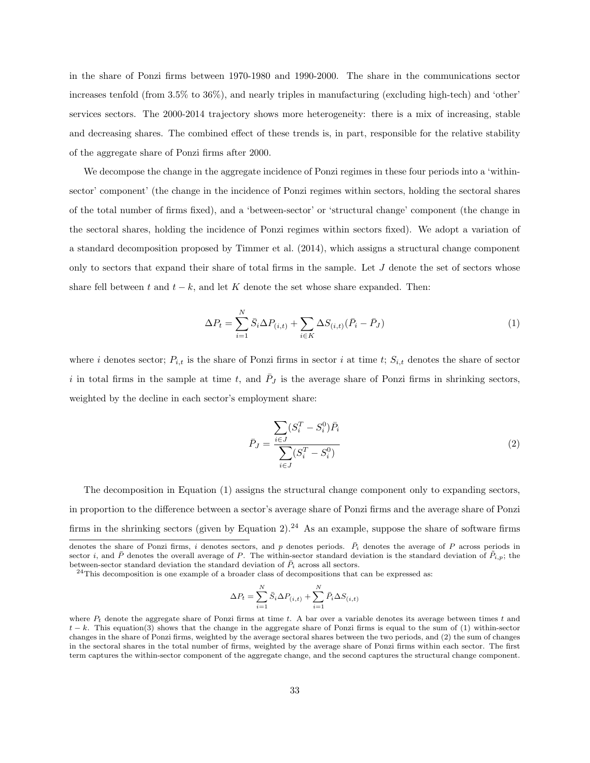in the share of Ponzi firms between 1970-1980 and 1990-2000. The share in the communications sector increases tenfold (from 3.5% to 36%), and nearly triples in manufacturing (excluding high-tech) and 'other' services sectors. The 2000-2014 trajectory shows more heterogeneity: there is a mix of increasing, stable and decreasing shares. The combined effect of these trends is, in part, responsible for the relative stability of the aggregate share of Ponzi firms after 2000.

We decompose the change in the aggregate incidence of Ponzi regimes in these four periods into a 'within-sector' component' (the change in the incidence of Ponzi regimes within sectors, holding the sectoral shares of the total number of firms fixed), and a 'between-sector' or 'structural change' component (the change in the sectoral shares, holding the incidence of Ponzi regimes within sectors fixed). We adopt a variation of a standard decomposition proposed by Timmer et al. (2014), which assigns a structural change component only to sectors that expand their share of total firms in the sample. Let $J$ denote the set of sectors whose share fell between $t$ and $t-k$, and let $K$ denote the set whose share expanded. Then:

$$\Delta P_t = \sum_{i=1}^{N} \bar{S}_i \Delta P_{(i,t)} + \sum_{i \in K} \Delta S_{(i,t)} (\bar{P}_i - \bar{P}_J) \tag{1}$$

where $i$ denotes sector; $P_{i,t}$ is the share of Ponzi firms in sector $i$ at time $t$; $S_{i,t}$ denotes the share of sector $i$ in total firms in the sample at time $t$, and $\bar{P}_J$ is the average share of Ponzi firms in shrinking sectors, weighted by the decline in each sector's employment share:

$$\bar{P}_J = \frac{\sum_{i \in J} (S_i^T - S_i^0) \bar{P}_i}{\sum_{i \in J} (S_i^T - S_i^0)} \tag{2}$$

The decomposition in Equation (1) assigns the structural change component only to expanding sectors, in proportion to the difference between a sector's average share of Ponzi firms and the average share of Ponzi firms in the shrinking sectors (given by Equation 2).[24] As an example, suppose the share of software firms

---

denotes the share of Ponzi firms, $i$ denotes sectors, and $p$ denotes periods. $\bar{P}_i$ denotes the average of $P$ across periods in sector $i$, and $\bar{P}$ denotes the overall average of $P$. The within-sector standard deviation is the standard deviation of $\tilde{P}_{i,p}$; the between-sector standard deviation the standard deviation of $\bar{P}_i$ across all sectors.

[24]This decomposition is one example of a broader class of decompositions that can be expressed as:

$$\Delta P_t = \sum_{i=1}^{N} \bar{S}_i \Delta P_{(i,t)} + \sum_{i=1}^{N} \bar{P}_i \Delta S_{(i,t)}$$

where $P_t$ denote the aggregate share of Ponzi firms at time $t$. A bar over a variable denotes its average between times $t$ and $t-k$. This equation(3) shows that the change in the aggregate share of Ponzi firms is equal to the sum of (1) within-sector changes in the share of Ponzi firms, weighted by the average sectoral shares between the two periods, and (2) the sum of changes in the sectoral shares in the total number of firms, weighted by the average share of Ponzi firms within each sector. The first term captures the within-sector component of the aggregate change, and the second captures the structural change component.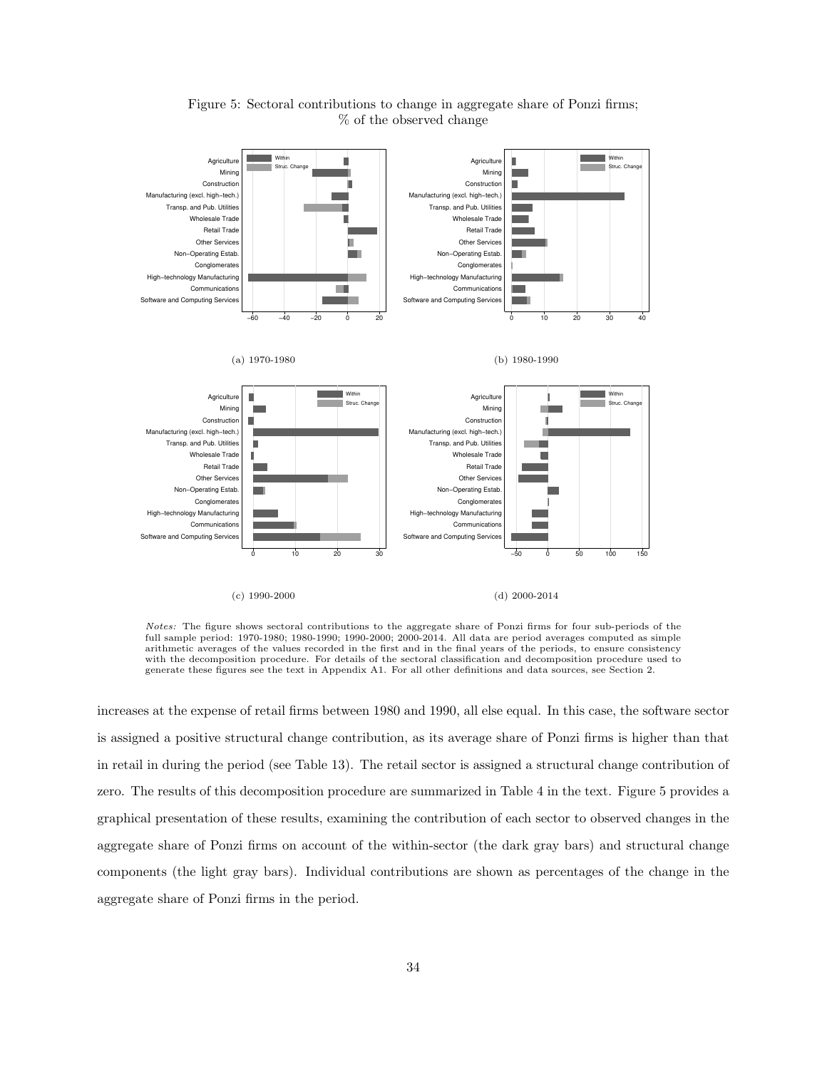Figure 5: Sectoral contributions to change in aggregate share of Ponzi firms; % of the observed change

(a) 1970-1980

(b) 1980-1990

(c) 1990-2000

(d) 2000-2014

*Notes:* The figure shows sectoral contributions to the aggregate share of Ponzi firms for four sub-periods of the full sample period: 1970-1980; 1980-1990; 1990-2000; 2000-2014. All data are period averages computed as simple arithmetic averages of the values recorded in the first and in the final years of the periods, to ensure consistency with the decomposition procedure. For details of the sectoral classification and decomposition procedure used to generate these figures see the text in Appendix A1. For all other definitions and data sources, see Section 2.

increases at the expense of retail firms between 1980 and 1990, all else equal. In this case, the software sector is assigned a positive structural change contribution, as its average share of Ponzi firms is higher than that in retail in during the period (see Table 13). The retail sector is assigned a structural change contribution of zero. The results of this decomposition procedure are summarized in Table 4 in the text. Figure 5 provides a graphical presentation of these results, examining the contribution of each sector to observed changes in the aggregate share of Ponzi firms on account of the within-sector (the dark gray bars) and structural change components (the light gray bars). Individual contributions are shown as percentages of the change in the aggregate share of Ponzi firms in the period.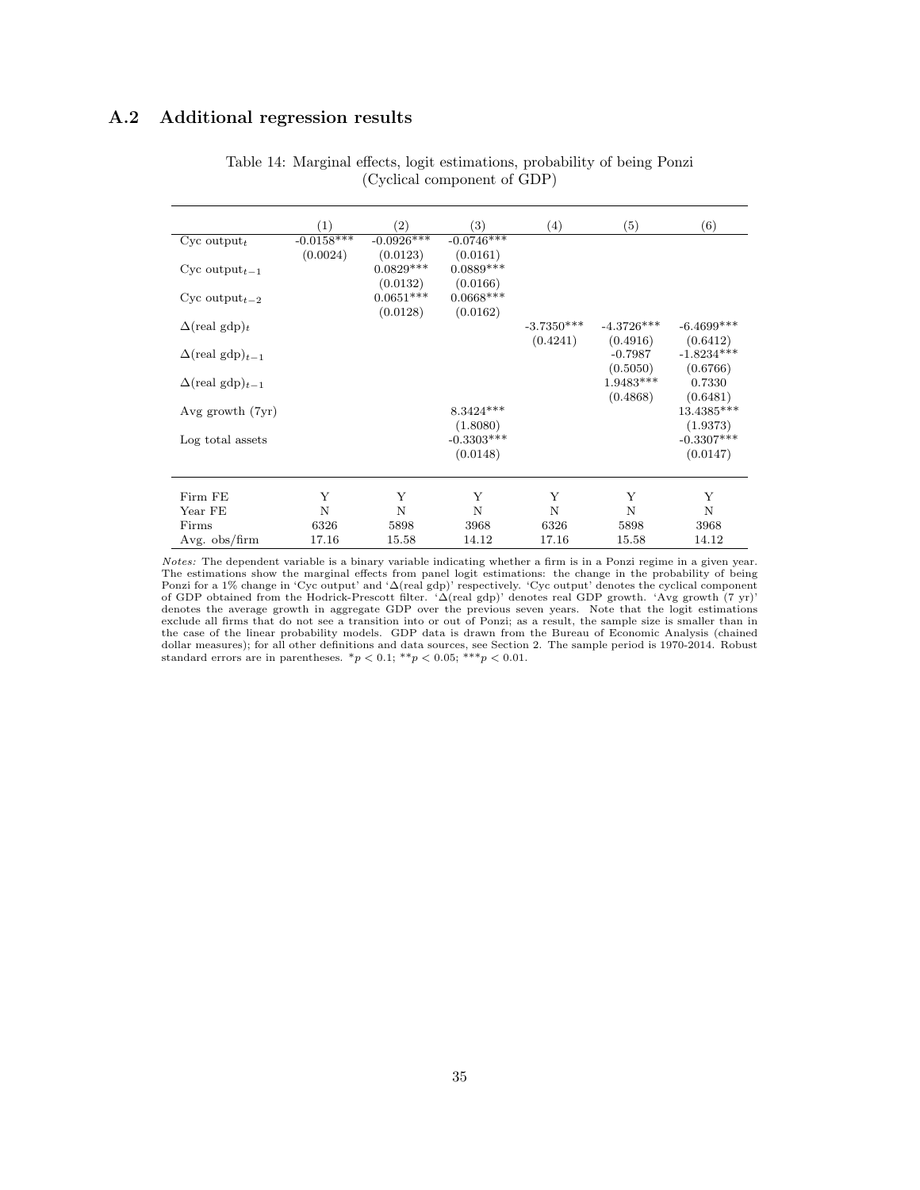## A.2 Additional regression results

Table 14: Marginal effects, logit estimations, probability of being Ponzi (Cyclical component of GDP)

| | (1) | (2) | (3) | (4) | (5) | (6) |
|---|---|---|---|---|---|---|
| Cyc output$_t$ | -0.0158*** | -0.0926*** | -0.0746*** | | | |
| | (0.0024) | (0.0123) | (0.0161) | | | |
| Cyc output$_{t-1}$ | | 0.0829*** | 0.0889*** | | | |
| | | (0.0132) | (0.0166) | | | |
| Cyc output$_{t-2}$ | | 0.0651*** | 0.0668*** | | | |
| | | (0.0128) | (0.0162) | | | |
| $\Delta$(real gdp)$_t$ | | | | -3.7350*** | -4.3726*** | -6.4699*** |
| | | | | (0.4241) | (0.4916) | (0.6412) |
| $\Delta$(real gdp)$_{t-1}$ | | | | | -0.7987 | -1.8234*** |
| | | | | | (0.5050) | (0.6766) |
| $\Delta$(real gdp)$_{t-1}$ | | | | | 1.9483*** | 0.7330 |
| | | | | | (0.4868) | (0.6481) |
| Avg growth (7yr) | | | 8.3424*** | | | 13.4385*** |
| | | | (1.8080) | | | (1.9373) |
| Log total assets | | | -0.3303*** | | | -0.3307*** |
| | | | (0.0148) | | | (0.0147) |
| Firm FE | Y | Y | Y | Y | Y | Y |
| Year FE | N | N | N | N | N | N |
| Firms | 6326 | 5898 | 3968 | 6326 | 5898 | 3968 |
| Avg. obs/firm | 17.16 | 15.58 | 14.12 | 17.16 | 15.58 | 14.12 |

*Notes:* The dependent variable is a binary variable indicating whether a firm is in a Ponzi regime in a given year. The estimations show the marginal effects from panel logit estimations: the change in the probability of being Ponzi for a 1% change in 'Cyc output' and '$\Delta$(real gdp)' respectively. 'Cyc output' denotes the cyclical component of GDP obtained from the Hodrick-Prescott filter. '$\Delta$(real gdp)' denotes real GDP growth. 'Avg growth (7 yr)' denotes the average growth in aggregate GDP over the previous seven years. Note that the logit estimations exclude all firms that do not see a transition into or out of Ponzi; as a result, the sample size is smaller than in the case of the linear probability models. GDP data is drawn from the Bureau of Economic Analysis (chained dollar measures); for all other definitions and data sources, see Section 2. The sample period is 1970-2014. Robust standard errors are in parentheses. $^{*}p < 0.1$; $^{**}p < 0.05$; $^{***}p < 0.01$.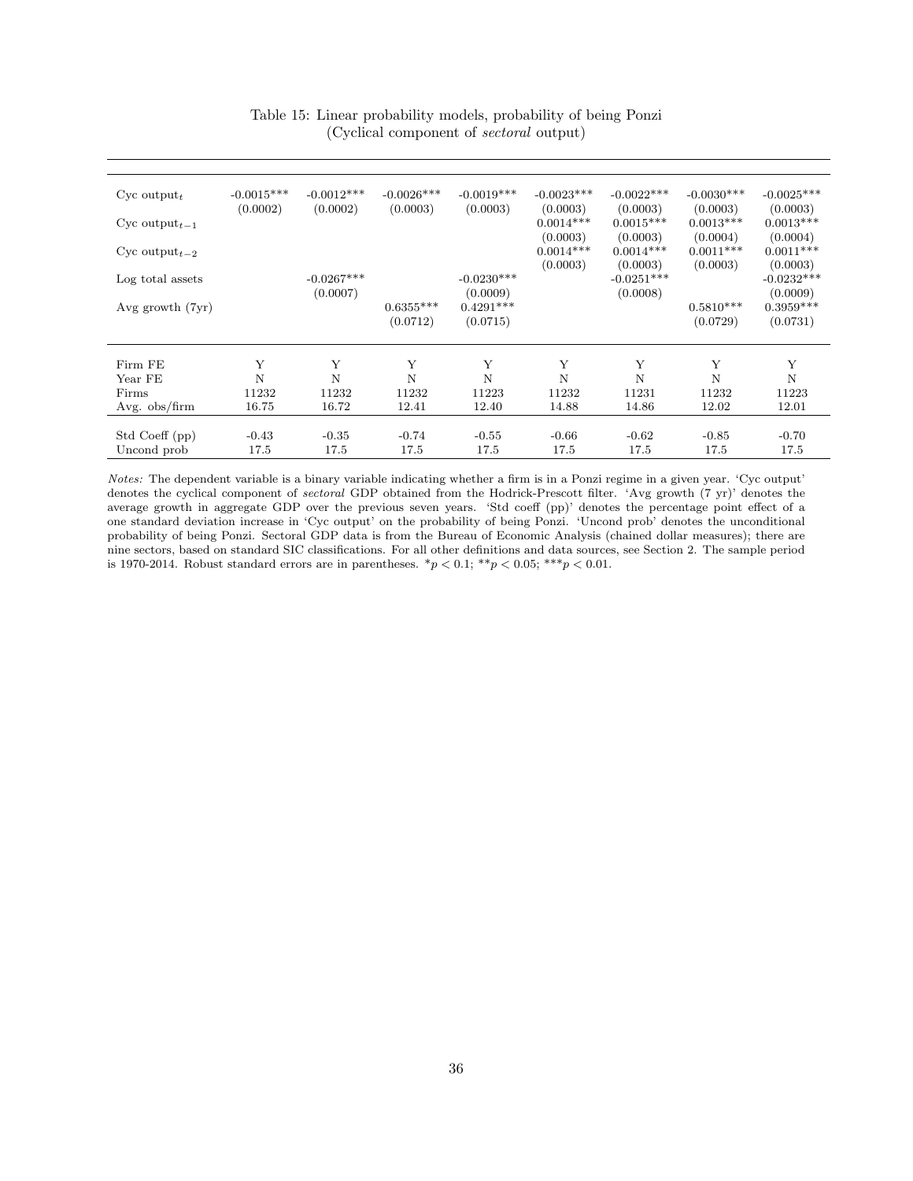Table 15: Linear probability models, probability of being Ponzi
(Cyclical component of *sectoral* output)

| | | | | | | | | |
|---|---|---|---|---|---|---|---|---|
| Cyc output$_t$ | -0.0015*** | -0.0012*** | -0.0026*** | -0.0019*** | -0.0023*** | -0.0022*** | -0.0030*** | -0.0025*** |
| | (0.0002) | (0.0002) | (0.0003) | (0.0003) | (0.0003) | (0.0003) | (0.0003) | (0.0003) |
| Cyc output$_{t-1}$ | | | | | 0.0014*** | 0.0015*** | 0.0013*** | 0.0013*** |
| | | | | | (0.0003) | (0.0003) | (0.0004) | (0.0004) |
| Cyc output$_{t-2}$ | | | | | 0.0014*** | 0.0014*** | 0.0011*** | 0.0011*** |
| | | | | | (0.0003) | (0.0003) | (0.0003) | (0.0003) |
| Log total assets | | -0.0267*** | | -0.0230*** | | -0.0251*** | | -0.0232*** |
| | | (0.0007) | | (0.0009) | | (0.0008) | | (0.0009) |
| Avg growth (7yr) | | | 0.6355*** | 0.4291*** | | | 0.5810*** | 0.3959*** |
| | | | (0.0712) | (0.0715) | | | (0.0729) | (0.0731) |
| Firm FE | Y | Y | Y | Y | Y | Y | Y | Y |
| Year FE | N | N | N | N | N | N | N | N |
| Firms | 11232 | 11232 | 11232 | 11223 | 11232 | 11231 | 11232 | 11223 |
| Avg. obs/firm | 16.75 | 16.72 | 12.41 | 12.40 | 14.88 | 14.86 | 12.02 | 12.01 |
| Std Coeff (pp) | -0.43 | -0.35 | -0.74 | -0.55 | -0.66 | -0.62 | -0.85 | -0.70 |
| Uncond prob | 17.5 | 17.5 | 17.5 | 17.5 | 17.5 | 17.5 | 17.5 | 17.5 |

*Notes:* The dependent variable is a binary variable indicating whether a firm is in a Ponzi regime in a given year. 'Cyc output' denotes the cyclical component of *sectoral* GDP obtained from the Hodrick-Prescott filter. 'Avg growth (7 yr)' denotes the average growth in aggregate GDP over the previous seven years. 'Std coeff (pp)' denotes the percentage point effect of a one standard deviation increase in 'Cyc output' on the probability of being Ponzi. 'Uncond prob' denotes the unconditional probability of being Ponzi. Sectoral GDP data is from the Bureau of Economic Analysis (chained dollar measures); there are nine sectors, based on standard SIC classifications. For all other definitions and data sources, see Section 2. The sample period is 1970-2014. Robust standard errors are in parentheses. \*$p < 0.1$; \*\*$p < 0.05$; \*\*\*$p < 0.01$.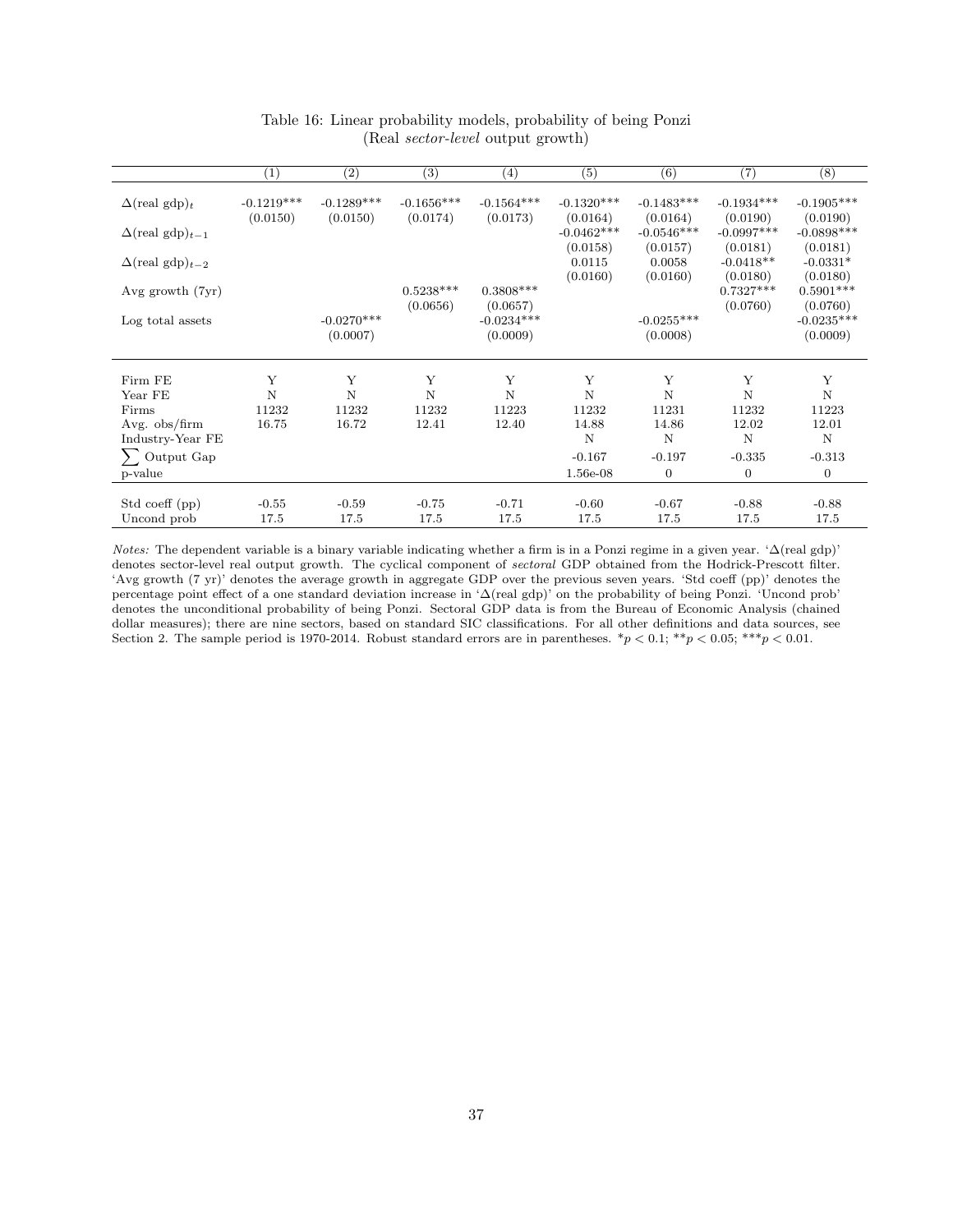Table 16: Linear probability models, probability of being Ponzi
(Real *sector-level* output growth)

| | (1) | (2) | (3) | (4) | (5) | (6) | (7) | (8) |
|---|---|---|---|---|---|---|---|---|
| $\Delta$(real gdp)$_t$ | -0.1219*** | -0.1289*** | -0.1656*** | -0.1564*** | -0.1320*** | -0.1483*** | -0.1934*** | -0.1905*** |
| | (0.0150) | (0.0150) | (0.0174) | (0.0173) | (0.0164) | (0.0164) | (0.0190) | (0.0190) |
| $\Delta$(real gdp)$_{t-1}$ | | | | | -0.0462*** | -0.0546*** | -0.0997*** | -0.0898*** |
| | | | | | (0.0158) | (0.0157) | (0.0181) | (0.0181) |
| $\Delta$(real gdp)$_{t-2}$ | | | | | 0.0115 | 0.0058 | -0.0418** | -0.0331* |
| | | | | | (0.0160) | (0.0160) | (0.0180) | (0.0180) |
| Avg growth (7yr) | | | 0.5238*** | 0.3808*** | | | 0.7327*** | 0.5901*** |
| | | | (0.0656) | (0.0657) | | | (0.0760) | (0.0760) |
| Log total assets | | -0.0270*** | | -0.0234*** | | -0.0255*** | | -0.0235*** |
| | | (0.0007) | | (0.0009) | | (0.0008) | | (0.0009) |
| Firm FE | Y | Y | Y | Y | Y | Y | Y | Y |
| Year FE | N | N | N | N | N | N | N | N |
| Firms | 11232 | 11232 | 11232 | 11223 | 11232 | 11231 | 11232 | 11223 |
| Avg. obs/firm | 16.75 | 16.72 | 12.41 | 12.40 | 14.88 | 14.86 | 12.02 | 12.01 |
| Industry-Year FE | | | | | N | N | N | N |
| $\sum$ Output Gap | | | | | -0.167 | -0.197 | -0.335 | -0.313 |
| p-value | | | | | 1.56e-08 | 0 | 0 | 0 |
| Std coeff (pp) | -0.55 | -0.59 | -0.75 | -0.71 | -0.60 | -0.67 | -0.88 | -0.88 |
| Uncond prob | 17.5 | 17.5 | 17.5 | 17.5 | 17.5 | 17.5 | 17.5 | 17.5 |

*Notes:* The dependent variable is a binary variable indicating whether a firm is in a Ponzi regime in a given year. '$\Delta$(real gdp)' denotes sector-level real output growth. The cyclical component of *sectoral* GDP obtained from the Hodrick-Prescott filter. 'Avg growth (7 yr)' denotes the average growth in aggregate GDP over the previous seven years. 'Std coeff (pp)' denotes the percentage point effect of a one standard deviation increase in '$\Delta$(real gdp)' on the probability of being Ponzi. 'Uncond prob' denotes the unconditional probability of being Ponzi. Sectoral GDP data is from the Bureau of Economic Analysis (chained dollar measures); there are nine sectors, based on standard SIC classifications. For all other definitions and data sources, see Section 2. The sample period is 1970-2014. Robust standard errors are in parentheses. $^*p < 0.1$; $^{**}p < 0.05$; $^{***}p < 0.01$.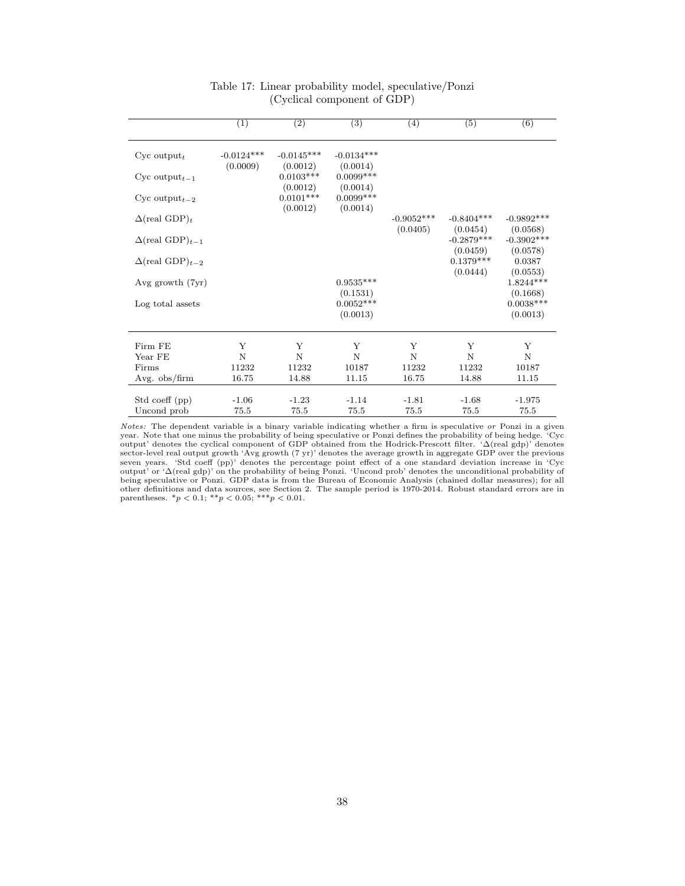Table 17: Linear probability model, speculative/Ponzi
(Cyclical component of GDP)

| | (1) | (2) | (3) | (4) | (5) | (6) |
|---|---|---|---|---|---|---|
| Cyc output$_t$ | -0.0124*** | -0.0145*** | -0.0134*** | | | |
| | (0.0009) | (0.0012) | (0.0014) | | | |
| Cyc output$_{t-1}$ | | 0.0103*** | 0.0099*** | | | |
| | | (0.0012) | (0.0014) | | | |
| Cyc output$_{t-2}$ | | 0.0101*** | 0.0099*** | | | |
| | | (0.0012) | (0.0014) | | | |
| $\Delta$(real GDP)$_t$ | | | | -0.9052*** | -0.8404*** | -0.9892*** |
| | | | | (0.0405) | (0.0454) | (0.0568) |
| $\Delta$(real GDP)$_{t-1}$ | | | | | -0.2879*** | -0.3902*** |
| | | | | | (0.0459) | (0.0578) |
| $\Delta$(real GDP)$_{t-2}$ | | | | | 0.1379*** | 0.0387 |
| | | | | | (0.0444) | (0.0553) |
| Avg growth (7yr) | | | 0.9535*** | | | 1.8244*** |
| | | | (0.1531) | | | (0.1668) |
| Log total assets | | | 0.0052*** | | | 0.0038*** |
| | | | (0.0013) | | | (0.0013) |
| Firm FE | Y | Y | Y | Y | Y | Y |
| Year FE | N | N | N | N | N | N |
| Firms | 11232 | 11232 | 10187 | 11232 | 11232 | 10187 |
| Avg. obs/firm | 16.75 | 14.88 | 11.15 | 16.75 | 14.88 | 11.15 |
| Std coeff (pp) | -1.06 | -1.23 | -1.14 | -1.81 | -1.68 | -1.975 |
| Uncond prob | 75.5 | 75.5 | 75.5 | 75.5 | 75.5 | 75.5 |

*Notes:* The dependent variable is a binary variable indicating whether a firm is speculative *or* Ponzi in a given year. Note that one minus the probability of being speculative or Ponzi defines the probability of being hedge. 'Cyc output' denotes the cyclical component of GDP obtained from the Hodrick-Prescott filter. '$\Delta$(real gdp)' denotes sector-level real output growth 'Avg growth (7 yr)' denotes the average growth in aggregate GDP over the previous seven years. 'Std coeff (pp)' denotes the percentage point effect of a one standard deviation increase in 'Cyc output' or '$\Delta$(real gdp)' on the probability of being Ponzi. 'Uncond prob' denotes the unconditional probability of being speculative or Ponzi. GDP data is from the Bureau of Economic Analysis (chained dollar measures); for all other definitions and data sources, see Section 2. The sample period is 1970-2014. Robust standard errors are in parentheses. *$p < 0.1$; **$p < 0.05$; ***$p < 0.01$.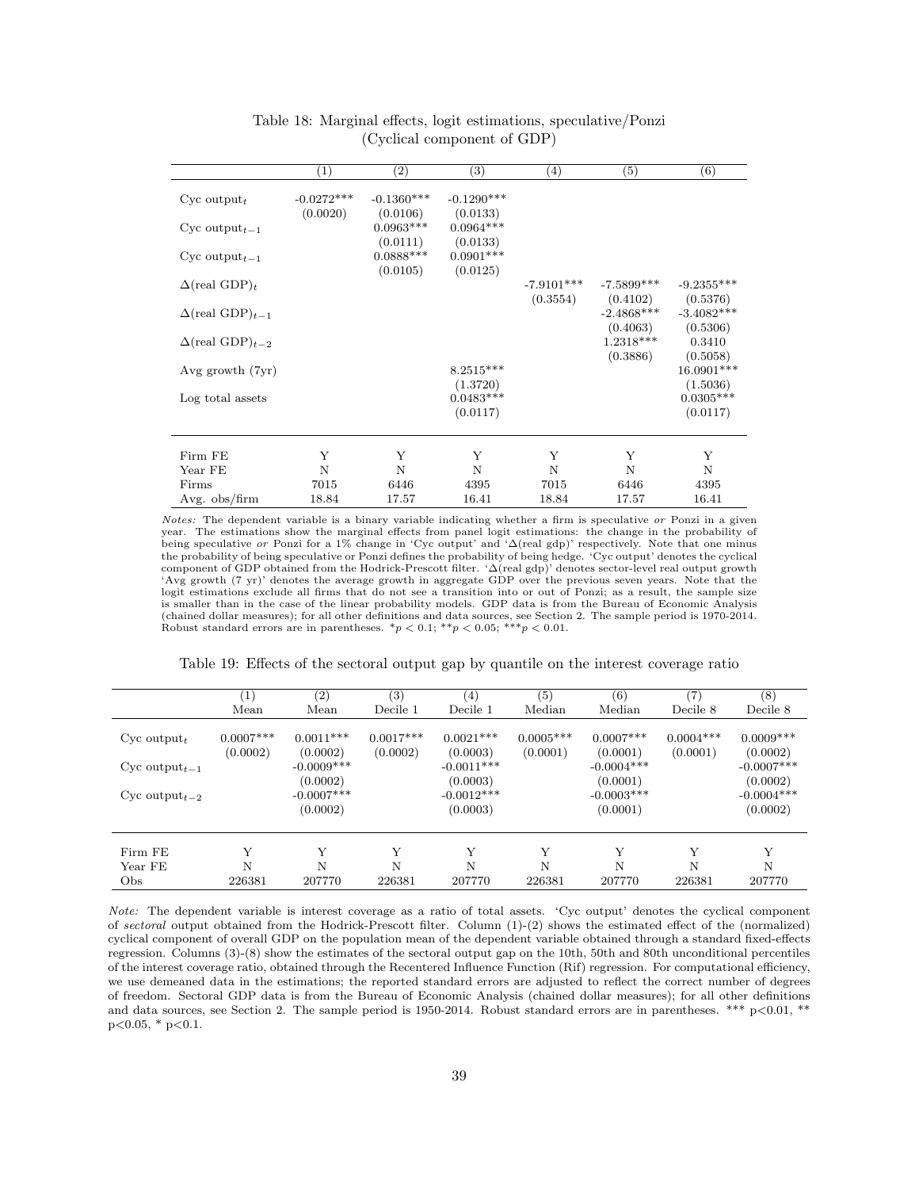Table 18: Marginal effects, logit estimations, speculative/Ponzi (Cyclical component of GDP)

| | (1) | (2) | (3) | (4) | (5) | (6) |
|---|---|---|---|---|---|---|
| Cyc output$_t$ | -0.0272*** | -0.1360*** | -0.1290*** | | | |
| | (0.0020) | (0.0106) | (0.0133) | | | |
| Cyc output$_{t-1}$ | | 0.0963*** | 0.0964*** | | | |
| | | (0.0111) | (0.0133) | | | |
| Cyc output$_{t-1}$ | | 0.0888*** | 0.0901*** | | | |
| | | (0.0105) | (0.0125) | | | |
| $\Delta$(real GDP)$_t$ | | | | -7.9101*** | -7.5899*** | -9.2355*** |
| | | | | (0.3554) | (0.4102) | (0.5376) |
| $\Delta$(real GDP)$_{t-1}$ | | | | | -2.4868*** | -3.4082*** |
| | | | | | (0.4063) | (0.5306) |
| $\Delta$(real GDP)$_{t-2}$ | | | | | 1.2318*** | 0.3410 |
| | | | | | (0.3886) | (0.5058) |
| Avg growth (7yr) | | | 8.2515*** | | | 16.0901*** |
| | | | (1.3720) | | | (1.5036) |
| Log total assets | | | 0.0483*** | | | 0.0305*** |
| | | | (0.0117) | | | (0.0117) |
| Firm FE | Y | Y | Y | Y | Y | Y |
| Year FE | N | N | N | N | N | N |
| Firms | 7015 | 6446 | 4395 | 7015 | 6446 | 4395 |
| Avg. obs/firm | 18.84 | 17.57 | 16.41 | 18.84 | 17.57 | 16.41 |

*Notes:* The dependent variable is a binary variable indicating whether a firm is speculative *or* Ponzi in a given year. The estimations show the marginal effects from panel logit estimations: the change in the probability of being speculative *or* Ponzi for a 1% change in 'Cyc output' and '$\Delta$(real gdp)' respectively. Note that one minus the probability of being speculative or Ponzi defines the probability of being hedge. 'Cyc output' denotes the cyclical component of GDP obtained from the Hodrick-Prescott filter. '$\Delta$(real gdp)' denotes sector-level real output growth 'Avg growth (7 yr)' denotes the average growth in aggregate GDP over the previous seven years. Note that the logit estimations exclude all firms that do not see a transition into or out of Ponzi; as a result, the sample size is smaller than in the case of the linear probability models. GDP data is from the Bureau of Economic Analysis (chained dollar measures); for all other definitions and data sources, see Section 2. The sample period is 1970-2014. Robust standard errors are in parentheses. \*$p < 0.1$; \*\*$p < 0.05$; \*\*\*$p < 0.01$.

Table 19: Effects of the sectoral output gap by quantile on the interest coverage ratio

| | (1) | (2) | (3) | (4) | (5) | (6) | (7) | (8) |
|---|---|---|---|---|---|---|---|---|
| | Mean | Mean | Decile 1 | Decile 1 | Median | Median | Decile 8 | Decile 8 |
| Cyc output$_t$ | 0.0007*** | 0.0011*** | 0.0017*** | 0.0021*** | 0.0005*** | 0.0007*** | 0.0004*** | 0.0009*** |
| | (0.0002) | (0.0002) | (0.0002) | (0.0003) | (0.0001) | (0.0001) | (0.0001) | (0.0002) |
| Cyc output$_{t-1}$ | | -0.0009*** | | -0.0011*** | | -0.0004*** | | -0.0007*** |
| | | (0.0002) | | (0.0003) | | (0.0001) | | (0.0002) |
| Cyc output$_{t-2}$ | | -0.0007*** | | -0.0012*** | | -0.0003*** | | -0.0004*** |
| | | (0.0002) | | (0.0003) | | (0.0001) | | (0.0002) |
| Firm FE | Y | Y | Y | Y | Y | Y | Y | Y |
| Year FE | N | N | N | N | N | N | N | N |
| Obs | 226381 | 207770 | 226381 | 207770 | 226381 | 207770 | 226381 | 207770 |

*Note:* The dependent variable is interest coverage as a ratio of total assets. 'Cyc output' denotes the cyclical component of *sectoral* output obtained from the Hodrick-Prescott filter. Column (1)-(2) shows the estimated effect of the (normalized) cyclical component of overall GDP on the population mean of the dependent variable obtained through a standard fixed-effects regression. Columns (3)-(8) show the estimates of the sectoral output gap on the 10th, 50th and 80th unconditional percentiles of the interest coverage ratio, obtained through the Recentered Influence Function (Rif) regression. For computational efficiency, we use demeaned data in the estimations; the reported standard errors are adjusted to reflect the correct number of degrees of freedom. Sectoral GDP data is from the Bureau of Economic Analysis (chained dollar measures); for all other definitions and data sources, see Section 2. The sample period is 1950-2014. Robust standard errors are in parentheses. \*\*\* p<0.01, \*\* p<0.05, \* p<0.1.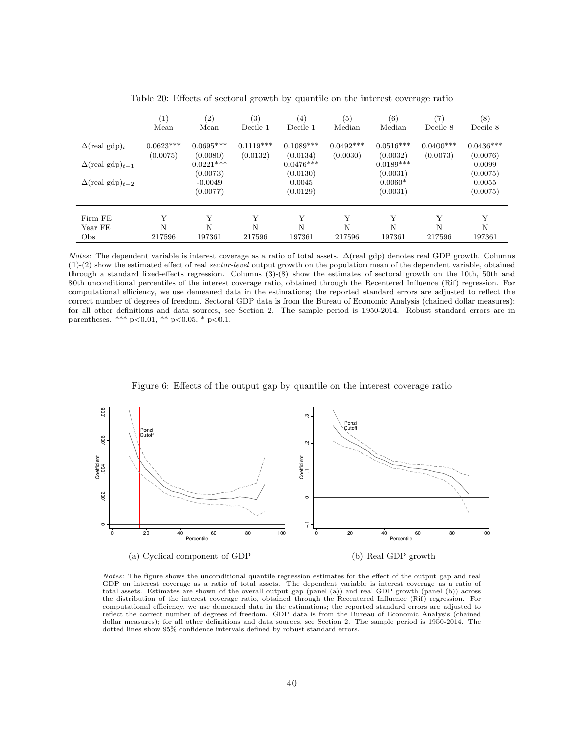Table 20: Effects of sectoral growth by quantile on the interest coverage ratio

| | (1) | (2) | (3) | (4) | (5) | (6) | (7) | (8) |
|---|---|---|---|---|---|---|---|---|
| | Mean | Mean | Decile 1 | Decile 1 | Median | Median | Decile 8 | Decile 8 |
| $\Delta$(real gdp)$_t$ | 0.0623*** | 0.0695*** | 0.1119*** | 0.1089*** | 0.0492*** | 0.0516*** | 0.0400*** | 0.0436*** |
| | (0.0075) | (0.0080) | (0.0132) | (0.0134) | (0.0030) | (0.0032) | (0.0073) | (0.0076) |
| $\Delta$(real gdp)$_{t-1}$ | | 0.0221*** | | 0.0476*** | | 0.0189*** | | 0.0099 |
| | | (0.0073) | | (0.0130) | | (0.0031) | | (0.0075) |
| $\Delta$(real gdp)$_{t-2}$ | | -0.0049 | | 0.0045 | | 0.0060* | | 0.0055 |
| | | (0.0077) | | (0.0129) | | (0.0031) | | (0.0075) |
| Firm FE | Y | Y | Y | Y | Y | Y | Y | Y |
| Year FE | N | N | N | N | N | N | N | N |
| Obs | 217596 | 197361 | 217596 | 197361 | 217596 | 197361 | 217596 | 197361 |

*Notes:* The dependent variable is interest coverage as a ratio of total assets. $\Delta$(real gdp) denotes real GDP growth. Columns (1)-(2) show the estimated effect of real *sector-level* output growth on the population mean of the dependent variable, obtained through a standard fixed-effects regression. Columns (3)-(8) show the estimates of sectoral growth on the 10th, 50th and 80th unconditional percentiles of the interest coverage ratio, obtained through the Recentered Influence (Rif) regression. For computational efficiency, we use demeaned data in the estimations; the reported standard errors are adjusted to reflect the correct number of degrees of freedom. Sectoral GDP data is from the Bureau of Economic Analysis (chained dollar measures); for all other definitions and data sources, see Section 2. The sample period is 1950-2014. Robust standard errors are in parentheses. *** p<0.01, ** p<0.05, * p<0.1.

Figure 6: Effects of the output gap by quantile on the interest coverage ratio

Coefficient
Ponzi Cutoff
Percentile

(a) Cyclical component of GDP

Coefficient
Ponzi Cutoff
Percentile

(b) Real GDP growth

*Notes:* The figure shows the unconditional quantile regression estimates for the effect of the output gap and real GDP on interest coverage as a ratio of total assets. The dependent variable is interest coverage as a ratio of total assets. Estimates are shown of the overall output gap (panel (a)) and real GDP growth (panel (b)) across the distribution of the interest coverage ratio, obtained through the Recentered Influence (Rif) regression. For computational efficiency, we use demeaned data in the estimations; the reported standard errors are adjusted to reflect the correct number of degrees of freedom. GDP data is from the Bureau of Economic Analysis (chained dollar measures); for all other definitions and data sources, see Section 2. The sample period is 1950-2014. The dotted lines show 95% confidence intervals defined by robust standard errors.